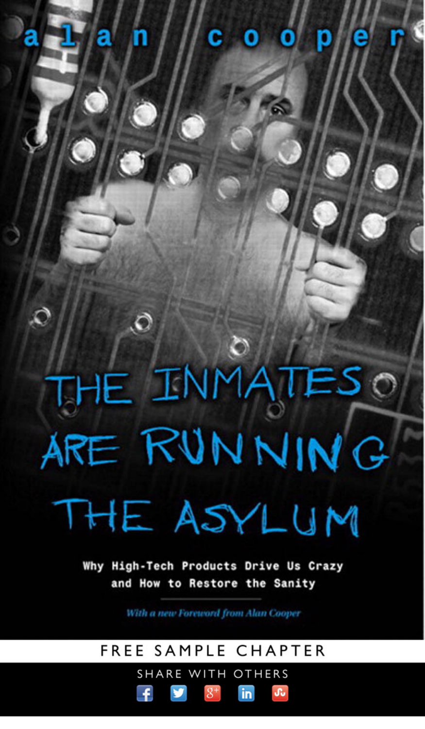alan cooper

# THE INMATES ARE RUNNING THE ASYLUM

**Why High-Tech Products Drive Us Crazy and How to Restore the Sanity**

*With a new Foreword from Alan Cooper*

FREE SAMPLE CHAPTER

SHARE WITH OTHERS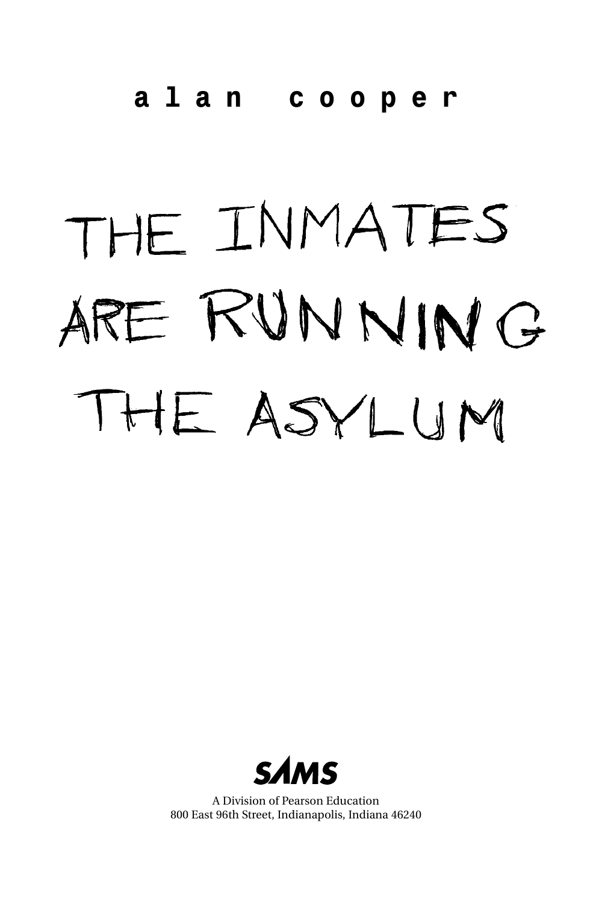**a l a n   c o o p e r**

# THE INMATES ARE RUNNING THE ASYLUM

SAMS

A Division of Pearson Education
800 East 96th Street, Indianapolis, Indiana 46240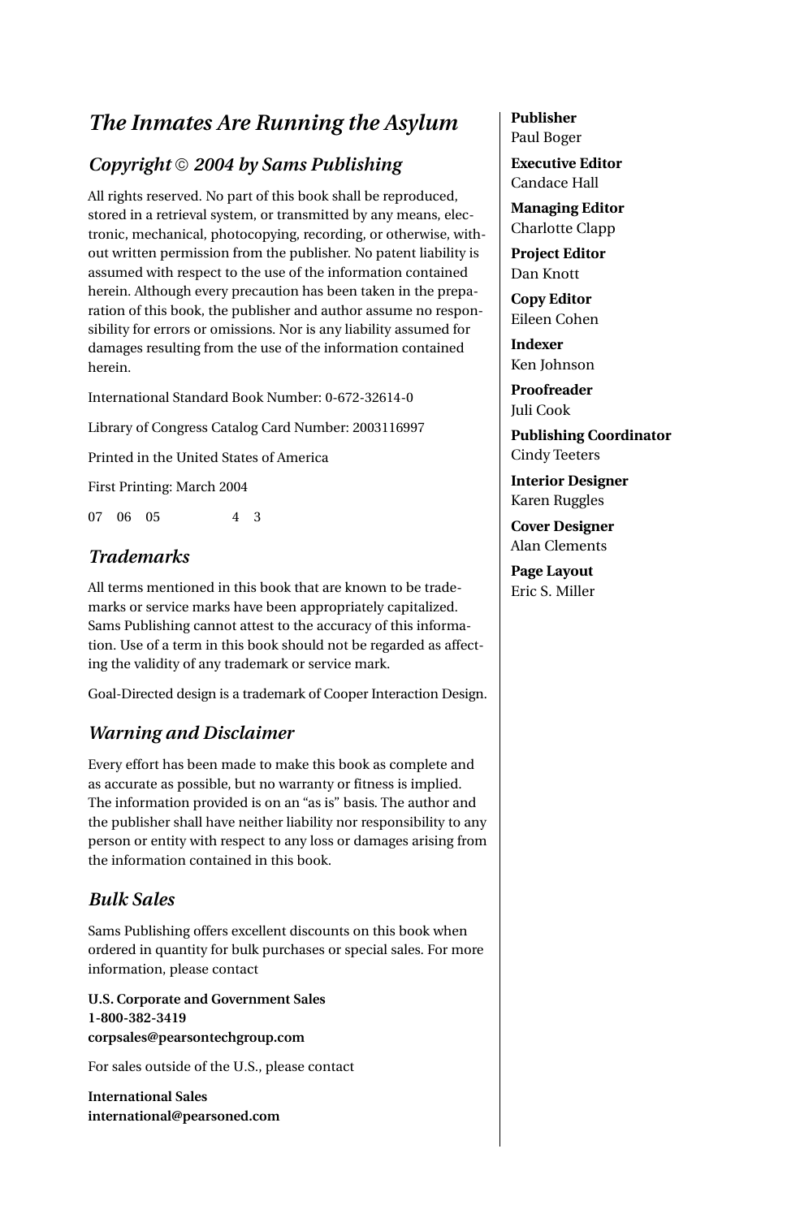# *The Inmates Are Running the Asylum*

## *Copyright © 2004 by Sams Publishing*

All rights reserved. No part of this book shall be reproduced, stored in a retrieval system, or transmitted by any means, electronic, mechanical, photocopying, recording, or otherwise, without written permission from the publisher. No patent liability is assumed with respect to the use of the information contained herein. Although every precaution has been taken in the preparation of this book, the publisher and author assume no responsibility for errors or omissions. Nor is any liability assumed for damages resulting from the use of the information contained herein.

International Standard Book Number: 0-672-32614-0

Library of Congress Catalog Card Number: 2003116997

Printed in the United States of America

First Printing: March 2004

07 06 05 4 3

## *Trademarks*

All terms mentioned in this book that are known to be trademarks or service marks have been appropriately capitalized. Sams Publishing cannot attest to the accuracy of this information. Use of a term in this book should not be regarded as affecting the validity of any trademark or service mark.

Goal-Directed design is a trademark of Cooper Interaction Design.

## *Warning and Disclaimer*

Every effort has been made to make this book as complete and as accurate as possible, but no warranty or fitness is implied. The information provided is on an "as is" basis. The author and the publisher shall have neither liability nor responsibility to any person or entity with respect to any loss or damages arising from the information contained in this book.

## *Bulk Sales*

Sams Publishing offers excellent discounts on this book when ordered in quantity for bulk purchases or special sales. For more information, please contact

**U.S. Corporate and Government Sales**
**1-800-382-3419**
**corpsales@pearsontechgroup.com**

For sales outside of the U.S., please contact

**International Sales**
**international@pearsoned.com**

**Publisher**
Paul Boger

**Executive Editor**
Candace Hall

**Managing Editor**
Charlotte Clapp

**Project Editor**
Dan Knott

**Copy Editor**
Eileen Cohen

**Indexer**
Ken Johnson

**Proofreader**
Juli Cook

**Publishing Coordinator**
Cindy Teeters

**Interior Designer**
Karen Ruggles

**Cover Designer**
Alan Clements

**Page Layout**
Eric S. Miller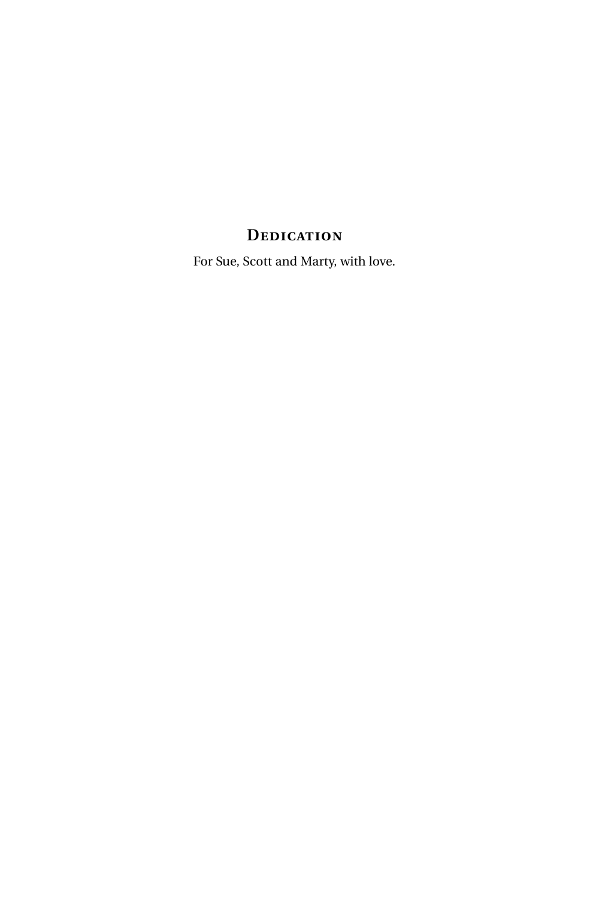# Dedication

For Sue, Scott and Marty, with love.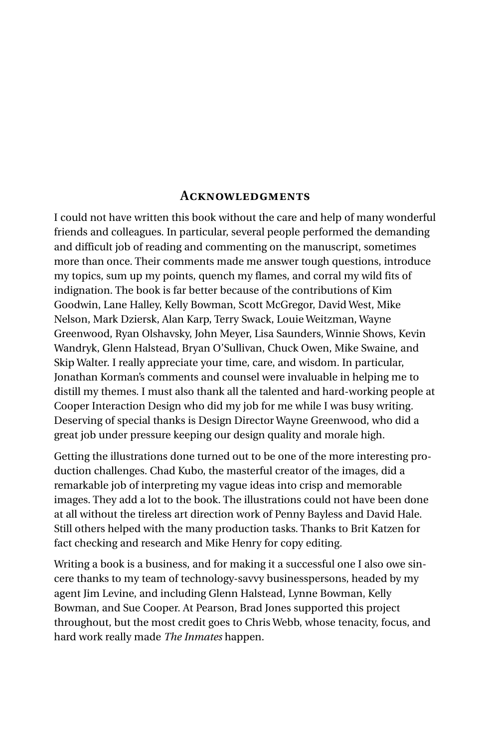## Acknowledgments

I could not have written this book without the care and help of many wonderful friends and colleagues. In particular, several people performed the demanding and difficult job of reading and commenting on the manuscript, sometimes more than once. Their comments made me answer tough questions, introduce my topics, sum up my points, quench my flames, and corral my wild fits of indignation. The book is far better because of the contributions of Kim Goodwin, Lane Halley, Kelly Bowman, Scott McGregor, David West, Mike Nelson, Mark Dziersk, Alan Karp, Terry Swack, Louie Weitzman, Wayne Greenwood, Ryan Olshavsky, John Meyer, Lisa Saunders, Winnie Shows, Kevin Wandryk, Glenn Halstead, Bryan O'Sullivan, Chuck Owen, Mike Swaine, and Skip Walter. I really appreciate your time, care, and wisdom. In particular, Jonathan Korman's comments and counsel were invaluable in helping me to distill my themes. I must also thank all the talented and hard-working people at Cooper Interaction Design who did my job for me while I was busy writing. Deserving of special thanks is Design Director Wayne Greenwood, who did a great job under pressure keeping our design quality and morale high.

Getting the illustrations done turned out to be one of the more interesting production challenges. Chad Kubo, the masterful creator of the images, did a remarkable job of interpreting my vague ideas into crisp and memorable images. They add a lot to the book. The illustrations could not have been done at all without the tireless art direction work of Penny Bayless and David Hale. Still others helped with the many production tasks. Thanks to Brit Katzen for fact checking and research and Mike Henry for copy editing.

Writing a book is a business, and for making it a successful one I also owe sincere thanks to my team of technology-savvy businesspersons, headed by my agent Jim Levine, and including Glenn Halstead, Lynne Bowman, Kelly Bowman, and Sue Cooper. At Pearson, Brad Jones supported this project throughout, but the most credit goes to Chris Webb, whose tenacity, focus, and hard work really made *The Inmates* happen.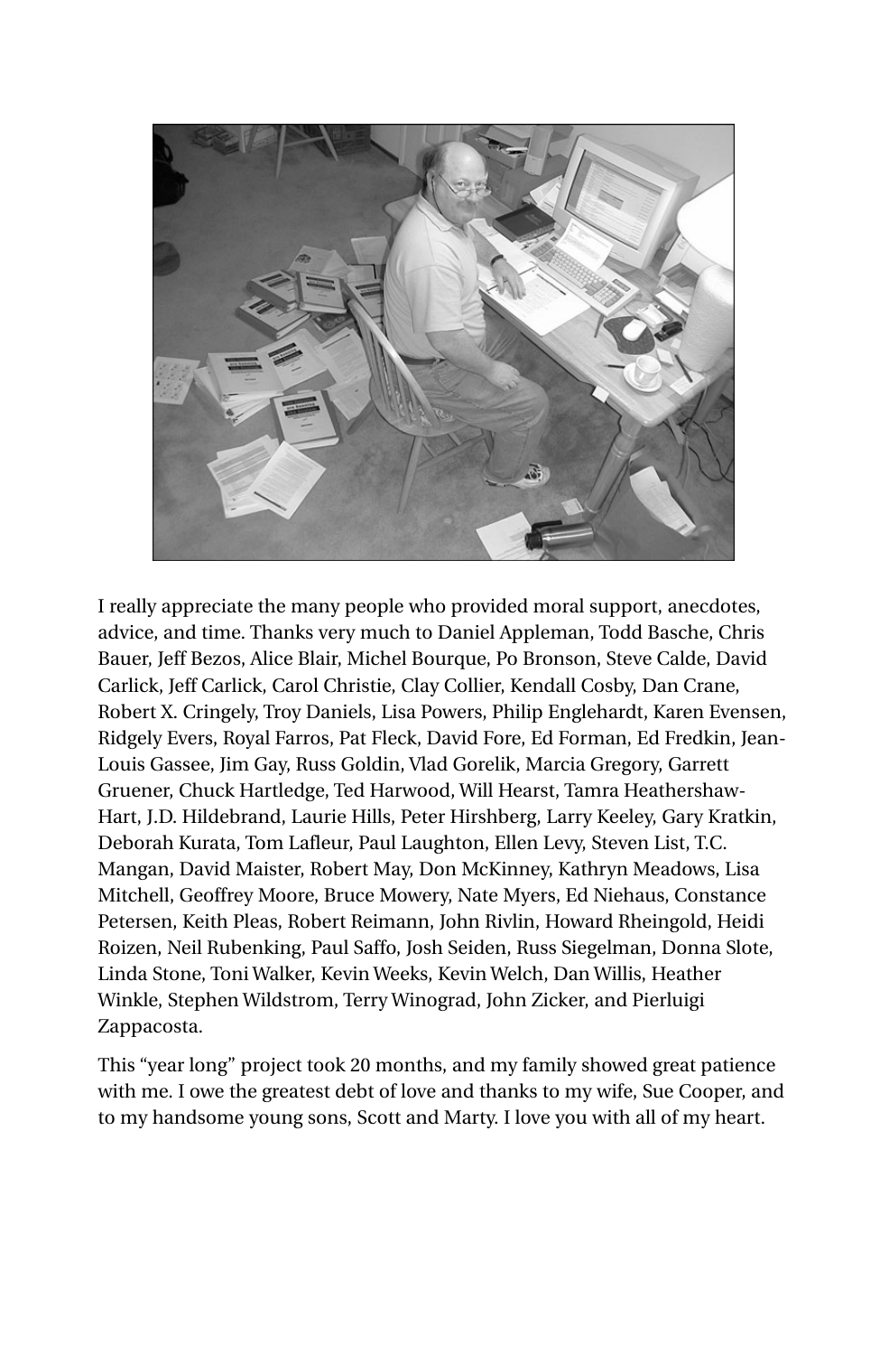I really appreciate the many people who provided moral support, anecdotes, advice, and time. Thanks very much to Daniel Appleman, Todd Basche, Chris Bauer, Jeff Bezos, Alice Blair, Michel Bourque, Po Bronson, Steve Calde, David Carlick, Jeff Carlick, Carol Christie, Clay Collier, Kendall Cosby, Dan Crane, Robert X. Cringely, Troy Daniels, Lisa Powers, Philip Englehardt, Karen Evensen, Ridgely Evers, Royal Farros, Pat Fleck, David Fore, Ed Forman, Ed Fredkin, Jean-Louis Gassee, Jim Gay, Russ Goldin, Vlad Gorelik, Marcia Gregory, Garrett Gruener, Chuck Hartledge, Ted Harwood, Will Hearst, Tamra Heathershaw-Hart, J.D. Hildebrand, Laurie Hills, Peter Hirshberg, Larry Keeley, Gary Kratkin, Deborah Kurata, Tom Lafleur, Paul Laughton, Ellen Levy, Steven List, T.C. Mangan, David Maister, Robert May, Don McKinney, Kathryn Meadows, Lisa Mitchell, Geoffrey Moore, Bruce Mowery, Nate Myers, Ed Niehaus, Constance Petersen, Keith Pleas, Robert Reimann, John Rivlin, Howard Rheingold, Heidi Roizen, Neil Rubenking, Paul Saffo, Josh Seiden, Russ Siegelman, Donna Slote, Linda Stone, Toni Walker, Kevin Weeks, Kevin Welch, Dan Willis, Heather Winkle, Stephen Wildstrom, Terry Winograd, John Zicker, and Pierluigi Zappacosta.

This "year long" project took 20 months, and my family showed great patience with me. I owe the greatest debt of love and thanks to my wife, Sue Cooper, and to my handsome young sons, Scott and Marty. I love you with all of my heart.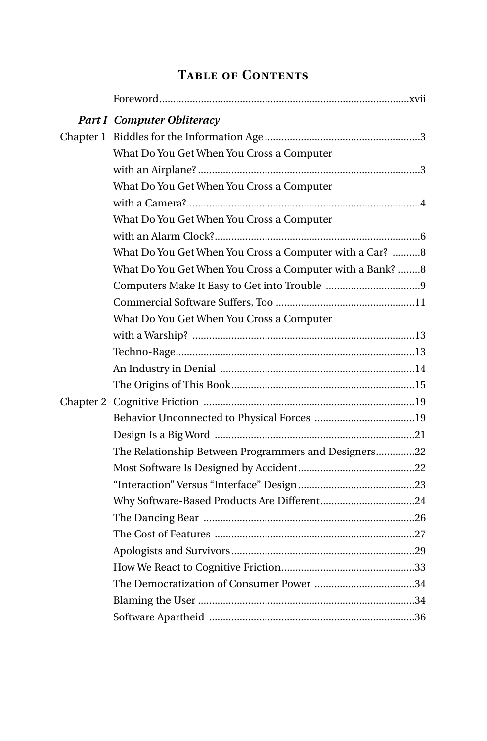# Table of Contents

Foreword ..... xvii

***Part I Computer Obliteracy***

Chapter 1 Riddles for the Information Age ..... 3

- What Do You Get When You Cross a Computer with an Airplane? ..... 3
- What Do You Get When You Cross a Computer with a Camera? ..... 4
- What Do You Get When You Cross a Computer with an Alarm Clock? ..... 6
- What Do You Get When You Cross a Computer with a Car? ..... 8
- What Do You Get When You Cross a Computer with a Bank? ..... 8
- Computers Make It Easy to Get into Trouble ..... 9
- Commercial Software Suffers, Too ..... 11
- What Do You Get When You Cross a Computer with a Warship? ..... 13
- Techno-Rage ..... 13
- An Industry in Denial ..... 14
- The Origins of This Book ..... 15

Chapter 2 Cognitive Friction ..... 19

- Behavior Unconnected to Physical Forces ..... 19
- Design Is a Big Word ..... 21
- The Relationship Between Programmers and Designers ..... 22
- Most Software Is Designed by Accident ..... 22
- “Interaction” Versus “Interface” Design ..... 23
- Why Software-Based Products Are Different ..... 24
- The Dancing Bear ..... 26
- The Cost of Features ..... 27
- Apologists and Survivors ..... 29
- How We React to Cognitive Friction ..... 33
- The Democratization of Consumer Power ..... 34
- Blaming the User ..... 34
- Software Apartheid ..... 36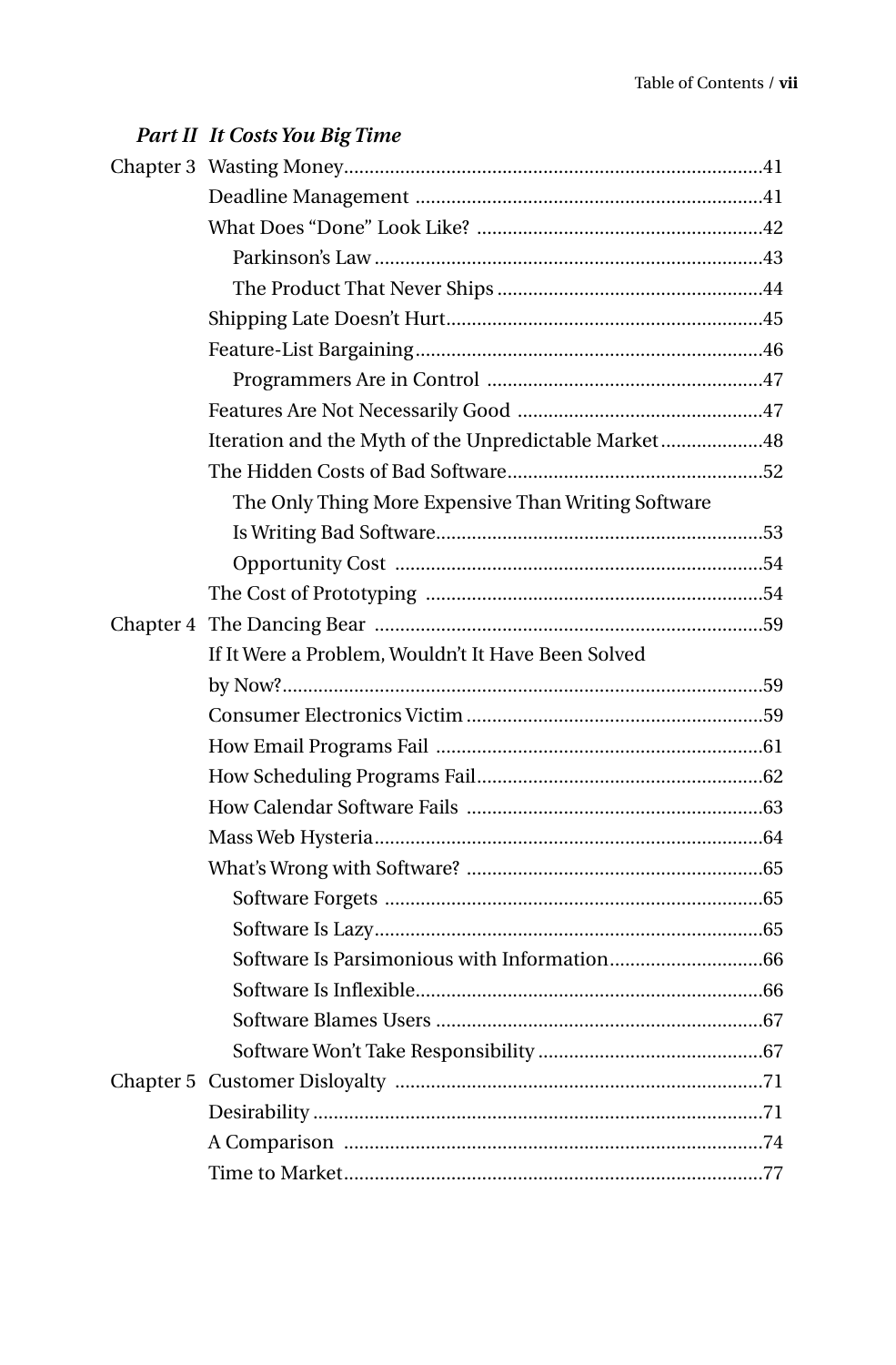***Part II It Costs You Big Time***

Chapter 3 Wasting Money .......... 41
- Deadline Management .......... 41
- What Does "Done" Look Like? .......... 42
  - Parkinson's Law .......... 43
  - The Product That Never Ships .......... 44
- Shipping Late Doesn't Hurt .......... 45
- Feature-List Bargaining .......... 46
  - Programmers Are in Control .......... 47
- Features Are Not Necessarily Good .......... 47
- Iteration and the Myth of the Unpredictable Market .......... 48
- The Hidden Costs of Bad Software .......... 52
  - The Only Thing More Expensive Than Writing Software Is Writing Bad Software .......... 53
  - Opportunity Cost .......... 54
- The Cost of Prototyping .......... 54

Chapter 4 The Dancing Bear .......... 59
- If It Were a Problem, Wouldn't It Have Been Solved by Now? .......... 59
- Consumer Electronics Victim .......... 59
- How Email Programs Fail .......... 61
- How Scheduling Programs Fail .......... 62
- How Calendar Software Fails .......... 63
- Mass Web Hysteria .......... 64
- What's Wrong with Software? .......... 65
  - Software Forgets .......... 65
  - Software Is Lazy .......... 65
  - Software Is Parsimonious with Information .......... 66
  - Software Is Inflexible .......... 66
  - Software Blames Users .......... 67
  - Software Won't Take Responsibility .......... 67

Chapter 5 Customer Disloyalty .......... 71
- Desirability .......... 71
- A Comparison .......... 74
- Time to Market .......... 77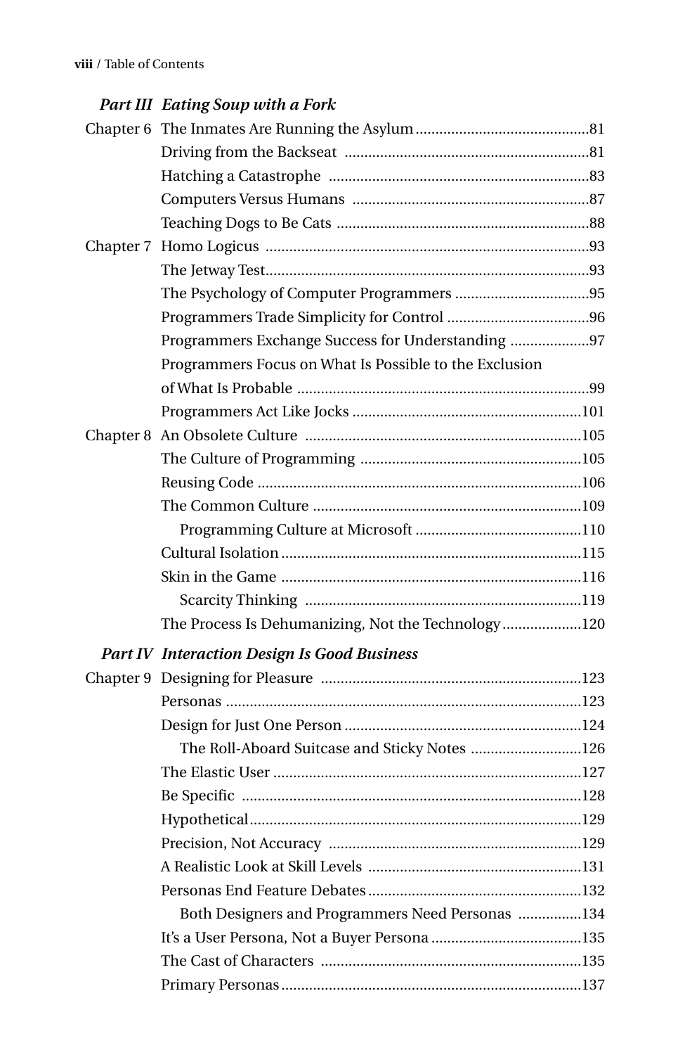***Part III Eating Soup with a Fork***

Chapter 6 The Inmates Are Running the Asylum ....81
- Driving from the Backseat ....81
- Hatching a Catastrophe ....83
- Computers Versus Humans ....87
- Teaching Dogs to Be Cats ....88

Chapter 7 Homo Logicus ....93
- The Jetway Test....93
- The Psychology of Computer Programmers ....95
- Programmers Trade Simplicity for Control ....96
- Programmers Exchange Success for Understanding ....97
- Programmers Focus on What Is Possible to the Exclusion of What Is Probable ....99
- Programmers Act Like Jocks ....101

Chapter 8 An Obsolete Culture ....105
- The Culture of Programming ....105
- Reusing Code ....106
- The Common Culture ....109
  - Programming Culture at Microsoft ....110
- Cultural Isolation ....115
- Skin in the Game ....116
  - Scarcity Thinking ....119
- The Process Is Dehumanizing, Not the Technology....120

***Part IV Interaction Design Is Good Business***

Chapter 9 Designing for Pleasure ....123
- Personas ....123
- Design for Just One Person ....124
  - The Roll-Aboard Suitcase and Sticky Notes ....126
- The Elastic User ....127
- Be Specific ....128
- Hypothetical....129
- Precision, Not Accuracy ....129
- A Realistic Look at Skill Levels ....131
- Personas End Feature Debates....132
  - Both Designers and Programmers Need Personas ....134
- It's a User Persona, Not a Buyer Persona....135
- The Cast of Characters ....135
- Primary Personas....137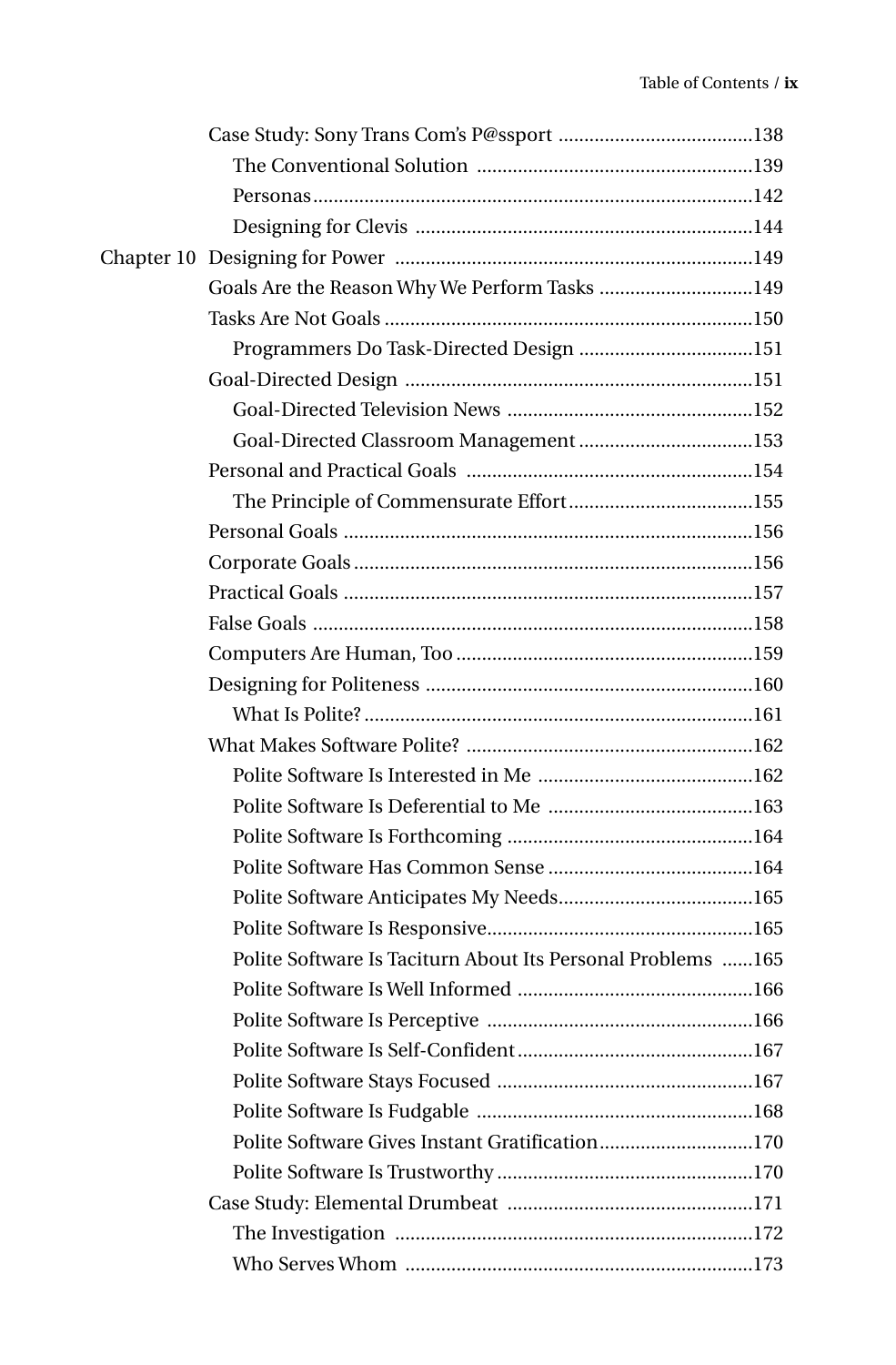Case Study: Sony Trans Com's P@ssport .......................................138

The Conventional Solution .......................................139

Personas.......................................142

Designing for Clevis .......................................144

Chapter 10 Designing for Power .......................................149

Goals Are the Reason Why We Perform Tasks .......................................149

Tasks Are Not Goals .......................................150

Programmers Do Task-Directed Design .......................................151

Goal-Directed Design .......................................151

Goal-Directed Television News .......................................152

Goal-Directed Classroom Management .......................................153

Personal and Practical Goals .......................................154

The Principle of Commensurate Effort.......................................155

Personal Goals .......................................156

Corporate Goals.......................................156

Practical Goals .......................................157

False Goals .......................................158

Computers Are Human, Too .......................................159

Designing for Politeness .......................................160

What Is Polite?.......................................161

What Makes Software Polite? .......................................162

Polite Software Is Interested in Me .......................................162

Polite Software Is Deferential to Me .......................................163

Polite Software Is Forthcoming .......................................164

Polite Software Has Common Sense .......................................164

Polite Software Anticipates My Needs.......................................165

Polite Software Is Responsive.......................................165

Polite Software Is Taciturn About Its Personal Problems ......165

Polite Software Is Well Informed .......................................166

Polite Software Is Perceptive .......................................166

Polite Software Is Self-Confident.......................................167

Polite Software Stays Focused .......................................167

Polite Software Is Fudgable .......................................168

Polite Software Gives Instant Gratification.......................................170

Polite Software Is Trustworthy.......................................170

Case Study: Elemental Drumbeat .......................................171

The Investigation .......................................172

Who Serves Whom .......................................173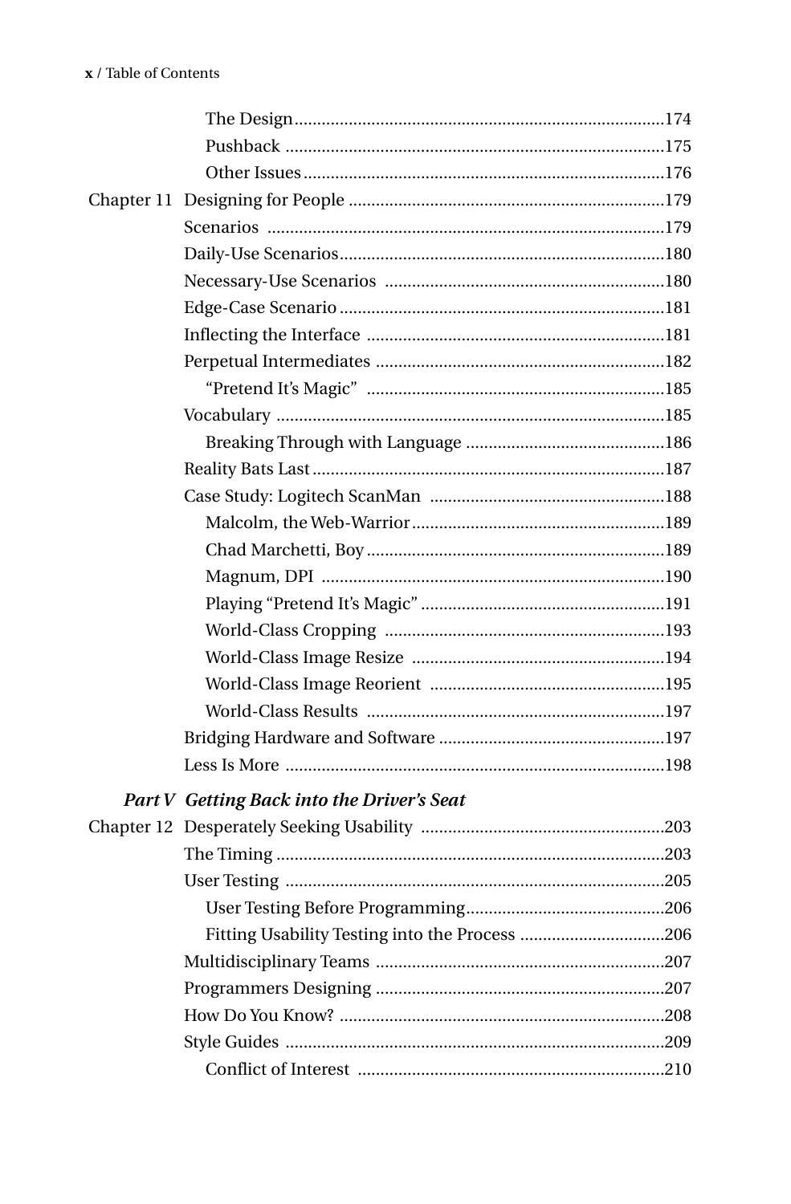| | | |
|---|---|---|
| | The Design | 174 |
| | Pushback | 175 |
| | Other Issues | 176 |
| Chapter 11 | Designing for People | 179 |
| | Scenarios | 179 |
| | Daily-Use Scenarios | 180 |
| | Necessary-Use Scenarios | 180 |
| | Edge-Case Scenario | 181 |
| | Inflecting the Interface | 181 |
| | Perpetual Intermediates | 182 |
| | “Pretend It’s Magic” | 185 |
| | Vocabulary | 185 |
| | Breaking Through with Language | 186 |
| | Reality Bats Last | 187 |
| | Case Study: Logitech ScanMan | 188 |
| | Malcolm, the Web-Warrior | 189 |
| | Chad Marchetti, Boy | 189 |
| | Magnum, DPI | 190 |
| | Playing “Pretend It’s Magic” | 191 |
| | World-Class Cropping | 193 |
| | World-Class Image Resize | 194 |
| | World-Class Image Reorient | 195 |
| | World-Class Results | 197 |
| | Bridging Hardware and Software | 197 |
| | Less Is More | 198 |
| ***Part V*** | ***Getting Back into the Driver’s Seat*** | |
| Chapter 12 | Desperately Seeking Usability | 203 |
| | The Timing | 203 |
| | User Testing | 205 |
| | User Testing Before Programming | 206 |
| | Fitting Usability Testing into the Process | 206 |
| | Multidisciplinary Teams | 207 |
| | Programmers Designing | 207 |
| | How Do You Know? | 208 |
| | Style Guides | 209 |
| | Conflict of Interest | 210 |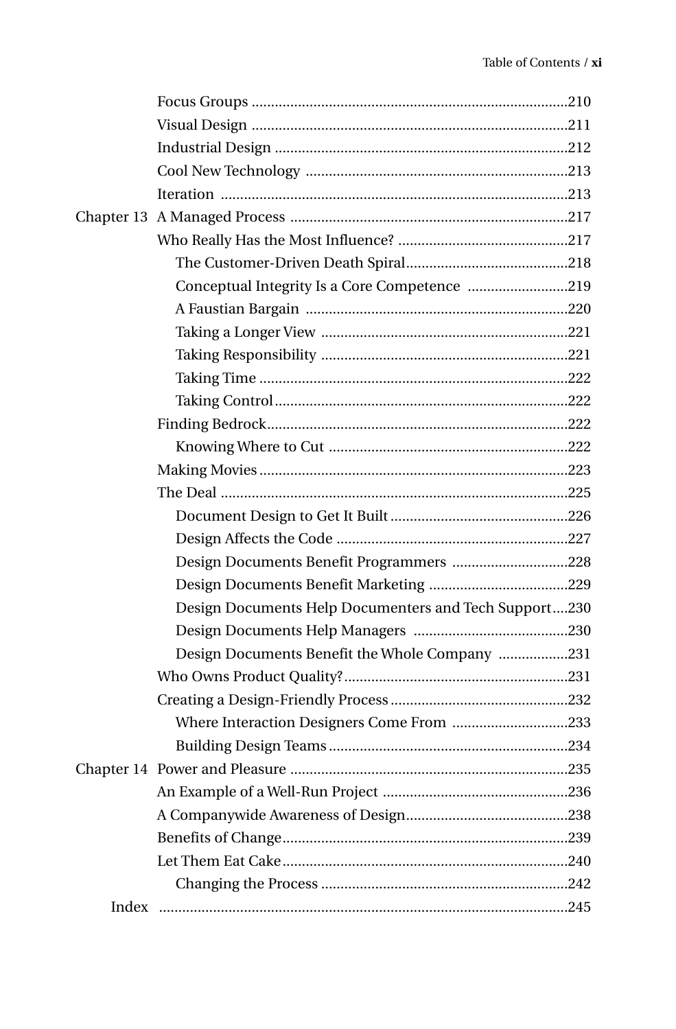Focus Groups ..................................................................................210
Visual Design ..................................................................................211
Industrial Design ............................................................................212
Cool New Technology ....................................................................213
Iteration ..........................................................................................213

Chapter 13 A Managed Process .........................................................................217

Who Really Has the Most Influence? .............................................217
- The Customer-Driven Death Spiral...........................................218
- Conceptual Integrity Is a Core Competence ..........................219
- A Faustian Bargain ....................................................................220
- Taking a Longer View .................................................................221
- Taking Responsibility .................................................................221
- Taking Time ................................................................................222
- Taking Control ............................................................................222

Finding Bedrock..............................................................................222
- Knowing Where to Cut ..............................................................222

Making Movies ................................................................................223

The Deal ..........................................................................................225
- Document Design to Get It Built ..............................................226
- Design Affects the Code ............................................................227
- Design Documents Benefit Programmers ..............................228
- Design Documents Benefit Marketing ....................................229
- Design Documents Help Documenters and Tech Support....230
- Design Documents Help Managers .........................................230
- Design Documents Benefit the Whole Company ..................231

Who Owns Product Quality?...........................................................231

Creating a Design-Friendly Process ..............................................232
- Where Interaction Designers Come From ..............................233
- Building Design Teams ..............................................................234

Chapter 14 Power and Pleasure ........................................................................235

An Example of a Well-Run Project ................................................236
A Companywide Awareness of Design..........................................238
Benefits of Change..........................................................................239
Let Them Eat Cake..........................................................................240
- Changing the Process ................................................................242

Index ..........................................................................................................245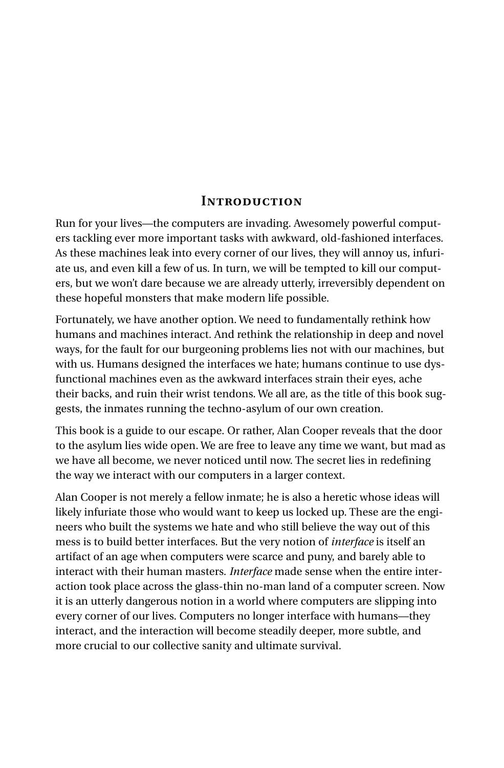# Introduction

Run for your lives—the computers are invading. Awesomely powerful computers tackling ever more important tasks with awkward, old-fashioned interfaces. As these machines leak into every corner of our lives, they will annoy us, infuriate us, and even kill a few of us. In turn, we will be tempted to kill our computers, but we won't dare because we are already utterly, irreversibly dependent on these hopeful monsters that make modern life possible.

Fortunately, we have another option. We need to fundamentally rethink how humans and machines interact. And rethink the relationship in deep and novel ways, for the fault for our burgeoning problems lies not with our machines, but with us. Humans designed the interfaces we hate; humans continue to use dysfunctional machines even as the awkward interfaces strain their eyes, ache their backs, and ruin their wrist tendons. We all are, as the title of this book suggests, the inmates running the techno-asylum of our own creation.

This book is a guide to our escape. Or rather, Alan Cooper reveals that the door to the asylum lies wide open. We are free to leave any time we want, but mad as we have all become, we never noticed until now. The secret lies in redefining the way we interact with our computers in a larger context.

Alan Cooper is not merely a fellow inmate; he is also a heretic whose ideas will likely infuriate those who would want to keep us locked up. These are the engineers who built the systems we hate and who still believe the way out of this mess is to build better interfaces. But the very notion of *interface* is itself an artifact of an age when computers were scarce and puny, and barely able to interact with their human masters. *Interface* made sense when the entire interaction took place across the glass-thin no-man land of a computer screen. Now it is an utterly dangerous notion in a world where computers are slipping into every corner of our lives. Computers no longer interface with humans—they interact, and the interaction will become steadily deeper, more subtle, and more crucial to our collective sanity and ultimate survival.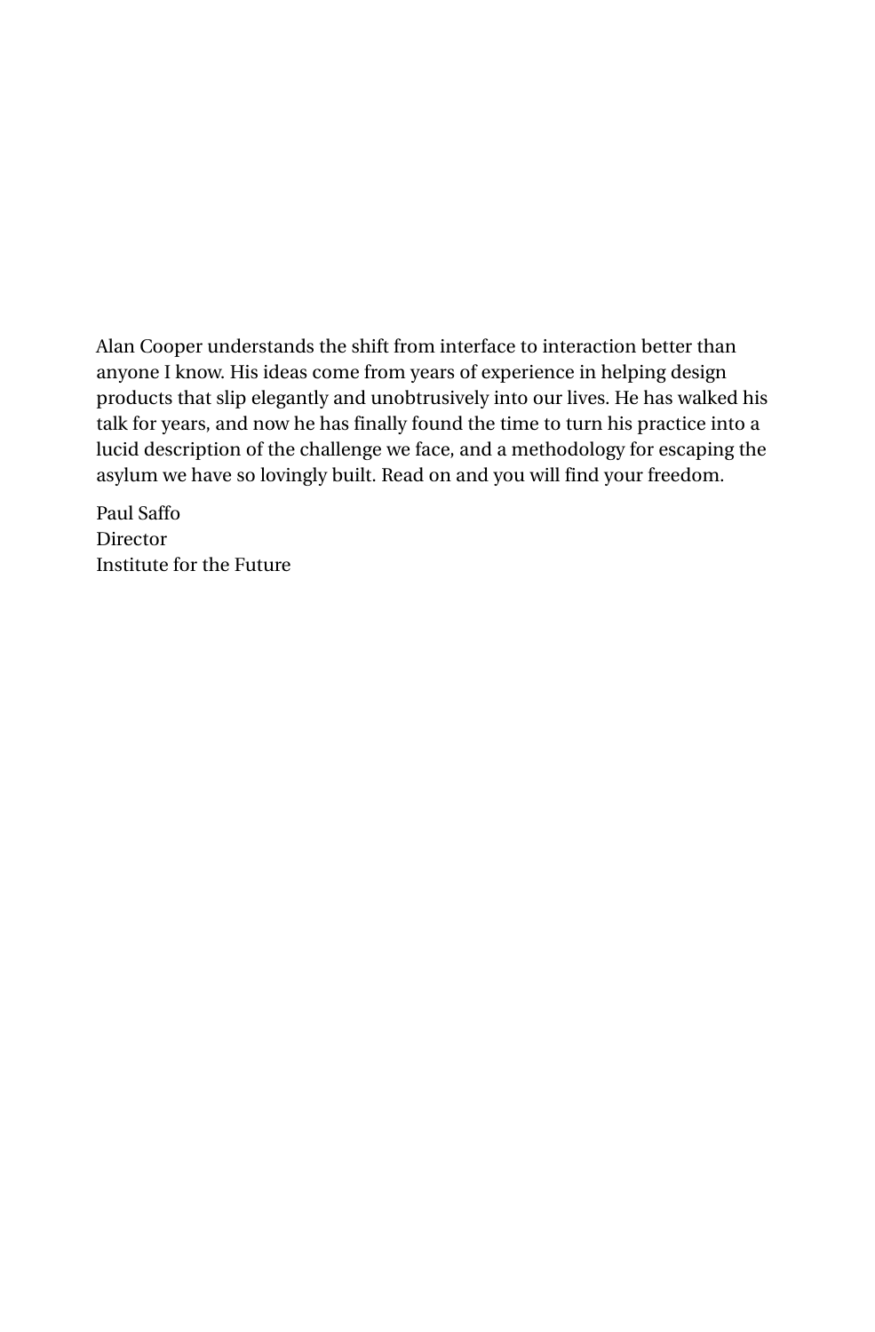Alan Cooper understands the shift from interface to interaction better than anyone I know. His ideas come from years of experience in helping design products that slip elegantly and unobtrusively into our lives. He has walked his talk for years, and now he has finally found the time to turn his practice into a lucid description of the challenge we face, and a methodology for escaping the asylum we have so lovingly built. Read on and you will find your freedom.

Paul Saffo  
Director  
Institute for the Future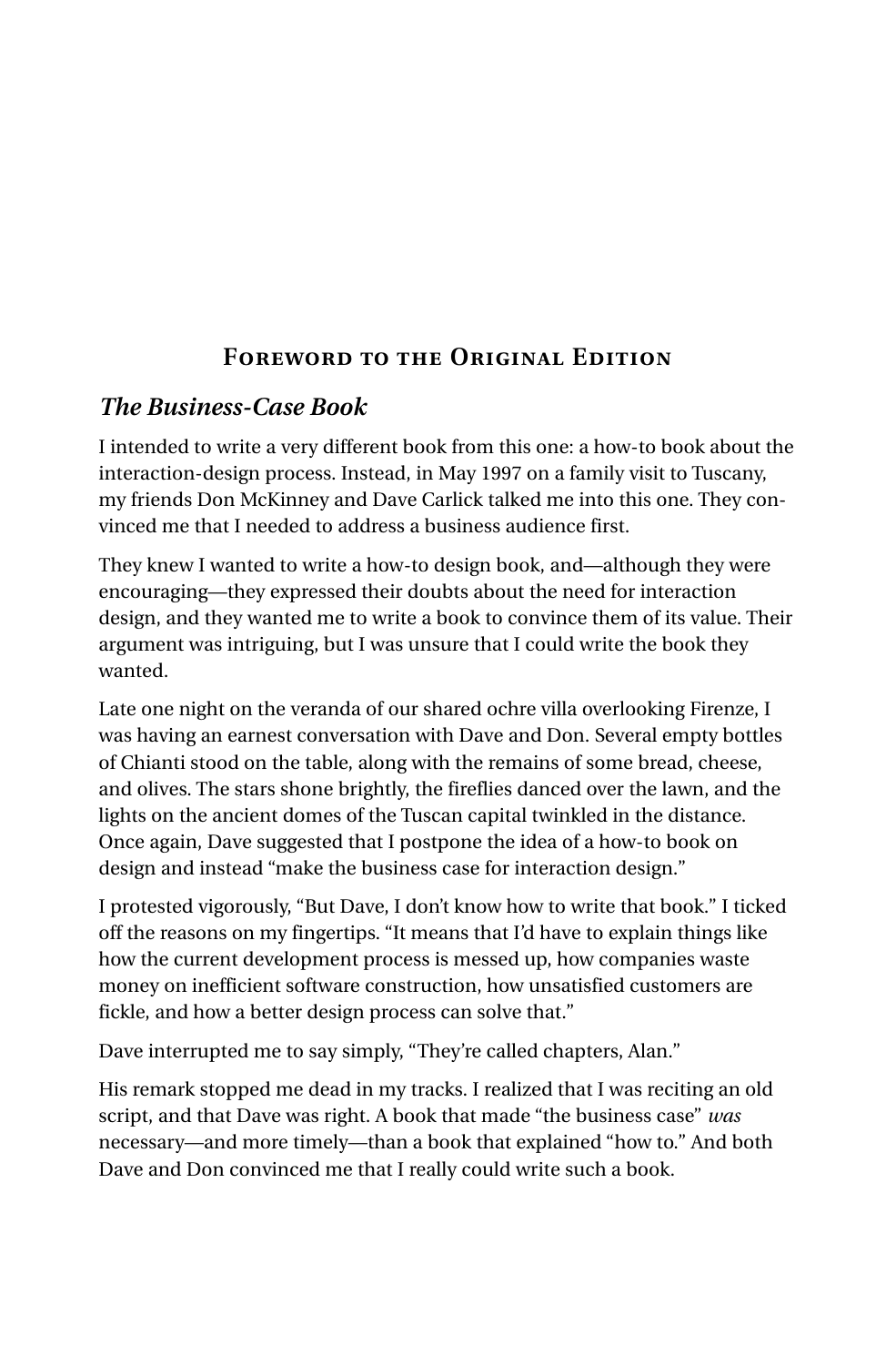## Foreword to the Original Edition

### *The Business-Case Book*

I intended to write a very different book from this one: a how-to book about the interaction-design process. Instead, in May 1997 on a family visit to Tuscany, my friends Don McKinney and Dave Carlick talked me into this one. They convinced me that I needed to address a business audience first.

They knew I wanted to write a how-to design book, and—although they were encouraging—they expressed their doubts about the need for interaction design, and they wanted me to write a book to convince them of its value. Their argument was intriguing, but I was unsure that I could write the book they wanted.

Late one night on the veranda of our shared ochre villa overlooking Firenze, I was having an earnest conversation with Dave and Don. Several empty bottles of Chianti stood on the table, along with the remains of some bread, cheese, and olives. The stars shone brightly, the fireflies danced over the lawn, and the lights on the ancient domes of the Tuscan capital twinkled in the distance. Once again, Dave suggested that I postpone the idea of a how-to book on design and instead "make the business case for interaction design."

I protested vigorously, "But Dave, I don't know how to write that book." I ticked off the reasons on my fingertips. "It means that I'd have to explain things like how the current development process is messed up, how companies waste money on inefficient software construction, how unsatisfied customers are fickle, and how a better design process can solve that."

Dave interrupted me to say simply, "They're called chapters, Alan."

His remark stopped me dead in my tracks. I realized that I was reciting an old script, and that Dave was right. A book that made "the business case" *was* necessary—and more timely—than a book that explained "how to." And both Dave and Don convinced me that I really could write such a book.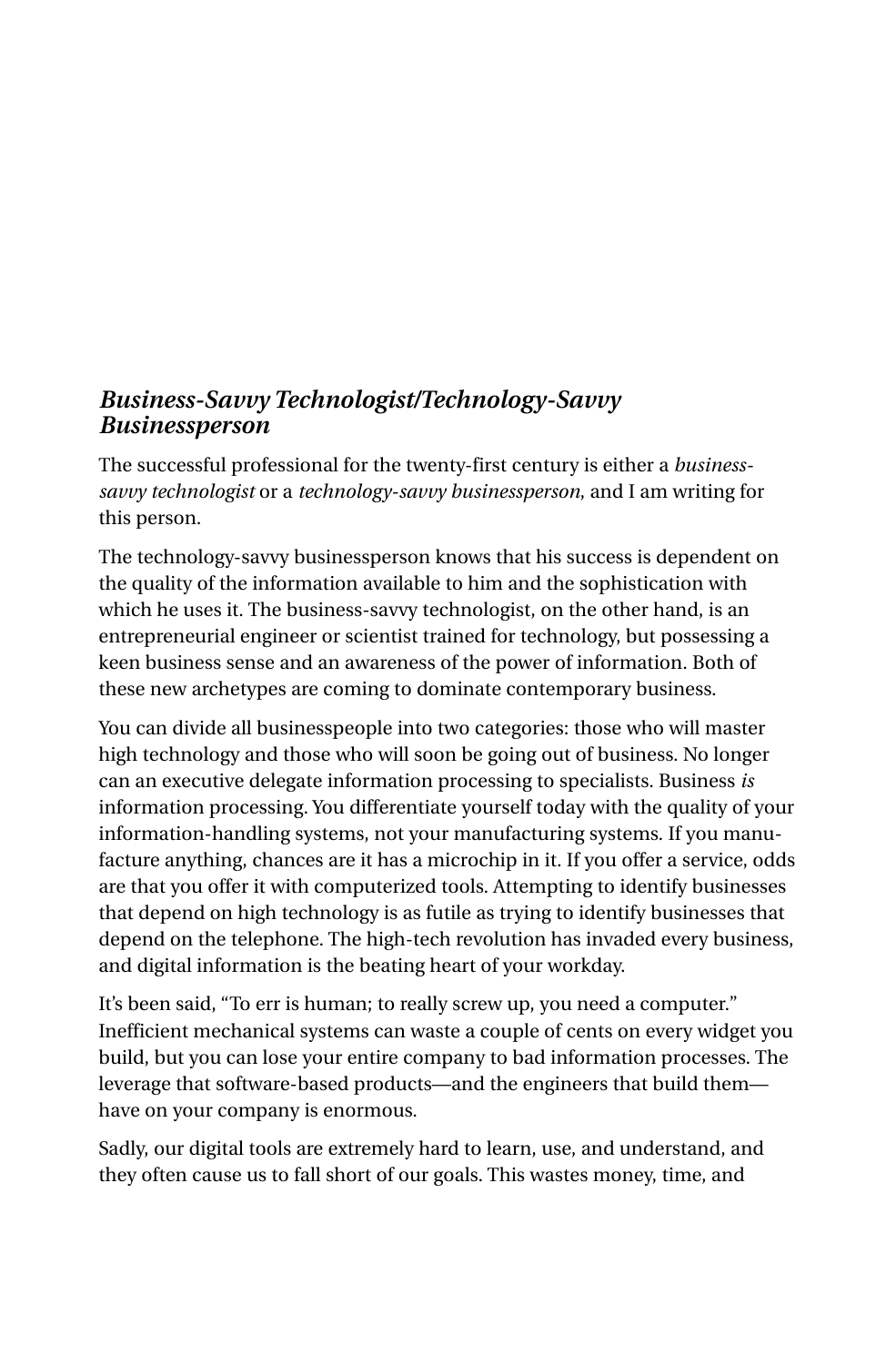### *Business-Savvy Technologist/Technology-Savvy Businessperson*

The successful professional for the twenty-first century is either a *business-savvy technologist* or a *technology-savvy businessperson*, and I am writing for this person.

The technology-savvy businessperson knows that his success is dependent on the quality of the information available to him and the sophistication with which he uses it. The business-savvy technologist, on the other hand, is an entrepreneurial engineer or scientist trained for technology, but possessing a keen business sense and an awareness of the power of information. Both of these new archetypes are coming to dominate contemporary business.

You can divide all businesspeople into two categories: those who will master high technology and those who will soon be going out of business. No longer can an executive delegate information processing to specialists. Business *is* information processing. You differentiate yourself today with the quality of your information-handling systems, not your manufacturing systems. If you manufacture anything, chances are it has a microchip in it. If you offer a service, odds are that you offer it with computerized tools. Attempting to identify businesses that depend on high technology is as futile as trying to identify businesses that depend on the telephone. The high-tech revolution has invaded every business, and digital information is the beating heart of your workday.

It's been said, "To err is human; to really screw up, you need a computer." Inefficient mechanical systems can waste a couple of cents on every widget you build, but you can lose your entire company to bad information processes. The leverage that software-based products—and the engineers that build them—have on your company is enormous.

Sadly, our digital tools are extremely hard to learn, use, and understand, and they often cause us to fall short of our goals. This wastes money, time, and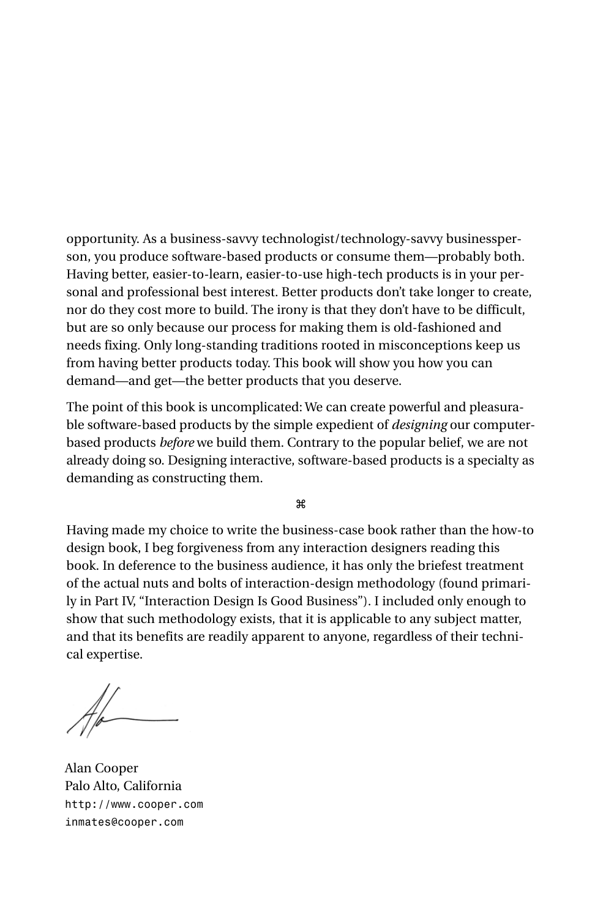opportunity. As a business-savvy technologist/technology-savvy businessperson, you produce software-based products or consume them—probably both. Having better, easier-to-learn, easier-to-use high-tech products is in your personal and professional best interest. Better products don't take longer to create, nor do they cost more to build. The irony is that they don't have to be difficult, but are so only because our process for making them is old-fashioned and needs fixing. Only long-standing traditions rooted in misconceptions keep us from having better products today. This book will show you how you can demand—and get—the better products that you deserve.

The point of this book is uncomplicated: We can create powerful and pleasurable software-based products by the simple expedient of *designing* our computer-based products *before* we build them. Contrary to the popular belief, we are not already doing so. Designing interactive, software-based products is a specialty as demanding as constructing them.

⌘

Having made my choice to write the business-case book rather than the how-to design book, I beg forgiveness from any interaction designers reading this book. In deference to the business audience, it has only the briefest treatment of the actual nuts and bolts of interaction-design methodology (found primarily in Part IV, "Interaction Design Is Good Business"). I included only enough to show that such methodology exists, that it is applicable to any subject matter, and that its benefits are readily apparent to anyone, regardless of their technical expertise.

Alan Cooper
Palo Alto, California
http://www.cooper.com
inmates@cooper.com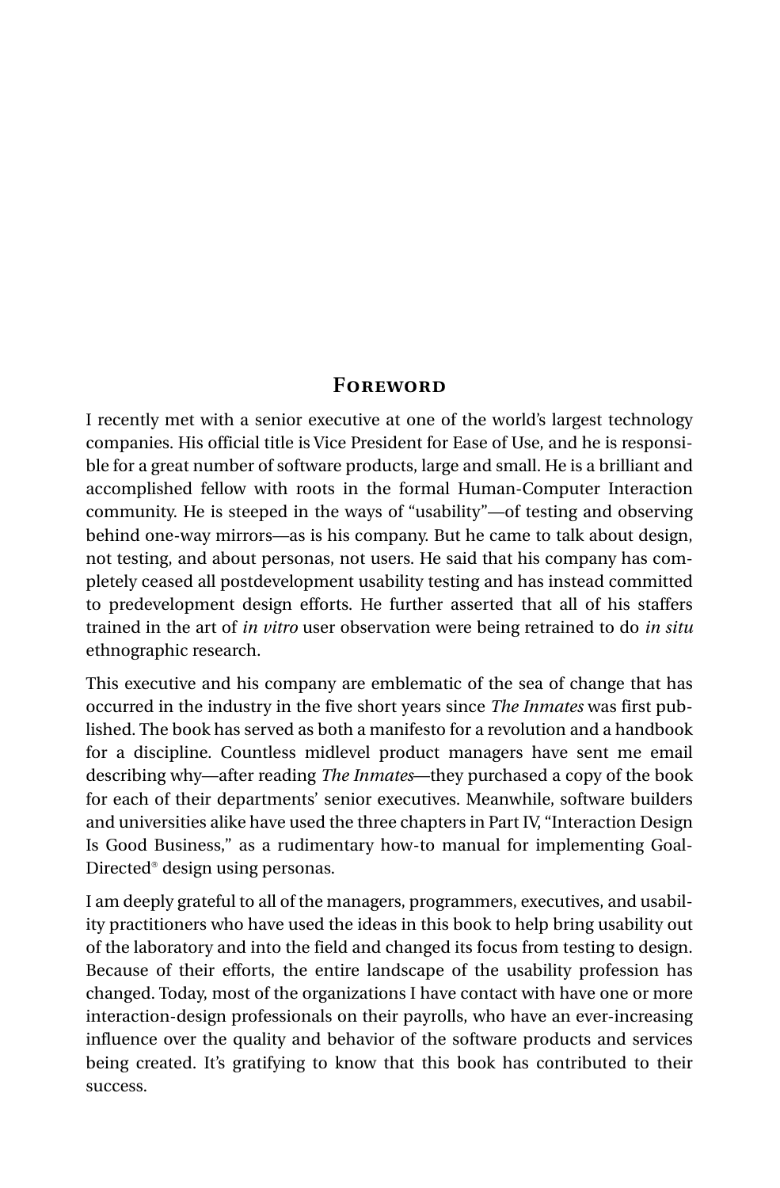# Foreword

I recently met with a senior executive at one of the world's largest technology companies. His official title is Vice President for Ease of Use, and he is responsible for a great number of software products, large and small. He is a brilliant and accomplished fellow with roots in the formal Human-Computer Interaction community. He is steeped in the ways of "usability"—of testing and observing behind one-way mirrors—as is his company. But he came to talk about design, not testing, and about personas, not users. He said that his company has completely ceased all postdevelopment usability testing and has instead committed to predevelopment design efforts. He further asserted that all of his staffers trained in the art of *in vitro* user observation were being retrained to do *in situ* ethnographic research.

This executive and his company are emblematic of the sea of change that has occurred in the industry in the five short years since *The Inmates* was first published. The book has served as both a manifesto for a revolution and a handbook for a discipline. Countless midlevel product managers have sent me email describing why—after reading *The Inmates*—they purchased a copy of the book for each of their departments' senior executives. Meanwhile, software builders and universities alike have used the three chapters in Part IV, "Interaction Design Is Good Business," as a rudimentary how-to manual for implementing Goal-Directed® design using personas.

I am deeply grateful to all of the managers, programmers, executives, and usability practitioners who have used the ideas in this book to help bring usability out of the laboratory and into the field and changed its focus from testing to design. Because of their efforts, the entire landscape of the usability profession has changed. Today, most of the organizations I have contact with have one or more interaction-design professionals on their payrolls, who have an ever-increasing influence over the quality and behavior of the software products and services being created. It's gratifying to know that this book has contributed to their success.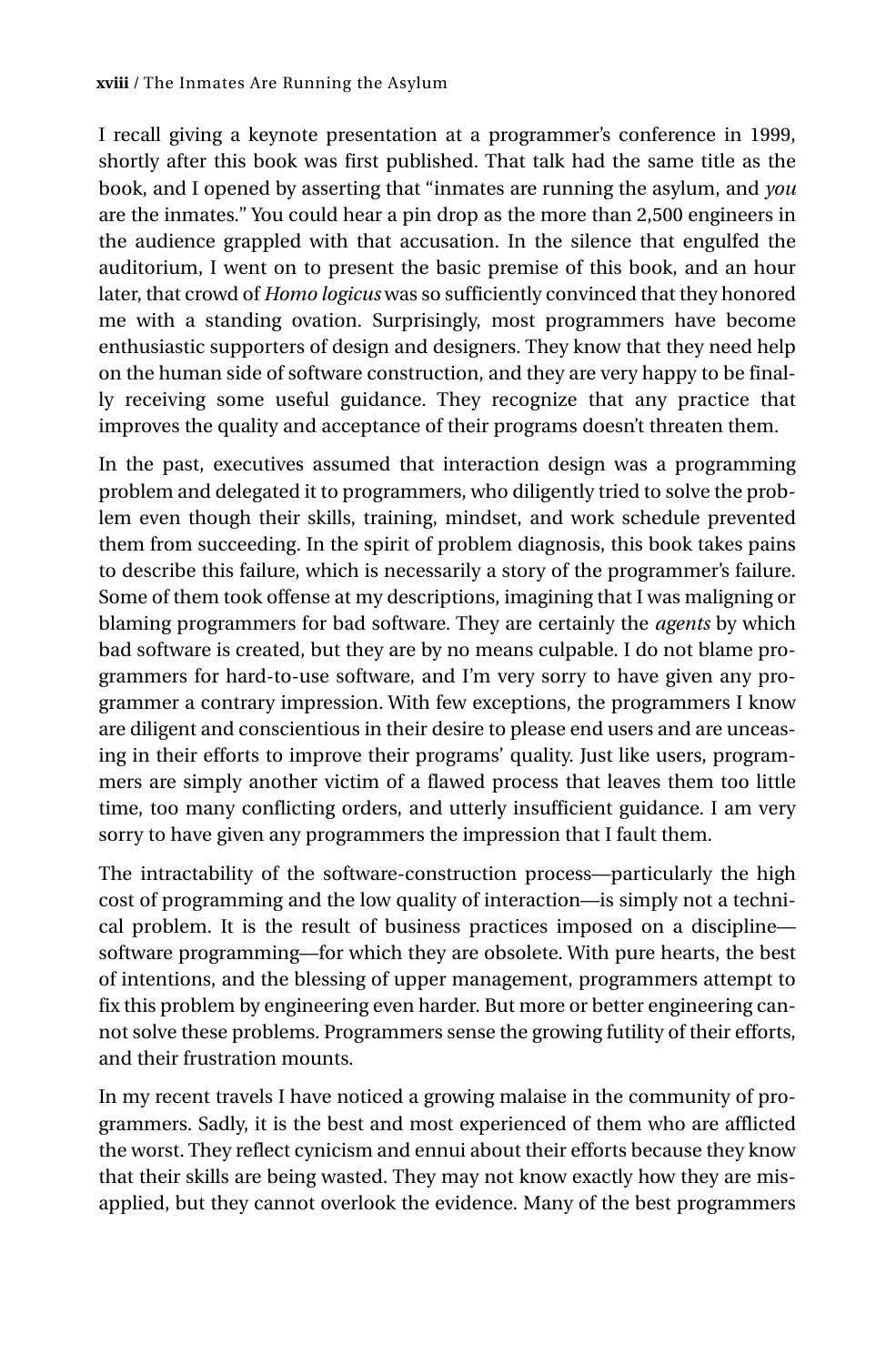I recall giving a keynote presentation at a programmer's conference in 1999, shortly after this book was first published. That talk had the same title as the book, and I opened by asserting that "inmates are running the asylum, and *you* are the inmates." You could hear a pin drop as the more than 2,500 engineers in the audience grappled with that accusation. In the silence that engulfed the auditorium, I went on to present the basic premise of this book, and an hour later, that crowd of *Homo logicus* was so sufficiently convinced that they honored me with a standing ovation. Surprisingly, most programmers have become enthusiastic supporters of design and designers. They know that they need help on the human side of software construction, and they are very happy to be finally receiving some useful guidance. They recognize that any practice that improves the quality and acceptance of their programs doesn't threaten them.

In the past, executives assumed that interaction design was a programming problem and delegated it to programmers, who diligently tried to solve the problem even though their skills, training, mindset, and work schedule prevented them from succeeding. In the spirit of problem diagnosis, this book takes pains to describe this failure, which is necessarily a story of the programmer's failure. Some of them took offense at my descriptions, imagining that I was maligning or blaming programmers for bad software. They are certainly the *agents* by which bad software is created, but they are by no means culpable. I do not blame programmers for hard-to-use software, and I'm very sorry to have given any programmer a contrary impression. With few exceptions, the programmers I know are diligent and conscientious in their desire to please end users and are unceasing in their efforts to improve their programs' quality. Just like users, programmers are simply another victim of a flawed process that leaves them too little time, too many conflicting orders, and utterly insufficient guidance. I am very sorry to have given any programmers the impression that I fault them.

The intractability of the software-construction process—particularly the high cost of programming and the low quality of interaction—is simply not a technical problem. It is the result of business practices imposed on a discipline—software programming—for which they are obsolete. With pure hearts, the best of intentions, and the blessing of upper management, programmers attempt to fix this problem by engineering even harder. But more or better engineering cannot solve these problems. Programmers sense the growing futility of their efforts, and their frustration mounts.

In my recent travels I have noticed a growing malaise in the community of programmers. Sadly, it is the best and most experienced of them who are afflicted the worst. They reflect cynicism and ennui about their efforts because they know that their skills are being wasted. They may not know exactly how they are misapplied, but they cannot overlook the evidence. Many of the best programmers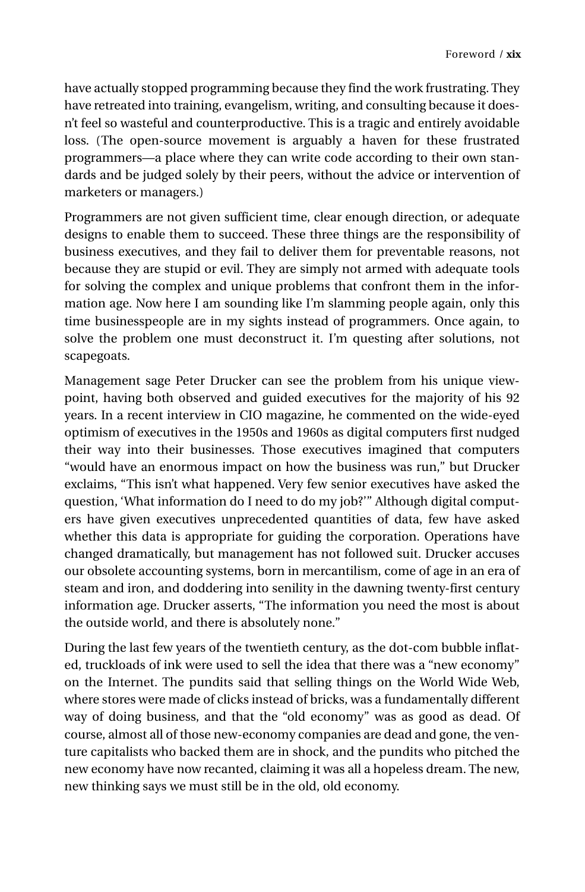have actually stopped programming because they find the work frustrating. They have retreated into training, evangelism, writing, and consulting because it doesn't feel so wasteful and counterproductive. This is a tragic and entirely avoidable loss. (The open-source movement is arguably a haven for these frustrated programmers—a place where they can write code according to their own standards and be judged solely by their peers, without the advice or intervention of marketers or managers.)

Programmers are not given sufficient time, clear enough direction, or adequate designs to enable them to succeed. These three things are the responsibility of business executives, and they fail to deliver them for preventable reasons, not because they are stupid or evil. They are simply not armed with adequate tools for solving the complex and unique problems that confront them in the information age. Now here I am sounding like I'm slamming people again, only this time businesspeople are in my sights instead of programmers. Once again, to solve the problem one must deconstruct it. I'm questing after solutions, not scapegoats.

Management sage Peter Drucker can see the problem from his unique viewpoint, having both observed and guided executives for the majority of his 92 years. In a recent interview in CIO magazine, he commented on the wide-eyed optimism of executives in the 1950s and 1960s as digital computers first nudged their way into their businesses. Those executives imagined that computers "would have an enormous impact on how the business was run," but Drucker exclaims, "This isn't what happened. Very few senior executives have asked the question, 'What information do I need to do my job?'" Although digital computers have given executives unprecedented quantities of data, few have asked whether this data is appropriate for guiding the corporation. Operations have changed dramatically, but management has not followed suit. Drucker accuses our obsolete accounting systems, born in mercantilism, come of age in an era of steam and iron, and doddering into senility in the dawning twenty-first century information age. Drucker asserts, "The information you need the most is about the outside world, and there is absolutely none."

During the last few years of the twentieth century, as the dot-com bubble inflated, truckloads of ink were used to sell the idea that there was a "new economy" on the Internet. The pundits said that selling things on the World Wide Web, where stores were made of clicks instead of bricks, was a fundamentally different way of doing business, and that the "old economy" was as good as dead. Of course, almost all of those new-economy companies are dead and gone, the venture capitalists who backed them are in shock, and the pundits who pitched the new economy have now recanted, claiming it was all a hopeless dream. The new, new thinking says we must still be in the old, old economy.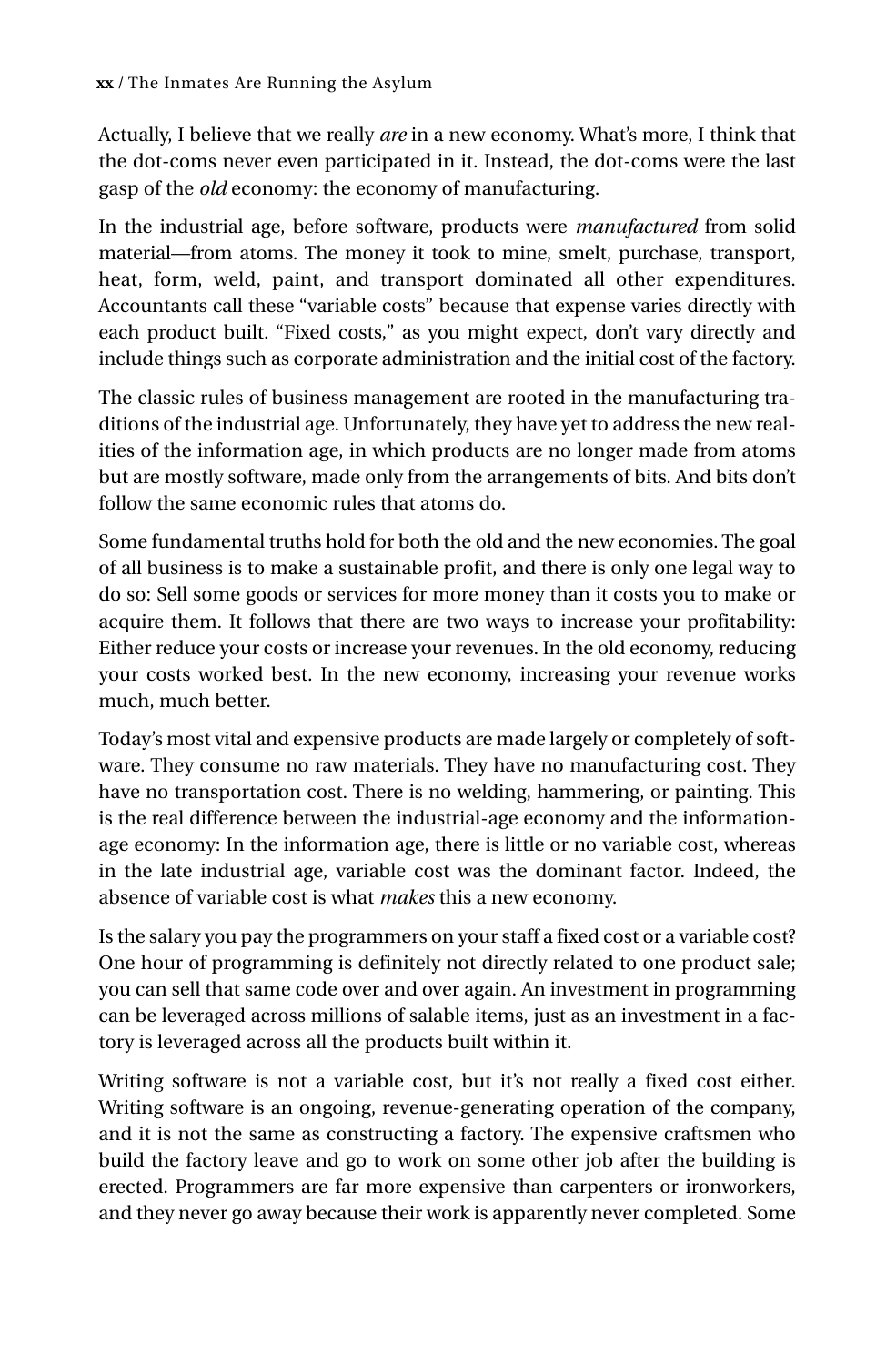Actually, I believe that we really *are* in a new economy. What's more, I think that the dot-coms never even participated in it. Instead, the dot-coms were the last gasp of the *old* economy: the economy of manufacturing.

In the industrial age, before software, products were *manufactured* from solid material—from atoms. The money it took to mine, smelt, purchase, transport, heat, form, weld, paint, and transport dominated all other expenditures. Accountants call these "variable costs" because that expense varies directly with each product built. "Fixed costs," as you might expect, don't vary directly and include things such as corporate administration and the initial cost of the factory.

The classic rules of business management are rooted in the manufacturing traditions of the industrial age. Unfortunately, they have yet to address the new realities of the information age, in which products are no longer made from atoms but are mostly software, made only from the arrangements of bits. And bits don't follow the same economic rules that atoms do.

Some fundamental truths hold for both the old and the new economies. The goal of all business is to make a sustainable profit, and there is only one legal way to do so: Sell some goods or services for more money than it costs you to make or acquire them. It follows that there are two ways to increase your profitability: Either reduce your costs or increase your revenues. In the old economy, reducing your costs worked best. In the new economy, increasing your revenue works much, much better.

Today's most vital and expensive products are made largely or completely of software. They consume no raw materials. They have no manufacturing cost. They have no transportation cost. There is no welding, hammering, or painting. This is the real difference between the industrial-age economy and the information-age economy: In the information age, there is little or no variable cost, whereas in the late industrial age, variable cost was the dominant factor. Indeed, the absence of variable cost is what *makes* this a new economy.

Is the salary you pay the programmers on your staff a fixed cost or a variable cost? One hour of programming is definitely not directly related to one product sale; you can sell that same code over and over again. An investment in programming can be leveraged across millions of salable items, just as an investment in a factory is leveraged across all the products built within it.

Writing software is not a variable cost, but it's not really a fixed cost either. Writing software is an ongoing, revenue-generating operation of the company, and it is not the same as constructing a factory. The expensive craftsmen who build the factory leave and go to work on some other job after the building is erected. Programmers are far more expensive than carpenters or ironworkers, and they never go away because their work is apparently never completed. Some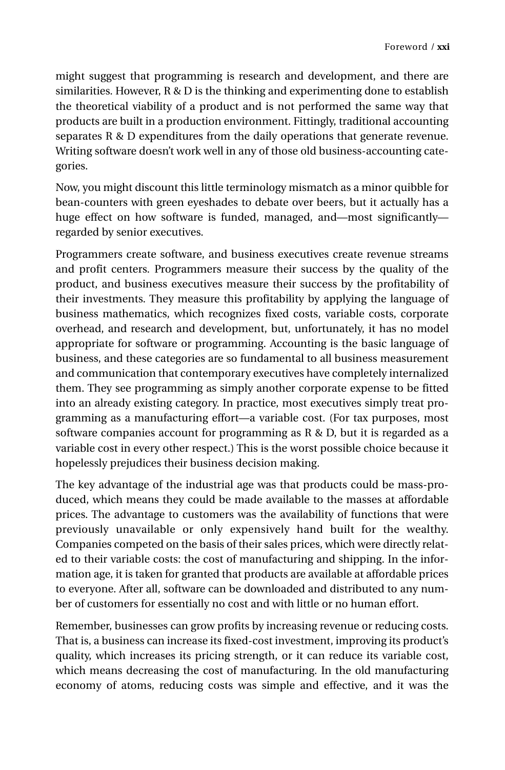might suggest that programming is research and development, and there are similarities. However, R & D is the thinking and experimenting done to establish the theoretical viability of a product and is not performed the same way that products are built in a production environment. Fittingly, traditional accounting separates R & D expenditures from the daily operations that generate revenue. Writing software doesn't work well in any of those old business-accounting categories.

Now, you might discount this little terminology mismatch as a minor quibble for bean-counters with green eyeshades to debate over beers, but it actually has a huge effect on how software is funded, managed, and—most significantly—regarded by senior executives.

Programmers create software, and business executives create revenue streams and profit centers. Programmers measure their success by the quality of the product, and business executives measure their success by the profitability of their investments. They measure this profitability by applying the language of business mathematics, which recognizes fixed costs, variable costs, corporate overhead, and research and development, but, unfortunately, it has no model appropriate for software or programming. Accounting is the basic language of business, and these categories are so fundamental to all business measurement and communication that contemporary executives have completely internalized them. They see programming as simply another corporate expense to be fitted into an already existing category. In practice, most executives simply treat programming as a manufacturing effort—a variable cost. (For tax purposes, most software companies account for programming as R & D, but it is regarded as a variable cost in every other respect.) This is the worst possible choice because it hopelessly prejudices their business decision making.

The key advantage of the industrial age was that products could be mass-produced, which means they could be made available to the masses at affordable prices. The advantage to customers was the availability of functions that were previously unavailable or only expensively hand built for the wealthy. Companies competed on the basis of their sales prices, which were directly related to their variable costs: the cost of manufacturing and shipping. In the information age, it is taken for granted that products are available at affordable prices to everyone. After all, software can be downloaded and distributed to any number of customers for essentially no cost and with little or no human effort.

Remember, businesses can grow profits by increasing revenue or reducing costs. That is, a business can increase its fixed-cost investment, improving its product's quality, which increases its pricing strength, or it can reduce its variable cost, which means decreasing the cost of manufacturing. In the old manufacturing economy of atoms, reducing costs was simple and effective, and it was the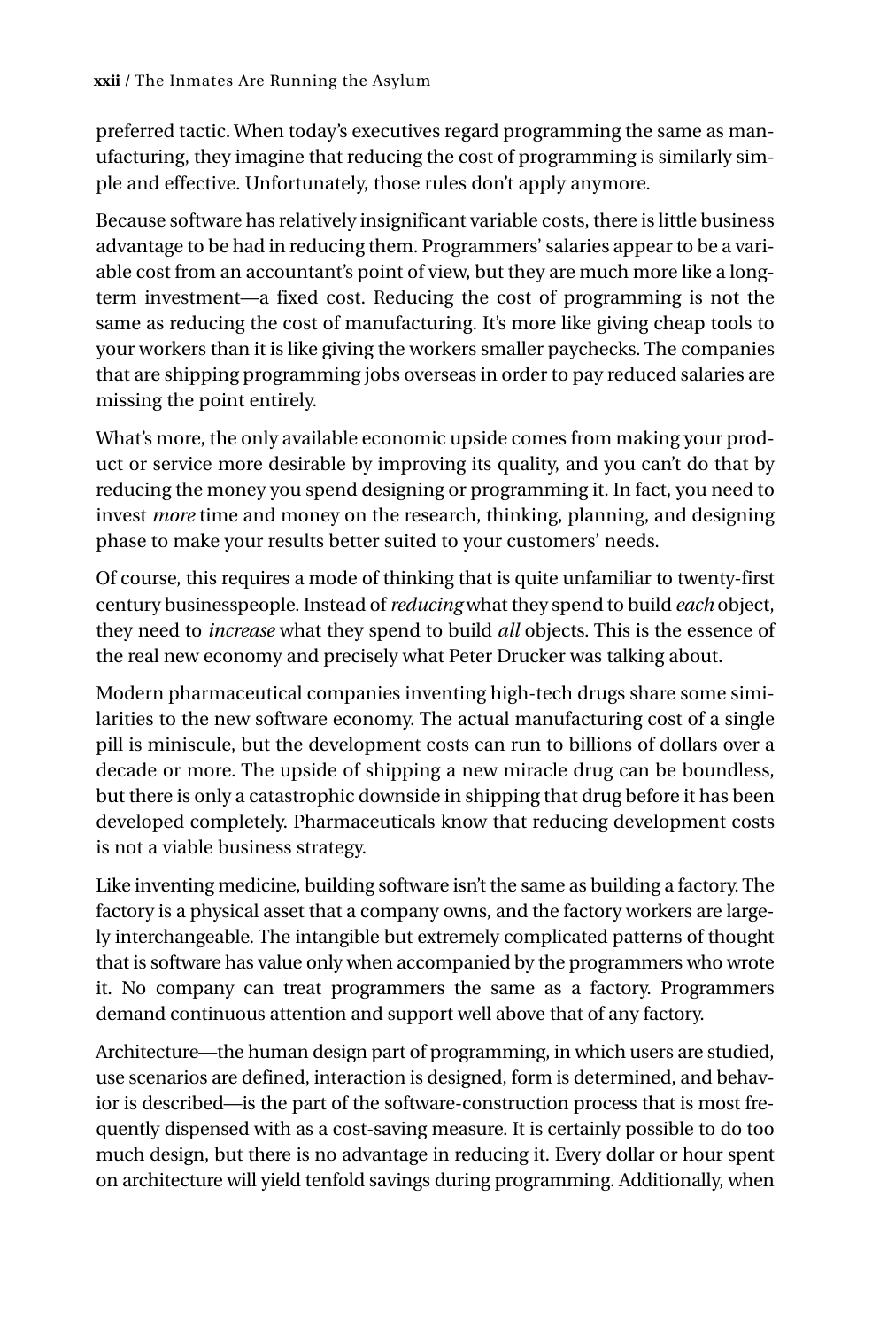preferred tactic. When today's executives regard programming the same as manufacturing, they imagine that reducing the cost of programming is similarly simple and effective. Unfortunately, those rules don't apply anymore.

Because software has relatively insignificant variable costs, there is little business advantage to be had in reducing them. Programmers' salaries appear to be a variable cost from an accountant's point of view, but they are much more like a long-term investment—a fixed cost. Reducing the cost of programming is not the same as reducing the cost of manufacturing. It's more like giving cheap tools to your workers than it is like giving the workers smaller paychecks. The companies that are shipping programming jobs overseas in order to pay reduced salaries are missing the point entirely.

What's more, the only available economic upside comes from making your product or service more desirable by improving its quality, and you can't do that by reducing the money you spend designing or programming it. In fact, you need to invest *more* time and money on the research, thinking, planning, and designing phase to make your results better suited to your customers' needs.

Of course, this requires a mode of thinking that is quite unfamiliar to twenty-first century businesspeople. Instead of *reducing* what they spend to build *each* object, they need to *increase* what they spend to build *all* objects. This is the essence of the real new economy and precisely what Peter Drucker was talking about.

Modern pharmaceutical companies inventing high-tech drugs share some similarities to the new software economy. The actual manufacturing cost of a single pill is miniscule, but the development costs can run to billions of dollars over a decade or more. The upside of shipping a new miracle drug can be boundless, but there is only a catastrophic downside in shipping that drug before it has been developed completely. Pharmaceuticals know that reducing development costs is not a viable business strategy.

Like inventing medicine, building software isn't the same as building a factory. The factory is a physical asset that a company owns, and the factory workers are largely interchangeable. The intangible but extremely complicated patterns of thought that is software has value only when accompanied by the programmers who wrote it. No company can treat programmers the same as a factory. Programmers demand continuous attention and support well above that of any factory.

Architecture—the human design part of programming, in which users are studied, use scenarios are defined, interaction is designed, form is determined, and behavior is described—is the part of the software-construction process that is most frequently dispensed with as a cost-saving measure. It is certainly possible to do too much design, but there is no advantage in reducing it. Every dollar or hour spent on architecture will yield tenfold savings during programming. Additionally, when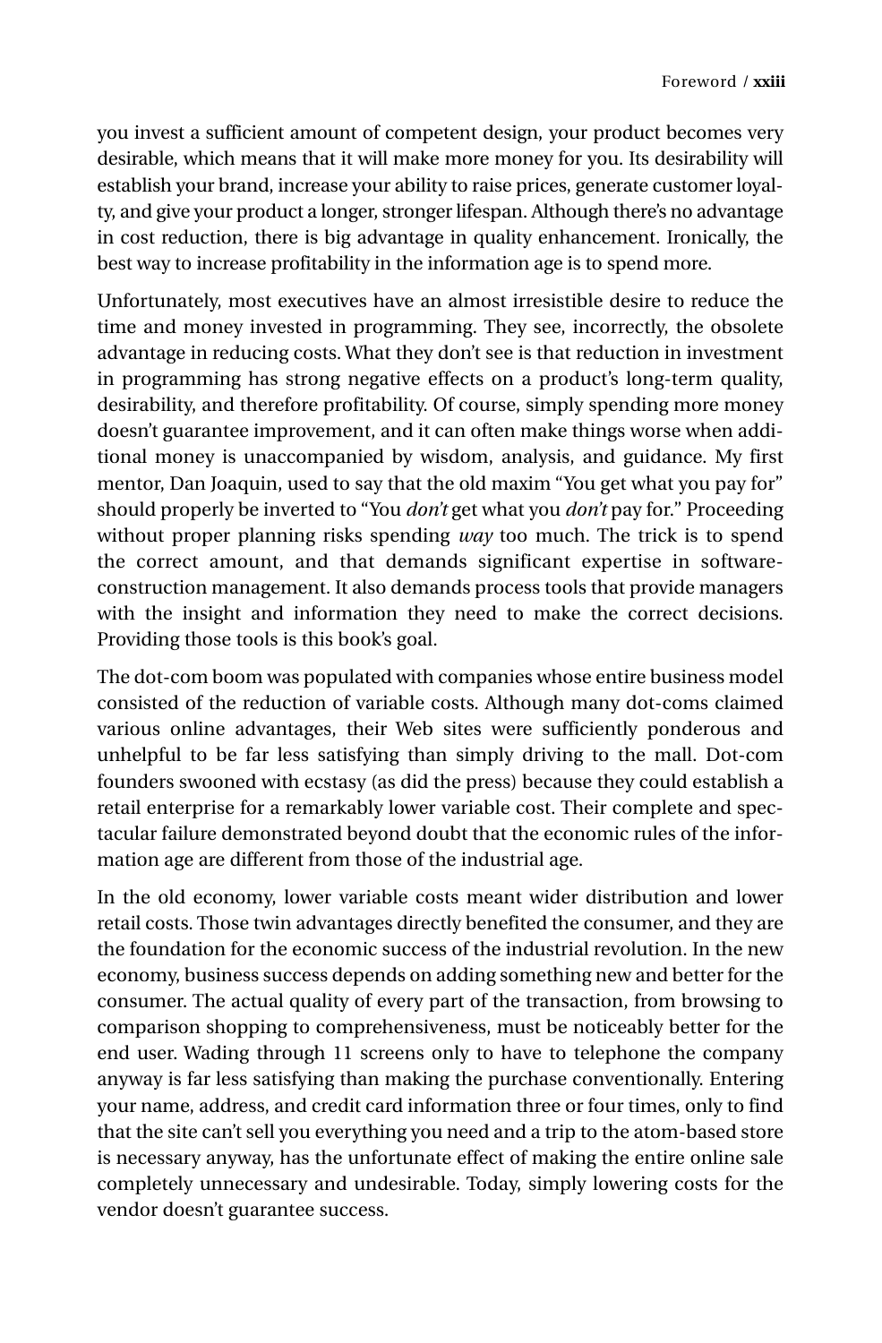you invest a sufficient amount of competent design, your product becomes very desirable, which means that it will make more money for you. Its desirability will establish your brand, increase your ability to raise prices, generate customer loyalty, and give your product a longer, stronger lifespan. Although there's no advantage in cost reduction, there is big advantage in quality enhancement. Ironically, the best way to increase profitability in the information age is to spend more.

Unfortunately, most executives have an almost irresistible desire to reduce the time and money invested in programming. They see, incorrectly, the obsolete advantage in reducing costs. What they don't see is that reduction in investment in programming has strong negative effects on a product's long-term quality, desirability, and therefore profitability. Of course, simply spending more money doesn't guarantee improvement, and it can often make things worse when additional money is unaccompanied by wisdom, analysis, and guidance. My first mentor, Dan Joaquin, used to say that the old maxim "You get what you pay for" should properly be inverted to "You *don't* get what you *don't* pay for." Proceeding without proper planning risks spending *way* too much. The trick is to spend the correct amount, and that demands significant expertise in software-construction management. It also demands process tools that provide managers with the insight and information they need to make the correct decisions. Providing those tools is this book's goal.

The dot-com boom was populated with companies whose entire business model consisted of the reduction of variable costs. Although many dot-coms claimed various online advantages, their Web sites were sufficiently ponderous and unhelpful to be far less satisfying than simply driving to the mall. Dot-com founders swooned with ecstasy (as did the press) because they could establish a retail enterprise for a remarkably lower variable cost. Their complete and spectacular failure demonstrated beyond doubt that the economic rules of the information age are different from those of the industrial age.

In the old economy, lower variable costs meant wider distribution and lower retail costs. Those twin advantages directly benefited the consumer, and they are the foundation for the economic success of the industrial revolution. In the new economy, business success depends on adding something new and better for the consumer. The actual quality of every part of the transaction, from browsing to comparison shopping to comprehensiveness, must be noticeably better for the end user. Wading through 11 screens only to have to telephone the company anyway is far less satisfying than making the purchase conventionally. Entering your name, address, and credit card information three or four times, only to find that the site can't sell you everything you need and a trip to the atom-based store is necessary anyway, has the unfortunate effect of making the entire online sale completely unnecessary and undesirable. Today, simply lowering costs for the vendor doesn't guarantee success.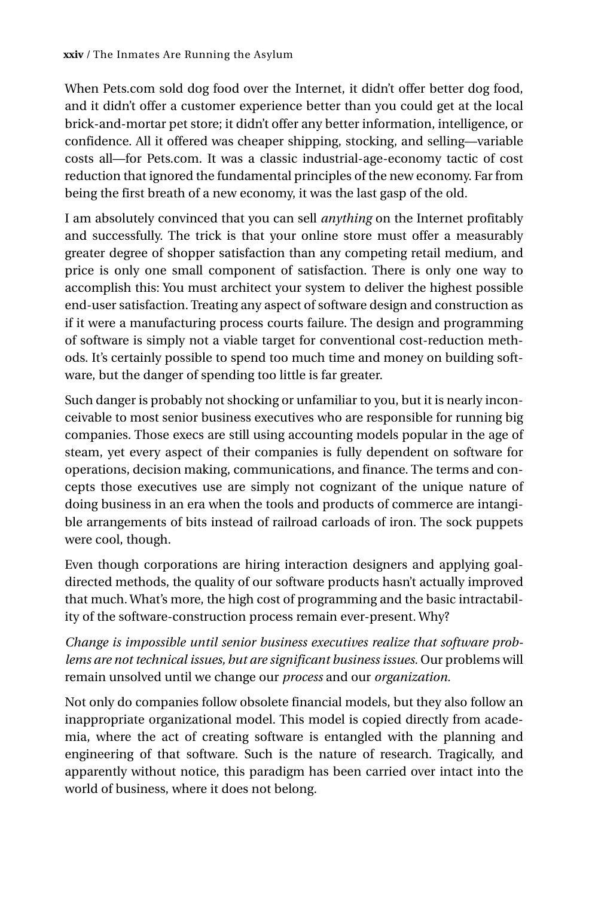When Pets.com sold dog food over the Internet, it didn't offer better dog food, and it didn't offer a customer experience better than you could get at the local brick-and-mortar pet store; it didn't offer any better information, intelligence, or confidence. All it offered was cheaper shipping, stocking, and selling—variable costs all—for Pets.com. It was a classic industrial-age-economy tactic of cost reduction that ignored the fundamental principles of the new economy. Far from being the first breath of a new economy, it was the last gasp of the old.

I am absolutely convinced that you can sell *anything* on the Internet profitably and successfully. The trick is that your online store must offer a measurably greater degree of shopper satisfaction than any competing retail medium, and price is only one small component of satisfaction. There is only one way to accomplish this: You must architect your system to deliver the highest possible end-user satisfaction. Treating any aspect of software design and construction as if it were a manufacturing process courts failure. The design and programming of software is simply not a viable target for conventional cost-reduction methods. It's certainly possible to spend too much time and money on building software, but the danger of spending too little is far greater.

Such danger is probably not shocking or unfamiliar to you, but it is nearly inconceivable to most senior business executives who are responsible for running big companies. Those execs are still using accounting models popular in the age of steam, yet every aspect of their companies is fully dependent on software for operations, decision making, communications, and finance. The terms and concepts those executives use are simply not cognizant of the unique nature of doing business in an era when the tools and products of commerce are intangible arrangements of bits instead of railroad carloads of iron. The sock puppets were cool, though.

Even though corporations are hiring interaction designers and applying goal-directed methods, the quality of our software products hasn't actually improved that much. What's more, the high cost of programming and the basic intractability of the software-construction process remain ever-present. Why?

*Change is impossible until senior business executives realize that software problems are not technical issues, but are significant business issues.* Our problems will remain unsolved until we change our *process* and our *organization*.

Not only do companies follow obsolete financial models, but they also follow an inappropriate organizational model. This model is copied directly from academia, where the act of creating software is entangled with the planning and engineering of that software. Such is the nature of research. Tragically, and apparently without notice, this paradigm has been carried over intact into the world of business, where it does not belong.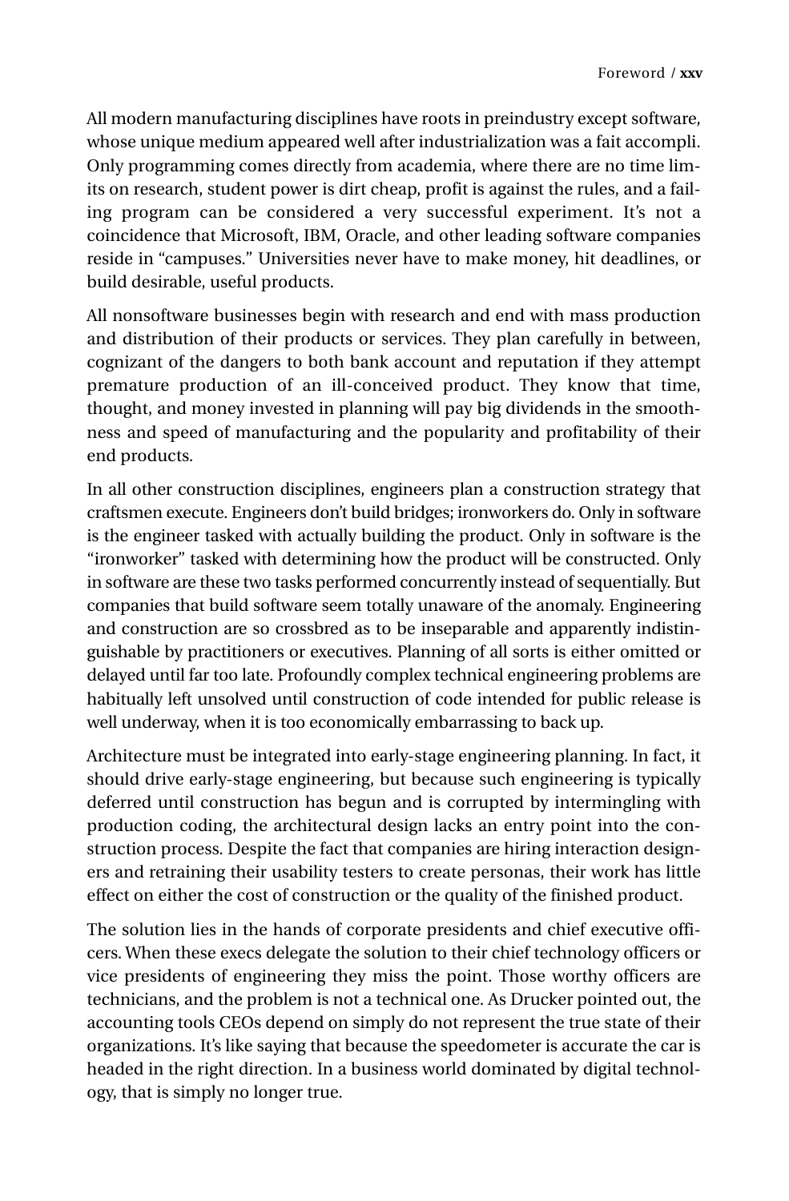All modern manufacturing disciplines have roots in preindustry except software, whose unique medium appeared well after industrialization was a fait accompli. Only programming comes directly from academia, where there are no time limits on research, student power is dirt cheap, profit is against the rules, and a failing program can be considered a very successful experiment. It's not a coincidence that Microsoft, IBM, Oracle, and other leading software companies reside in "campuses." Universities never have to make money, hit deadlines, or build desirable, useful products.

All nonsoftware businesses begin with research and end with mass production and distribution of their products or services. They plan carefully in between, cognizant of the dangers to both bank account and reputation if they attempt premature production of an ill-conceived product. They know that time, thought, and money invested in planning will pay big dividends in the smoothness and speed of manufacturing and the popularity and profitability of their end products.

In all other construction disciplines, engineers plan a construction strategy that craftsmen execute. Engineers don't build bridges; ironworkers do. Only in software is the engineer tasked with actually building the product. Only in software is the "ironworker" tasked with determining how the product will be constructed. Only in software are these two tasks performed concurrently instead of sequentially. But companies that build software seem totally unaware of the anomaly. Engineering and construction are so crossbred as to be inseparable and apparently indistinguishable by practitioners or executives. Planning of all sorts is either omitted or delayed until far too late. Profoundly complex technical engineering problems are habitually left unsolved until construction of code intended for public release is well underway, when it is too economically embarrassing to back up.

Architecture must be integrated into early-stage engineering planning. In fact, it should drive early-stage engineering, but because such engineering is typically deferred until construction has begun and is corrupted by intermingling with production coding, the architectural design lacks an entry point into the construction process. Despite the fact that companies are hiring interaction designers and retraining their usability testers to create personas, their work has little effect on either the cost of construction or the quality of the finished product.

The solution lies in the hands of corporate presidents and chief executive officers. When these execs delegate the solution to their chief technology officers or vice presidents of engineering they miss the point. Those worthy officers are technicians, and the problem is not a technical one. As Drucker pointed out, the accounting tools CEOs depend on simply do not represent the true state of their organizations. It's like saying that because the speedometer is accurate the car is headed in the right direction. In a business world dominated by digital technology, that is simply no longer true.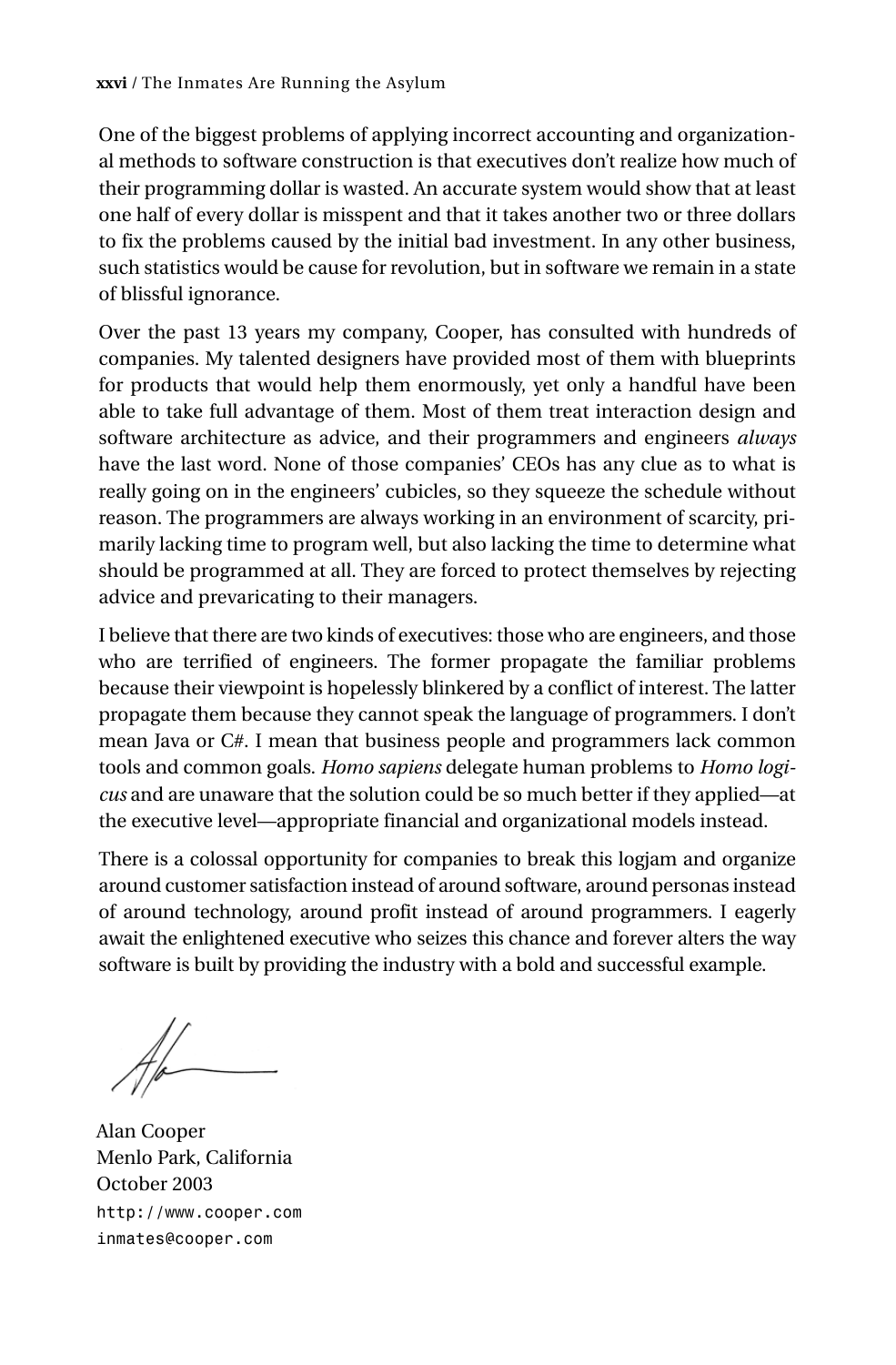One of the biggest problems of applying incorrect accounting and organizational methods to software construction is that executives don't realize how much of their programming dollar is wasted. An accurate system would show that at least one half of every dollar is misspent and that it takes another two or three dollars to fix the problems caused by the initial bad investment. In any other business, such statistics would be cause for revolution, but in software we remain in a state of blissful ignorance.

Over the past 13 years my company, Cooper, has consulted with hundreds of companies. My talented designers have provided most of them with blueprints for products that would help them enormously, yet only a handful have been able to take full advantage of them. Most of them treat interaction design and software architecture as advice, and their programmers and engineers *always* have the last word. None of those companies' CEOs has any clue as to what is really going on in the engineers' cubicles, so they squeeze the schedule without reason. The programmers are always working in an environment of scarcity, primarily lacking time to program well, but also lacking the time to determine what should be programmed at all. They are forced to protect themselves by rejecting advice and prevaricating to their managers.

I believe that there are two kinds of executives: those who are engineers, and those who are terrified of engineers. The former propagate the familiar problems because their viewpoint is hopelessly blinkered by a conflict of interest. The latter propagate them because they cannot speak the language of programmers. I don't mean Java or C#. I mean that business people and programmers lack common tools and common goals. *Homo sapiens* delegate human problems to *Homo logicus* and are unaware that the solution could be so much better if they applied—at the executive level—appropriate financial and organizational models instead.

There is a colossal opportunity for companies to break this logjam and organize around customer satisfaction instead of around software, around personas instead of around technology, around profit instead of around programmers. I eagerly await the enlightened executive who seizes this chance and forever alters the way software is built by providing the industry with a bold and successful example.

Alan Cooper
Menlo Park, California
October 2003
`http://www.cooper.com`
`inmates@cooper.com`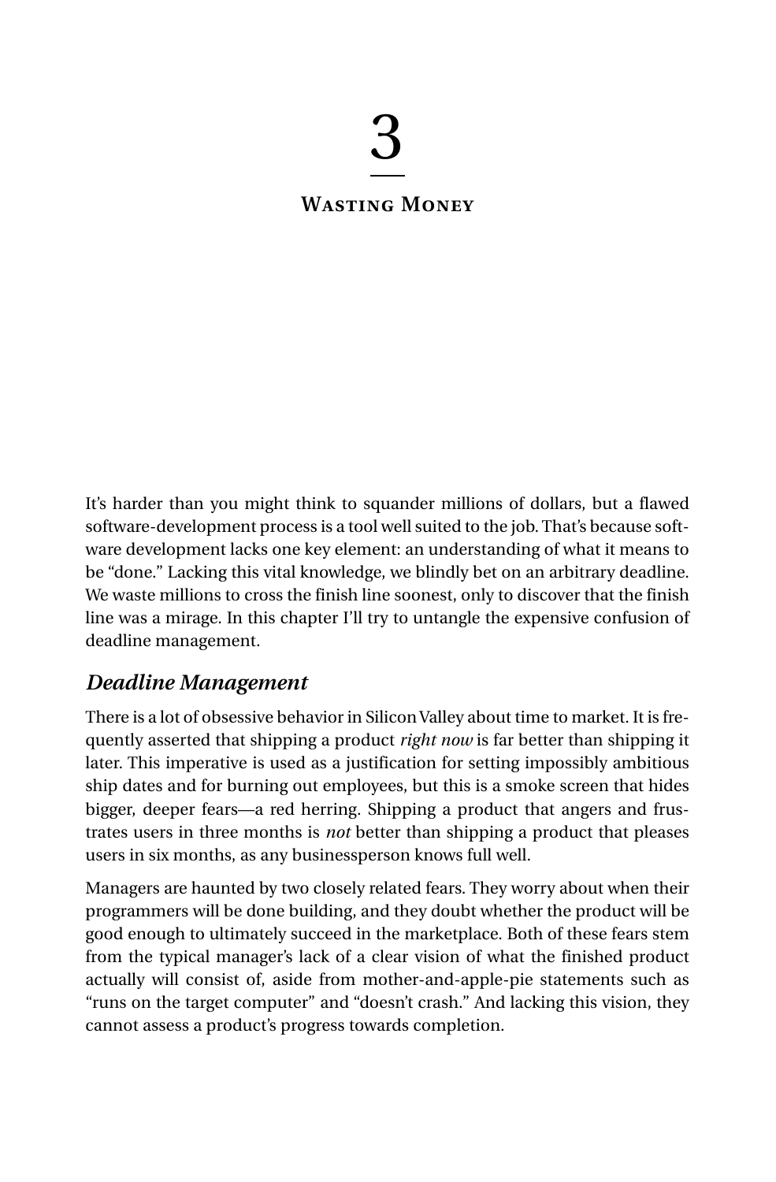# 3

## Wasting Money

It's harder than you might think to squander millions of dollars, but a flawed software-development process is a tool well suited to the job. That's because software development lacks one key element: an understanding of what it means to be "done." Lacking this vital knowledge, we blindly bet on an arbitrary deadline. We waste millions to cross the finish line soonest, only to discover that the finish line was a mirage. In this chapter I'll try to untangle the expensive confusion of deadline management.

### *Deadline Management*

There is a lot of obsessive behavior in Silicon Valley about time to market. It is frequently asserted that shipping a product *right now* is far better than shipping it later. This imperative is used as a justification for setting impossibly ambitious ship dates and for burning out employees, but this is a smoke screen that hides bigger, deeper fears—a red herring. Shipping a product that angers and frustrates users in three months is *not* better than shipping a product that pleases users in six months, as any businessperson knows full well.

Managers are haunted by two closely related fears. They worry about when their programmers will be done building, and they doubt whether the product will be good enough to ultimately succeed in the marketplace. Both of these fears stem from the typical manager's lack of a clear vision of what the finished product actually will consist of, aside from mother-and-apple-pie statements such as "runs on the target computer" and "doesn't crash." And lacking this vision, they cannot assess a product's progress towards completion.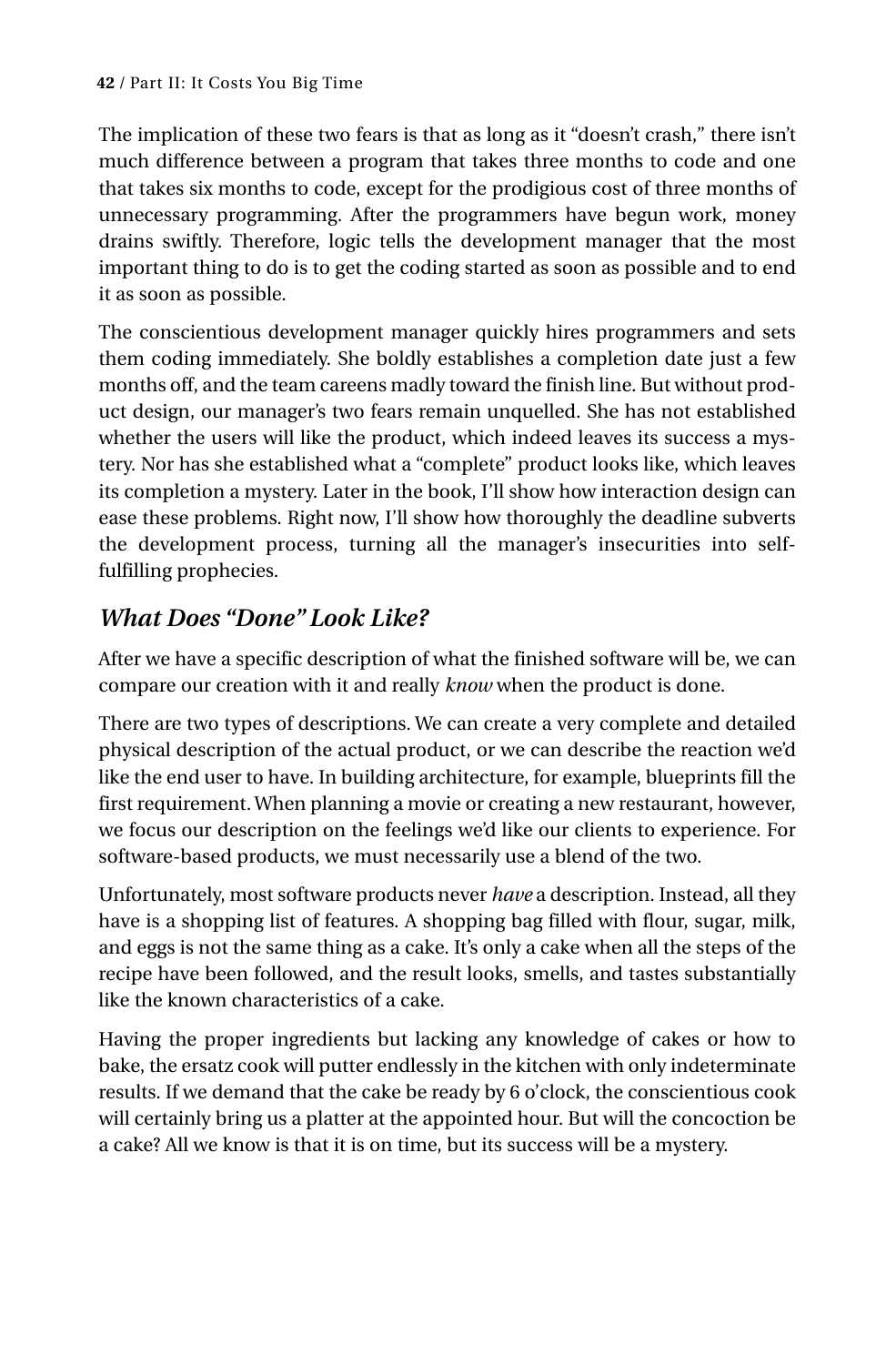The implication of these two fears is that as long as it "doesn't crash," there isn't much difference between a program that takes three months to code and one that takes six months to code, except for the prodigious cost of three months of unnecessary programming. After the programmers have begun work, money drains swiftly. Therefore, logic tells the development manager that the most important thing to do is to get the coding started as soon as possible and to end it as soon as possible.

The conscientious development manager quickly hires programmers and sets them coding immediately. She boldly establishes a completion date just a few months off, and the team careens madly toward the finish line. But without product design, our manager's two fears remain unquelled. She has not established whether the users will like the product, which indeed leaves its success a mystery. Nor has she established what a "complete" product looks like, which leaves its completion a mystery. Later in the book, I'll show how interaction design can ease these problems. Right now, I'll show how thoroughly the deadline subverts the development process, turning all the manager's insecurities into self-fulfilling prophecies.

## *What Does "Done" Look Like?*

After we have a specific description of what the finished software will be, we can compare our creation with it and really *know* when the product is done.

There are two types of descriptions. We can create a very complete and detailed physical description of the actual product, or we can describe the reaction we'd like the end user to have. In building architecture, for example, blueprints fill the first requirement. When planning a movie or creating a new restaurant, however, we focus our description on the feelings we'd like our clients to experience. For software-based products, we must necessarily use a blend of the two.

Unfortunately, most software products never *have* a description. Instead, all they have is a shopping list of features. A shopping bag filled with flour, sugar, milk, and eggs is not the same thing as a cake. It's only a cake when all the steps of the recipe have been followed, and the result looks, smells, and tastes substantially like the known characteristics of a cake.

Having the proper ingredients but lacking any knowledge of cakes or how to bake, the ersatz cook will putter endlessly in the kitchen with only indeterminate results. If we demand that the cake be ready by 6 o'clock, the conscientious cook will certainly bring us a platter at the appointed hour. But will the concoction be a cake? All we know is that it is on time, but its success will be a mystery.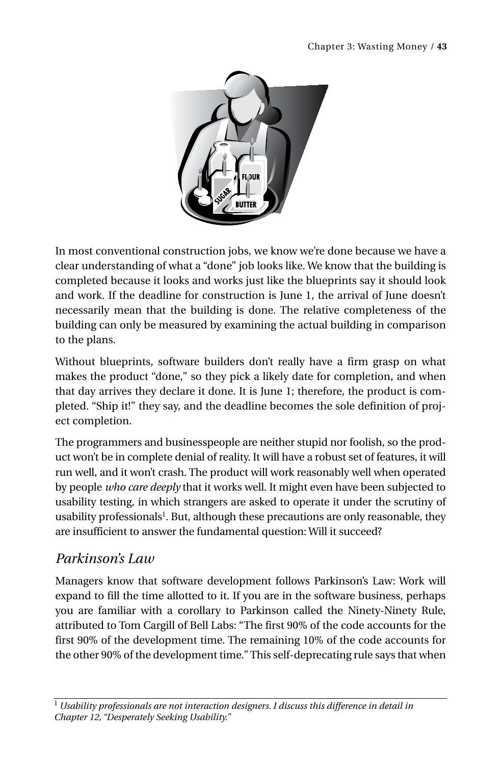In most conventional construction jobs, we know we're done because we have a clear understanding of what a "done" job looks like. We know that the building is completed because it looks and works just like the blueprints say it should look and work. If the deadline for construction is June 1, the arrival of June doesn't necessarily mean that the building is done. The relative completeness of the building can only be measured by examining the actual building in comparison to the plans.

Without blueprints, software builders don't really have a firm grasp on what makes the product "done," so they pick a likely date for completion, and when that day arrives they declare it done. It is June 1; therefore, the product is completed. "Ship it!" they say, and the deadline becomes the sole definition of project completion.

The programmers and businesspeople are neither stupid nor foolish, so the product won't be in complete denial of reality. It will have a robust set of features, it will run well, and it won't crash. The product will work reasonably well when operated by people *who care deeply* that it works well. It might even have been subjected to usability testing, in which strangers are asked to operate it under the scrutiny of usability professionals[1]. But, although these precautions are only reasonable, they are insufficient to answer the fundamental question: Will it succeed?

## *Parkinson's Law*

Managers know that software development follows Parkinson's Law: Work will expand to fill the time allotted to it. If you are in the software business, perhaps you are familiar with a corollary to Parkinson called the Ninety-Ninety Rule, attributed to Tom Cargill of Bell Labs: "The first 90% of the code accounts for the first 90% of the development time. The remaining 10% of the code accounts for the other 90% of the development time." This self-deprecating rule says that when

[1] *Usability professionals are not interaction designers. I discuss this difference in detail in Chapter 12, "Desperately Seeking Usability."*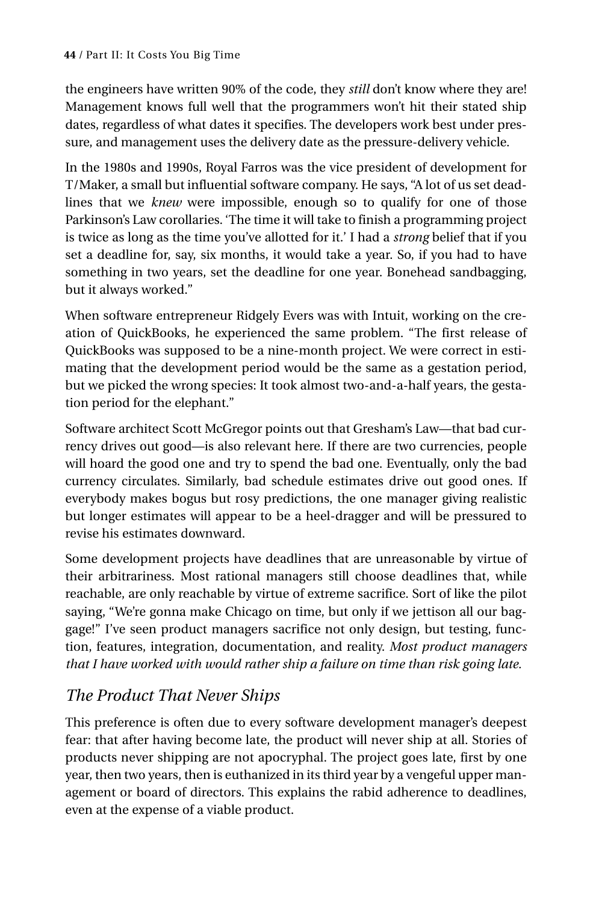the engineers have written 90% of the code, they *still* don't know where they are! Management knows full well that the programmers won't hit their stated ship dates, regardless of what dates it specifies. The developers work best under pressure, and management uses the delivery date as the pressure-delivery vehicle.

In the 1980s and 1990s, Royal Farros was the vice president of development for T/Maker, a small but influential software company. He says, "A lot of us set deadlines that we *knew* were impossible, enough so to qualify for one of those Parkinson's Law corollaries. 'The time it will take to finish a programming project is twice as long as the time you've allotted for it.' I had a *strong* belief that if you set a deadline for, say, six months, it would take a year. So, if you had to have something in two years, set the deadline for one year. Bonehead sandbagging, but it always worked."

When software entrepreneur Ridgely Evers was with Intuit, working on the creation of QuickBooks, he experienced the same problem. "The first release of QuickBooks was supposed to be a nine-month project. We were correct in estimating that the development period would be the same as a gestation period, but we picked the wrong species: It took almost two-and-a-half years, the gestation period for the elephant."

Software architect Scott McGregor points out that Gresham's Law—that bad currency drives out good—is also relevant here. If there are two currencies, people will hoard the good one and try to spend the bad one. Eventually, only the bad currency circulates. Similarly, bad schedule estimates drive out good ones. If everybody makes bogus but rosy predictions, the one manager giving realistic but longer estimates will appear to be a heel-dragger and will be pressured to revise his estimates downward.

Some development projects have deadlines that are unreasonable by virtue of their arbitrariness. Most rational managers still choose deadlines that, while reachable, are only reachable by virtue of extreme sacrifice. Sort of like the pilot saying, "We're gonna make Chicago on time, but only if we jettison all our baggage!" I've seen product managers sacrifice not only design, but testing, function, features, integration, documentation, and reality. *Most product managers that I have worked with would rather ship a failure on time than risk going late.*

## *The Product That Never Ships*

This preference is often due to every software development manager's deepest fear: that after having become late, the product will never ship at all. Stories of products never shipping are not apocryphal. The project goes late, first by one year, then two years, then is euthanized in its third year by a vengeful upper management or board of directors. This explains the rabid adherence to deadlines, even at the expense of a viable product.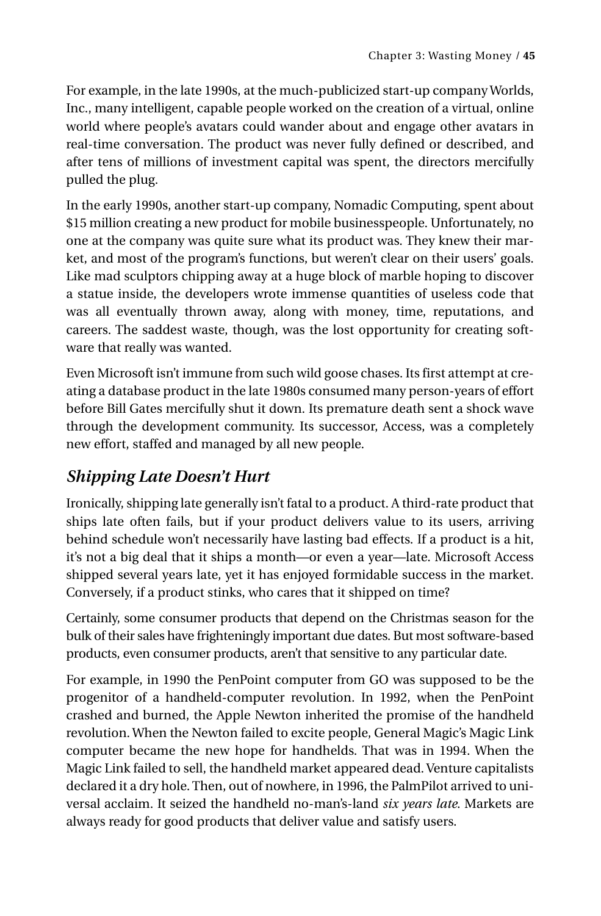For example, in the late 1990s, at the much-publicized start-up company Worlds, Inc., many intelligent, capable people worked on the creation of a virtual, online world where people's avatars could wander about and engage other avatars in real-time conversation. The product was never fully defined or described, and after tens of millions of investment capital was spent, the directors mercifully pulled the plug.

In the early 1990s, another start-up company, Nomadic Computing, spent about $15 million creating a new product for mobile businesspeople. Unfortunately, no one at the company was quite sure what its product was. They knew their market, and most of the program's functions, but weren't clear on their users' goals. Like mad sculptors chipping away at a huge block of marble hoping to discover a statue inside, the developers wrote immense quantities of useless code that was all eventually thrown away, along with money, time, reputations, and careers. The saddest waste, though, was the lost opportunity for creating software that really was wanted.

Even Microsoft isn't immune from such wild goose chases. Its first attempt at creating a database product in the late 1980s consumed many person-years of effort before Bill Gates mercifully shut it down. Its premature death sent a shock wave through the development community. Its successor, Access, was a completely new effort, staffed and managed by all new people.

## *Shipping Late Doesn't Hurt*

Ironically, shipping late generally isn't fatal to a product. A third-rate product that ships late often fails, but if your product delivers value to its users, arriving behind schedule won't necessarily have lasting bad effects. If a product is a hit, it's not a big deal that it ships a month—or even a year—late. Microsoft Access shipped several years late, yet it has enjoyed formidable success in the market. Conversely, if a product stinks, who cares that it shipped on time?

Certainly, some consumer products that depend on the Christmas season for the bulk of their sales have frighteningly important due dates. But most software-based products, even consumer products, aren't that sensitive to any particular date.

For example, in 1990 the PenPoint computer from GO was supposed to be the progenitor of a handheld-computer revolution. In 1992, when the PenPoint crashed and burned, the Apple Newton inherited the promise of the handheld revolution. When the Newton failed to excite people, General Magic's Magic Link computer became the new hope for handhelds. That was in 1994. When the Magic Link failed to sell, the handheld market appeared dead. Venture capitalists declared it a dry hole. Then, out of nowhere, in 1996, the PalmPilot arrived to universal acclaim. It seized the handheld no-man's-land *six years late*. Markets are always ready for good products that deliver value and satisfy users.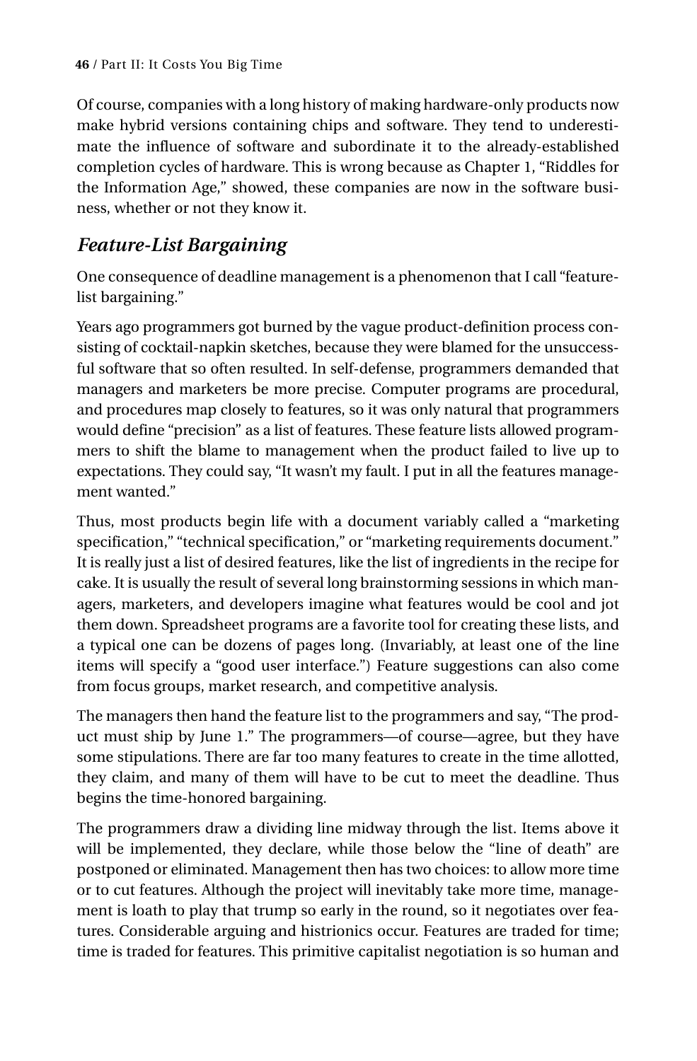Of course, companies with a long history of making hardware-only products now make hybrid versions containing chips and software. They tend to underestimate the influence of software and subordinate it to the already-established completion cycles of hardware. This is wrong because as Chapter 1, "Riddles for the Information Age," showed, these companies are now in the software business, whether or not they know it.

## *Feature-List Bargaining*

One consequence of deadline management is a phenomenon that I call "feature-list bargaining."

Years ago programmers got burned by the vague product-definition process consisting of cocktail-napkin sketches, because they were blamed for the unsuccessful software that so often resulted. In self-defense, programmers demanded that managers and marketers be more precise. Computer programs are procedural, and procedures map closely to features, so it was only natural that programmers would define "precision" as a list of features. These feature lists allowed programmers to shift the blame to management when the product failed to live up to expectations. They could say, "It wasn't my fault. I put in all the features management wanted."

Thus, most products begin life with a document variably called a "marketing specification," "technical specification," or "marketing requirements document." It is really just a list of desired features, like the list of ingredients in the recipe for cake. It is usually the result of several long brainstorming sessions in which managers, marketers, and developers imagine what features would be cool and jot them down. Spreadsheet programs are a favorite tool for creating these lists, and a typical one can be dozens of pages long. (Invariably, at least one of the line items will specify a "good user interface.") Feature suggestions can also come from focus groups, market research, and competitive analysis.

The managers then hand the feature list to the programmers and say, "The product must ship by June 1." The programmers—of course—agree, but they have some stipulations. There are far too many features to create in the time allotted, they claim, and many of them will have to be cut to meet the deadline. Thus begins the time-honored bargaining.

The programmers draw a dividing line midway through the list. Items above it will be implemented, they declare, while those below the "line of death" are postponed or eliminated. Management then has two choices: to allow more time or to cut features. Although the project will inevitably take more time, management is loath to play that trump so early in the round, so it negotiates over features. Considerable arguing and histrionics occur. Features are traded for time; time is traded for features. This primitive capitalist negotiation is so human and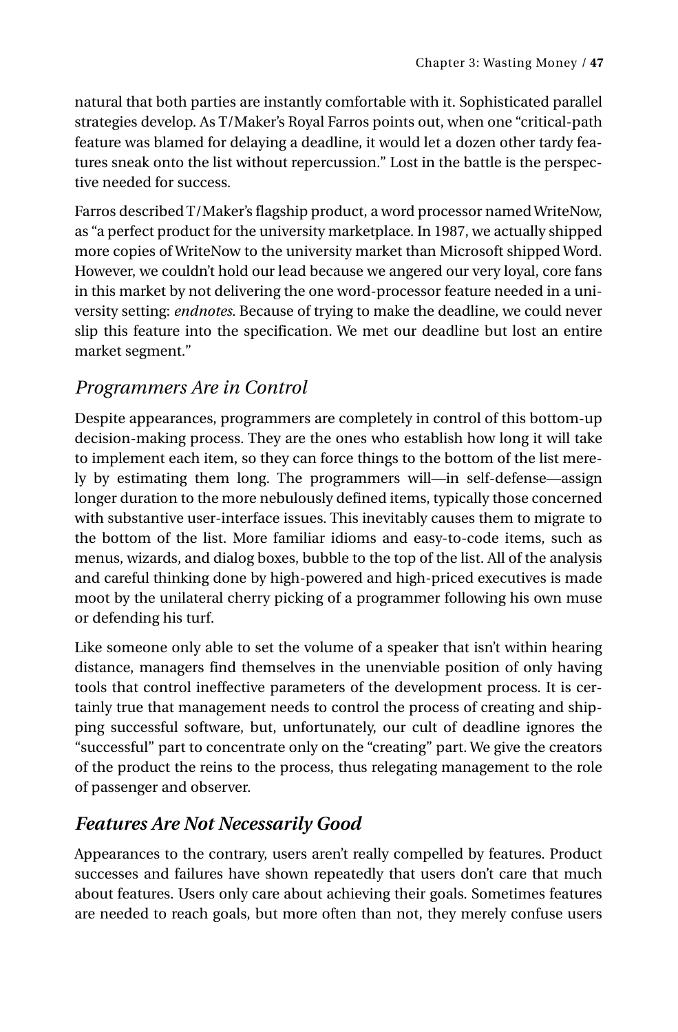natural that both parties are instantly comfortable with it. Sophisticated parallel strategies develop. As T/Maker's Royal Farros points out, when one "critical-path feature was blamed for delaying a deadline, it would let a dozen other tardy features sneak onto the list without repercussion." Lost in the battle is the perspective needed for success.

Farros described T/Maker's flagship product, a word processor named WriteNow, as "a perfect product for the university marketplace. In 1987, we actually shipped more copies of WriteNow to the university market than Microsoft shipped Word. However, we couldn't hold our lead because we angered our very loyal, core fans in this market by not delivering the one word-processor feature needed in a university setting: *endnotes*. Because of trying to make the deadline, we could never slip this feature into the specification. We met our deadline but lost an entire market segment."

## *Programmers Are in Control*

Despite appearances, programmers are completely in control of this bottom-up decision-making process. They are the ones who establish how long it will take to implement each item, so they can force things to the bottom of the list merely by estimating them long. The programmers will—in self-defense—assign longer duration to the more nebulously defined items, typically those concerned with substantive user-interface issues. This inevitably causes them to migrate to the bottom of the list. More familiar idioms and easy-to-code items, such as menus, wizards, and dialog boxes, bubble to the top of the list. All of the analysis and careful thinking done by high-powered and high-priced executives is made moot by the unilateral cherry picking of a programmer following his own muse or defending his turf.

Like someone only able to set the volume of a speaker that isn't within hearing distance, managers find themselves in the unenviable position of only having tools that control ineffective parameters of the development process. It is certainly true that management needs to control the process of creating and shipping successful software, but, unfortunately, our cult of deadline ignores the "successful" part to concentrate only on the "creating" part. We give the creators of the product the reins to the process, thus relegating management to the role of passenger and observer.

## ***Features Are Not Necessarily Good***

Appearances to the contrary, users aren't really compelled by features. Product successes and failures have shown repeatedly that users don't care that much about features. Users only care about achieving their goals. Sometimes features are needed to reach goals, but more often than not, they merely confuse users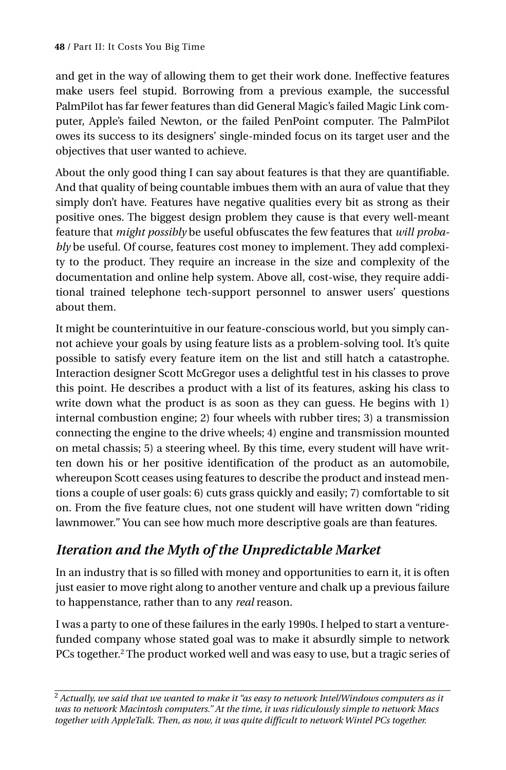and get in the way of allowing them to get their work done. Ineffective features make users feel stupid. Borrowing from a previous example, the successful PalmPilot has far fewer features than did General Magic's failed Magic Link computer, Apple's failed Newton, or the failed PenPoint computer. The PalmPilot owes its success to its designers' single-minded focus on its target user and the objectives that user wanted to achieve.

About the only good thing I can say about features is that they are quantifiable. And that quality of being countable imbues them with an aura of value that they simply don't have. Features have negative qualities every bit as strong as their positive ones. The biggest design problem they cause is that every well-meant feature that *might possibly* be useful obfuscates the few features that *will probably* be useful. Of course, features cost money to implement. They add complexity to the product. They require an increase in the size and complexity of the documentation and online help system. Above all, cost-wise, they require additional trained telephone tech-support personnel to answer users' questions about them.

It might be counterintuitive in our feature-conscious world, but you simply cannot achieve your goals by using feature lists as a problem-solving tool. It's quite possible to satisfy every feature item on the list and still hatch a catastrophe. Interaction designer Scott McGregor uses a delightful test in his classes to prove this point. He describes a product with a list of its features, asking his class to write down what the product is as soon as they can guess. He begins with 1) internal combustion engine; 2) four wheels with rubber tires; 3) a transmission connecting the engine to the drive wheels; 4) engine and transmission mounted on metal chassis; 5) a steering wheel. By this time, every student will have written down his or her positive identification of the product as an automobile, whereupon Scott ceases using features to describe the product and instead mentions a couple of user goals: 6) cuts grass quickly and easily; 7) comfortable to sit on. From the five feature clues, not one student will have written down "riding lawnmower." You can see how much more descriptive goals are than features.

## *Iteration and the Myth of the Unpredictable Market*

In an industry that is so filled with money and opportunities to earn it, it is often just easier to move right along to another venture and chalk up a previous failure to happenstance, rather than to any *real* reason.

I was a party to one of these failures in the early 1990s. I helped to start a venture-funded company whose stated goal was to make it absurdly simple to network PCs together.[2] The product worked well and was easy to use, but a tragic series of

[2] *Actually, we said that we wanted to make it "as easy to network Intel/Windows computers as it was to network Macintosh computers." At the time, it was ridiculously simple to network Macs together with AppleTalk. Then, as now, it was quite difficult to network Wintel PCs together.*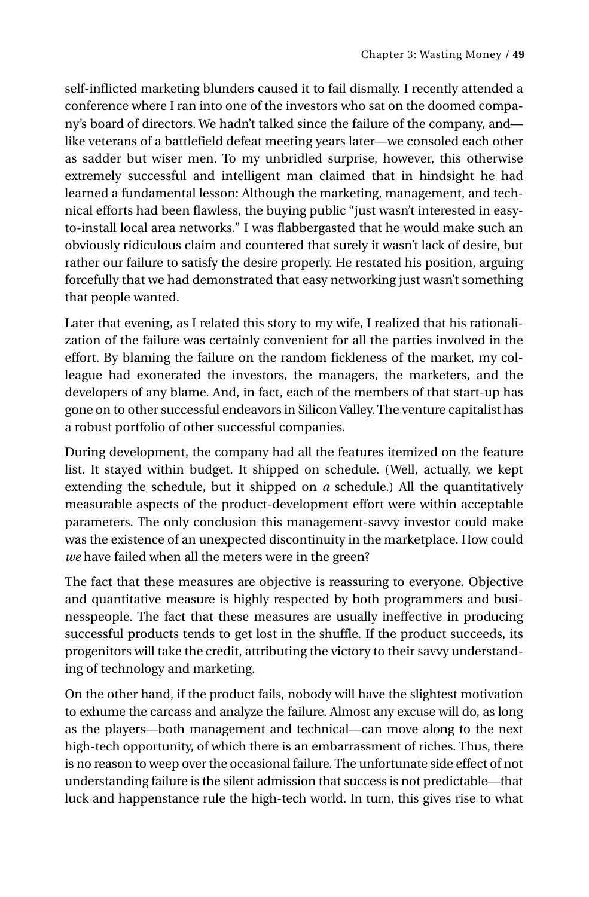self-inflicted marketing blunders caused it to fail dismally. I recently attended a conference where I ran into one of the investors who sat on the doomed company's board of directors. We hadn't talked since the failure of the company, and—like veterans of a battlefield defeat meeting years later—we consoled each other as sadder but wiser men. To my unbridled surprise, however, this otherwise extremely successful and intelligent man claimed that in hindsight he had learned a fundamental lesson: Although the marketing, management, and technical efforts had been flawless, the buying public "just wasn't interested in easy-to-install local area networks." I was flabbergasted that he would make such an obviously ridiculous claim and countered that surely it wasn't lack of desire, but rather our failure to satisfy the desire properly. He restated his position, arguing forcefully that we had demonstrated that easy networking just wasn't something that people wanted.

Later that evening, as I related this story to my wife, I realized that his rationalization of the failure was certainly convenient for all the parties involved in the effort. By blaming the failure on the random fickleness of the market, my colleague had exonerated the investors, the managers, the marketers, and the developers of any blame. And, in fact, each of the members of that start-up has gone on to other successful endeavors in Silicon Valley. The venture capitalist has a robust portfolio of other successful companies.

During development, the company had all the features itemized on the feature list. It stayed within budget. It shipped on schedule. (Well, actually, we kept extending the schedule, but it shipped on *a* schedule.) All the quantitatively measurable aspects of the product-development effort were within acceptable parameters. The only conclusion this management-savvy investor could make was the existence of an unexpected discontinuity in the marketplace. How could *we* have failed when all the meters were in the green?

The fact that these measures are objective is reassuring to everyone. Objective and quantitative measure is highly respected by both programmers and businesspeople. The fact that these measures are usually ineffective in producing successful products tends to get lost in the shuffle. If the product succeeds, its progenitors will take the credit, attributing the victory to their savvy understanding of technology and marketing.

On the other hand, if the product fails, nobody will have the slightest motivation to exhume the carcass and analyze the failure. Almost any excuse will do, as long as the players—both management and technical—can move along to the next high-tech opportunity, of which there is an embarrassment of riches. Thus, there is no reason to weep over the occasional failure. The unfortunate side effect of not understanding failure is the silent admission that success is not predictable—that luck and happenstance rule the high-tech world. In turn, this gives rise to what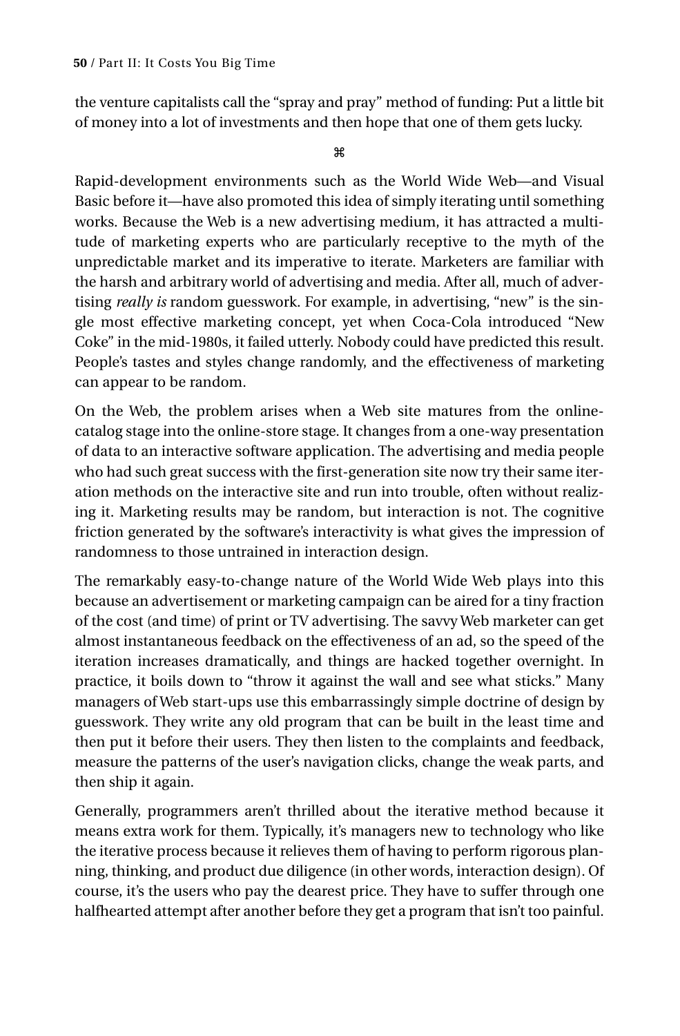the venture capitalists call the “spray and pray” method of funding: Put a little bit of money into a lot of investments and then hope that one of them gets lucky.

⌘

Rapid-development environments such as the World Wide Web—and Visual Basic before it—have also promoted this idea of simply iterating until something works. Because the Web is a new advertising medium, it has attracted a multitude of marketing experts who are particularly receptive to the myth of the unpredictable market and its imperative to iterate. Marketers are familiar with the harsh and arbitrary world of advertising and media. After all, much of advertising *really is* random guesswork. For example, in advertising, “new” is the single most effective marketing concept, yet when Coca-Cola introduced “New Coke” in the mid-1980s, it failed utterly. Nobody could have predicted this result. People’s tastes and styles change randomly, and the effectiveness of marketing can appear to be random.

On the Web, the problem arises when a Web site matures from the online-catalog stage into the online-store stage. It changes from a one-way presentation of data to an interactive software application. The advertising and media people who had such great success with the first-generation site now try their same iteration methods on the interactive site and run into trouble, often without realizing it. Marketing results may be random, but interaction is not. The cognitive friction generated by the software’s interactivity is what gives the impression of randomness to those untrained in interaction design.

The remarkably easy-to-change nature of the World Wide Web plays into this because an advertisement or marketing campaign can be aired for a tiny fraction of the cost (and time) of print or TV advertising. The savvy Web marketer can get almost instantaneous feedback on the effectiveness of an ad, so the speed of the iteration increases dramatically, and things are hacked together overnight. In practice, it boils down to “throw it against the wall and see what sticks.” Many managers of Web start-ups use this embarrassingly simple doctrine of design by guesswork. They write any old program that can be built in the least time and then put it before their users. They then listen to the complaints and feedback, measure the patterns of the user’s navigation clicks, change the weak parts, and then ship it again.

Generally, programmers aren’t thrilled about the iterative method because it means extra work for them. Typically, it’s managers new to technology who like the iterative process because it relieves them of having to perform rigorous planning, thinking, and product due diligence (in other words, interaction design). Of course, it’s the users who pay the dearest price. They have to suffer through one halfhearted attempt after another before they get a program that isn’t too painful.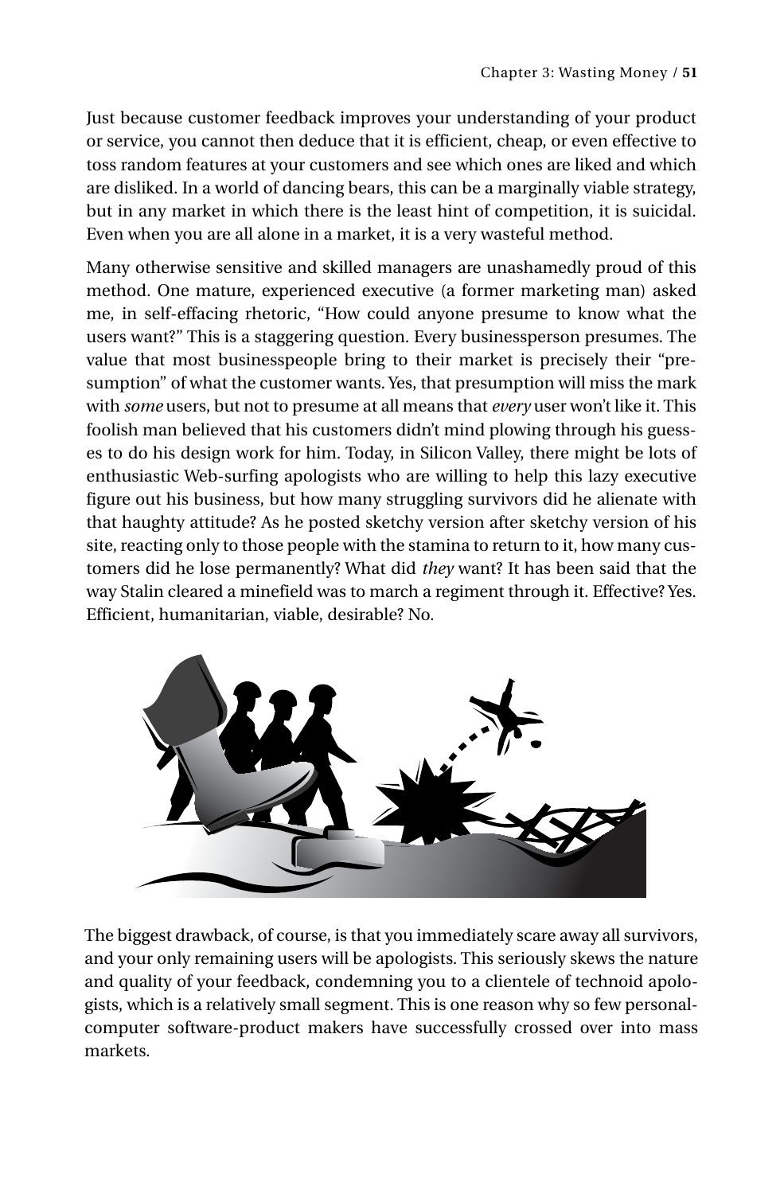Just because customer feedback improves your understanding of your product or service, you cannot then deduce that it is efficient, cheap, or even effective to toss random features at your customers and see which ones are liked and which are disliked. In a world of dancing bears, this can be a marginally viable strategy, but in any market in which there is the least hint of competition, it is suicidal. Even when you are all alone in a market, it is a very wasteful method.

Many otherwise sensitive and skilled managers are unashamedly proud of this method. One mature, experienced executive (a former marketing man) asked me, in self-effacing rhetoric, "How could anyone presume to know what the users want?" This is a staggering question. Every businessperson presumes. The value that most businesspeople bring to their market is precisely their "presumption" of what the customer wants. Yes, that presumption will miss the mark with *some* users, but not to presume at all means that *every* user won't like it. This foolish man believed that his customers didn't mind plowing through his guesses to do his design work for him. Today, in Silicon Valley, there might be lots of enthusiastic Web-surfing apologists who are willing to help this lazy executive figure out his business, but how many struggling survivors did he alienate with that haughty attitude? As he posted sketchy version after sketchy version of his site, reacting only to those people with the stamina to return to it, how many customers did he lose permanently? What did *they* want? It has been said that the way Stalin cleared a minefield was to march a regiment through it. Effective? Yes. Efficient, humanitarian, viable, desirable? No.

The biggest drawback, of course, is that you immediately scare away all survivors, and your only remaining users will be apologists. This seriously skews the nature and quality of your feedback, condemning you to a clientele of technoid apologists, which is a relatively small segment. This is one reason why so few personal-computer software-product makers have successfully crossed over into mass markets.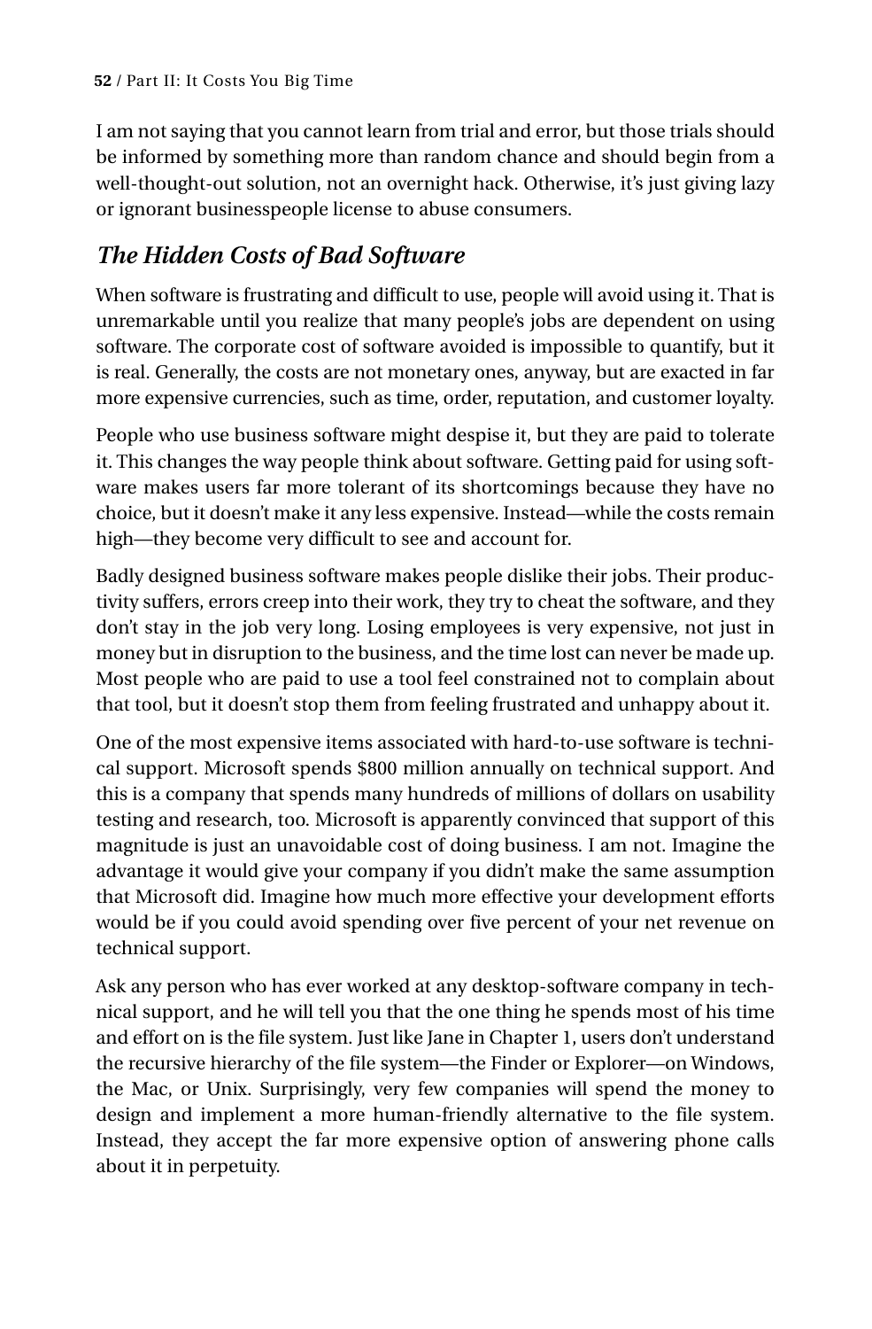I am not saying that you cannot learn from trial and error, but those trials should be informed by something more than random chance and should begin from a well-thought-out solution, not an overnight hack. Otherwise, it's just giving lazy or ignorant businesspeople license to abuse consumers.

## *The Hidden Costs of Bad Software*

When software is frustrating and difficult to use, people will avoid using it. That is unremarkable until you realize that many people's jobs are dependent on using software. The corporate cost of software avoided is impossible to quantify, but it is real. Generally, the costs are not monetary ones, anyway, but are exacted in far more expensive currencies, such as time, order, reputation, and customer loyalty.

People who use business software might despise it, but they are paid to tolerate it. This changes the way people think about software. Getting paid for using software makes users far more tolerant of its shortcomings because they have no choice, but it doesn't make it any less expensive. Instead—while the costs remain high—they become very difficult to see and account for.

Badly designed business software makes people dislike their jobs. Their productivity suffers, errors creep into their work, they try to cheat the software, and they don't stay in the job very long. Losing employees is very expensive, not just in money but in disruption to the business, and the time lost can never be made up. Most people who are paid to use a tool feel constrained not to complain about that tool, but it doesn't stop them from feeling frustrated and unhappy about it.

One of the most expensive items associated with hard-to-use software is technical support. Microsoft spends $800 million annually on technical support. And this is a company that spends many hundreds of millions of dollars on usability testing and research, too. Microsoft is apparently convinced that support of this magnitude is just an unavoidable cost of doing business. I am not. Imagine the advantage it would give your company if you didn't make the same assumption that Microsoft did. Imagine how much more effective your development efforts would be if you could avoid spending over five percent of your net revenue on technical support.

Ask any person who has ever worked at any desktop-software company in technical support, and he will tell you that the one thing he spends most of his time and effort on is the file system. Just like Jane in Chapter 1, users don't understand the recursive hierarchy of the file system—the Finder or Explorer—on Windows, the Mac, or Unix. Surprisingly, very few companies will spend the money to design and implement a more human-friendly alternative to the file system. Instead, they accept the far more expensive option of answering phone calls about it in perpetuity.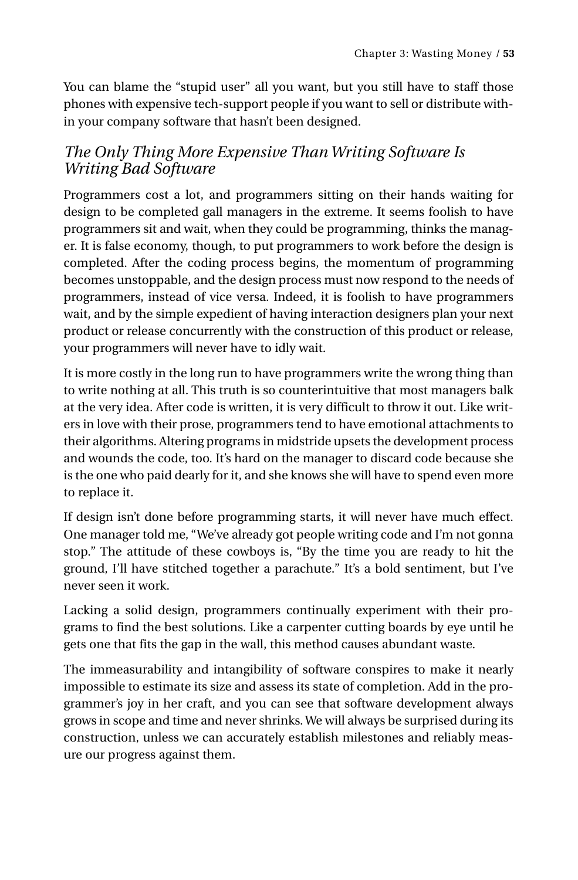You can blame the "stupid user" all you want, but you still have to staff those phones with expensive tech-support people if you want to sell or distribute within your company software that hasn't been designed.

## *The Only Thing More Expensive Than Writing Software Is Writing Bad Software*

Programmers cost a lot, and programmers sitting on their hands waiting for design to be completed gall managers in the extreme. It seems foolish to have programmers sit and wait, when they could be programming, thinks the manager. It is false economy, though, to put programmers to work before the design is completed. After the coding process begins, the momentum of programming becomes unstoppable, and the design process must now respond to the needs of programmers, instead of vice versa. Indeed, it is foolish to have programmers wait, and by the simple expedient of having interaction designers plan your next product or release concurrently with the construction of this product or release, your programmers will never have to idly wait.

It is more costly in the long run to have programmers write the wrong thing than to write nothing at all. This truth is so counterintuitive that most managers balk at the very idea. After code is written, it is very difficult to throw it out. Like writers in love with their prose, programmers tend to have emotional attachments to their algorithms. Altering programs in midstride upsets the development process and wounds the code, too. It's hard on the manager to discard code because she is the one who paid dearly for it, and she knows she will have to spend even more to replace it.

If design isn't done before programming starts, it will never have much effect. One manager told me, "We've already got people writing code and I'm not gonna stop." The attitude of these cowboys is, "By the time you are ready to hit the ground, I'll have stitched together a parachute." It's a bold sentiment, but I've never seen it work.

Lacking a solid design, programmers continually experiment with their programs to find the best solutions. Like a carpenter cutting boards by eye until he gets one that fits the gap in the wall, this method causes abundant waste.

The immeasurability and intangibility of software conspires to make it nearly impossible to estimate its size and assess its state of completion. Add in the programmer's joy in her craft, and you can see that software development always grows in scope and time and never shrinks. We will always be surprised during its construction, unless we can accurately establish milestones and reliably measure our progress against them.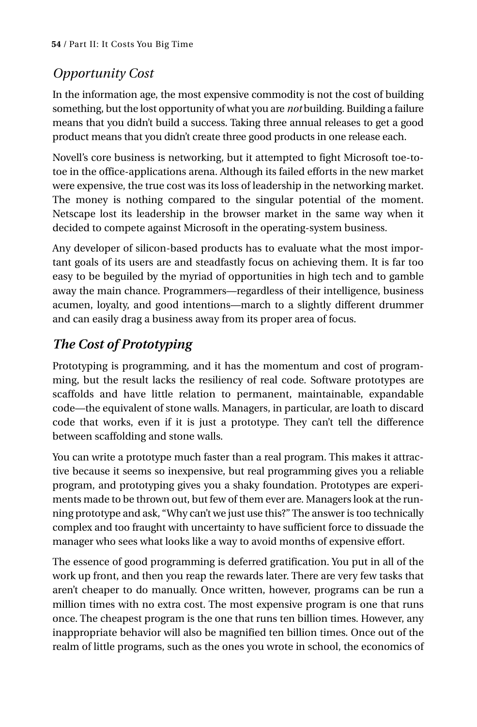## *Opportunity Cost*

In the information age, the most expensive commodity is not the cost of building something, but the lost opportunity of what you are *not* building. Building a failure means that you didn't build a success. Taking three annual releases to get a good product means that you didn't create three good products in one release each.

Novell's core business is networking, but it attempted to fight Microsoft toe-to-toe in the office-applications arena. Although its failed efforts in the new market were expensive, the true cost was its loss of leadership in the networking market. The money is nothing compared to the singular potential of the moment. Netscape lost its leadership in the browser market in the same way when it decided to compete against Microsoft in the operating-system business.

Any developer of silicon-based products has to evaluate what the most important goals of its users are and steadfastly focus on achieving them. It is far too easy to be beguiled by the myriad of opportunities in high tech and to gamble away the main chance. Programmers—regardless of their intelligence, business acumen, loyalty, and good intentions—march to a slightly different drummer and can easily drag a business away from its proper area of focus.

## ***The Cost of Prototyping***

Prototyping is programming, and it has the momentum and cost of programming, but the result lacks the resiliency of real code. Software prototypes are scaffolds and have little relation to permanent, maintainable, expandable code—the equivalent of stone walls. Managers, in particular, are loath to discard code that works, even if it is just a prototype. They can't tell the difference between scaffolding and stone walls.

You can write a prototype much faster than a real program. This makes it attractive because it seems so inexpensive, but real programming gives you a reliable program, and prototyping gives you a shaky foundation. Prototypes are experiments made to be thrown out, but few of them ever are. Managers look at the running prototype and ask, "Why can't we just use this?" The answer is too technically complex and too fraught with uncertainty to have sufficient force to dissuade the manager who sees what looks like a way to avoid months of expensive effort.

The essence of good programming is deferred gratification. You put in all of the work up front, and then you reap the rewards later. There are very few tasks that aren't cheaper to do manually. Once written, however, programs can be run a million times with no extra cost. The most expensive program is one that runs once. The cheapest program is the one that runs ten billion times. However, any inappropriate behavior will also be magnified ten billion times. Once out of the realm of little programs, such as the ones you wrote in school, the economics of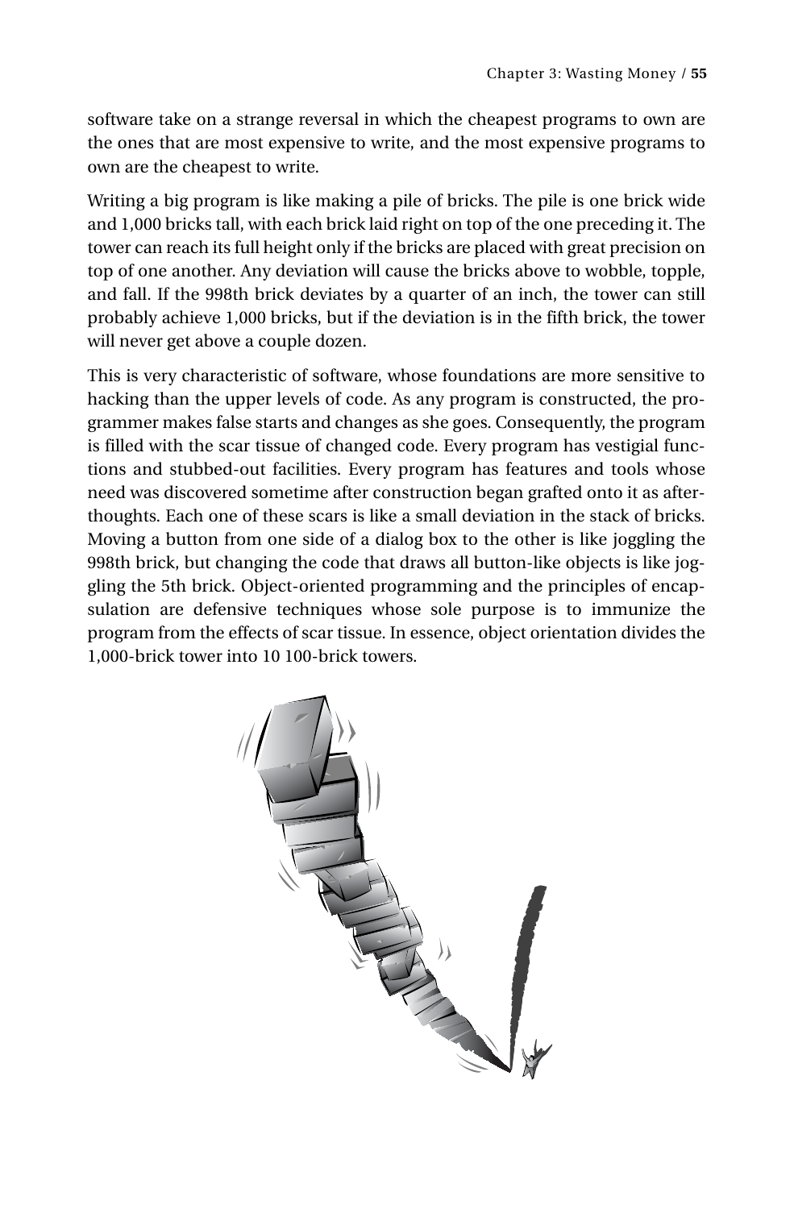software take on a strange reversal in which the cheapest programs to own are the ones that are most expensive to write, and the most expensive programs to own are the cheapest to write.

Writing a big program is like making a pile of bricks. The pile is one brick wide and 1,000 bricks tall, with each brick laid right on top of the one preceding it. The tower can reach its full height only if the bricks are placed with great precision on top of one another. Any deviation will cause the bricks above to wobble, topple, and fall. If the 998th brick deviates by a quarter of an inch, the tower can still probably achieve 1,000 bricks, but if the deviation is in the fifth brick, the tower will never get above a couple dozen.

This is very characteristic of software, whose foundations are more sensitive to hacking than the upper levels of code. As any program is constructed, the programmer makes false starts and changes as she goes. Consequently, the program is filled with the scar tissue of changed code. Every program has vestigial functions and stubbed-out facilities. Every program has features and tools whose need was discovered sometime after construction began grafted onto it as afterthoughts. Each one of these scars is like a small deviation in the stack of bricks. Moving a button from one side of a dialog box to the other is like joggling the 998th brick, but changing the code that draws all button-like objects is like joggling the 5th brick. Object-oriented programming and the principles of encapsulation are defensive techniques whose sole purpose is to immunize the program from the effects of scar tissue. In essence, object orientation divides the 1,000-brick tower into 10 100-brick towers.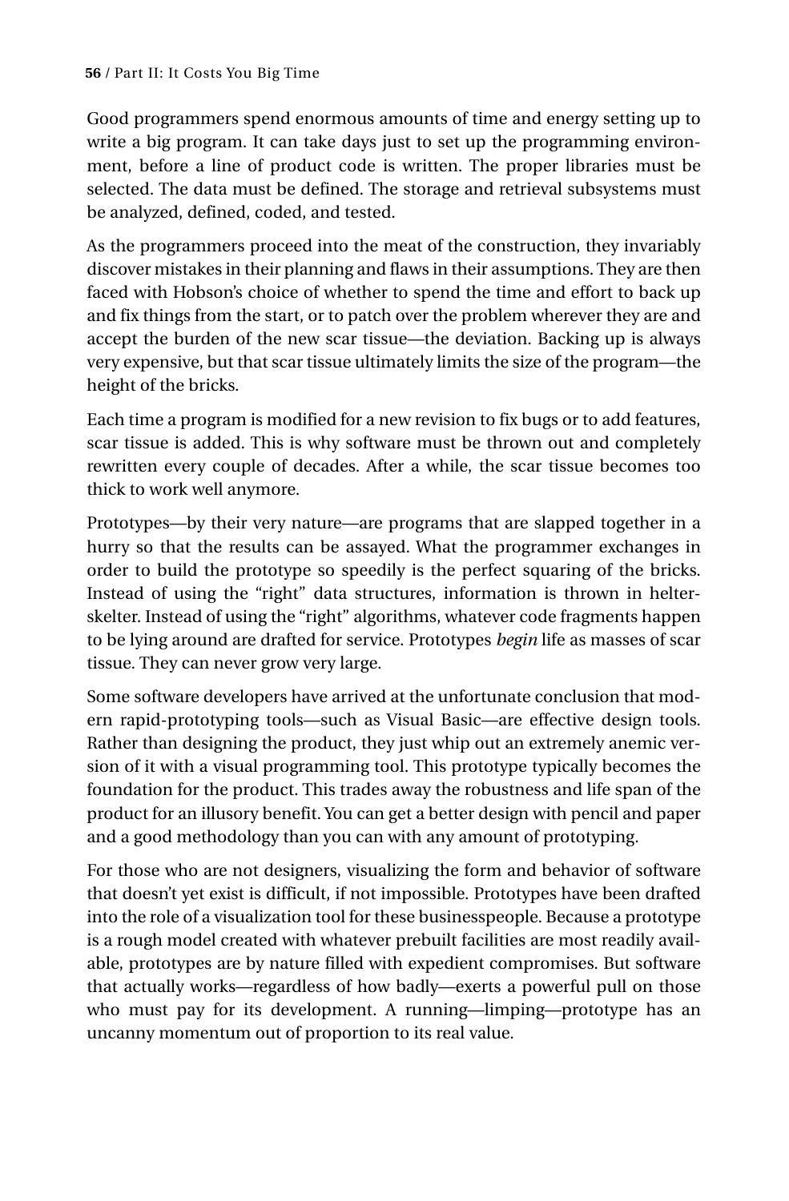Good programmers spend enormous amounts of time and energy setting up to write a big program. It can take days just to set up the programming environment, before a line of product code is written. The proper libraries must be selected. The data must be defined. The storage and retrieval subsystems must be analyzed, defined, coded, and tested.

As the programmers proceed into the meat of the construction, they invariably discover mistakes in their planning and flaws in their assumptions. They are then faced with Hobson's choice of whether to spend the time and effort to back up and fix things from the start, or to patch over the problem wherever they are and accept the burden of the new scar tissue—the deviation. Backing up is always very expensive, but that scar tissue ultimately limits the size of the program—the height of the bricks.

Each time a program is modified for a new revision to fix bugs or to add features, scar tissue is added. This is why software must be thrown out and completely rewritten every couple of decades. After a while, the scar tissue becomes too thick to work well anymore.

Prototypes—by their very nature—are programs that are slapped together in a hurry so that the results can be assayed. What the programmer exchanges in order to build the prototype so speedily is the perfect squaring of the bricks. Instead of using the "right" data structures, information is thrown in helter-skelter. Instead of using the "right" algorithms, whatever code fragments happen to be lying around are drafted for service. Prototypes *begin* life as masses of scar tissue. They can never grow very large.

Some software developers have arrived at the unfortunate conclusion that modern rapid-prototyping tools—such as Visual Basic—are effective design tools. Rather than designing the product, they just whip out an extremely anemic version of it with a visual programming tool. This prototype typically becomes the foundation for the product. This trades away the robustness and life span of the product for an illusory benefit. You can get a better design with pencil and paper and a good methodology than you can with any amount of prototyping.

For those who are not designers, visualizing the form and behavior of software that doesn't yet exist is difficult, if not impossible. Prototypes have been drafted into the role of a visualization tool for these businesspeople. Because a prototype is a rough model created with whatever prebuilt facilities are most readily available, prototypes are by nature filled with expedient compromises. But software that actually works—regardless of how badly—exerts a powerful pull on those who must pay for its development. A running—limping—prototype has an uncanny momentum out of proportion to its real value.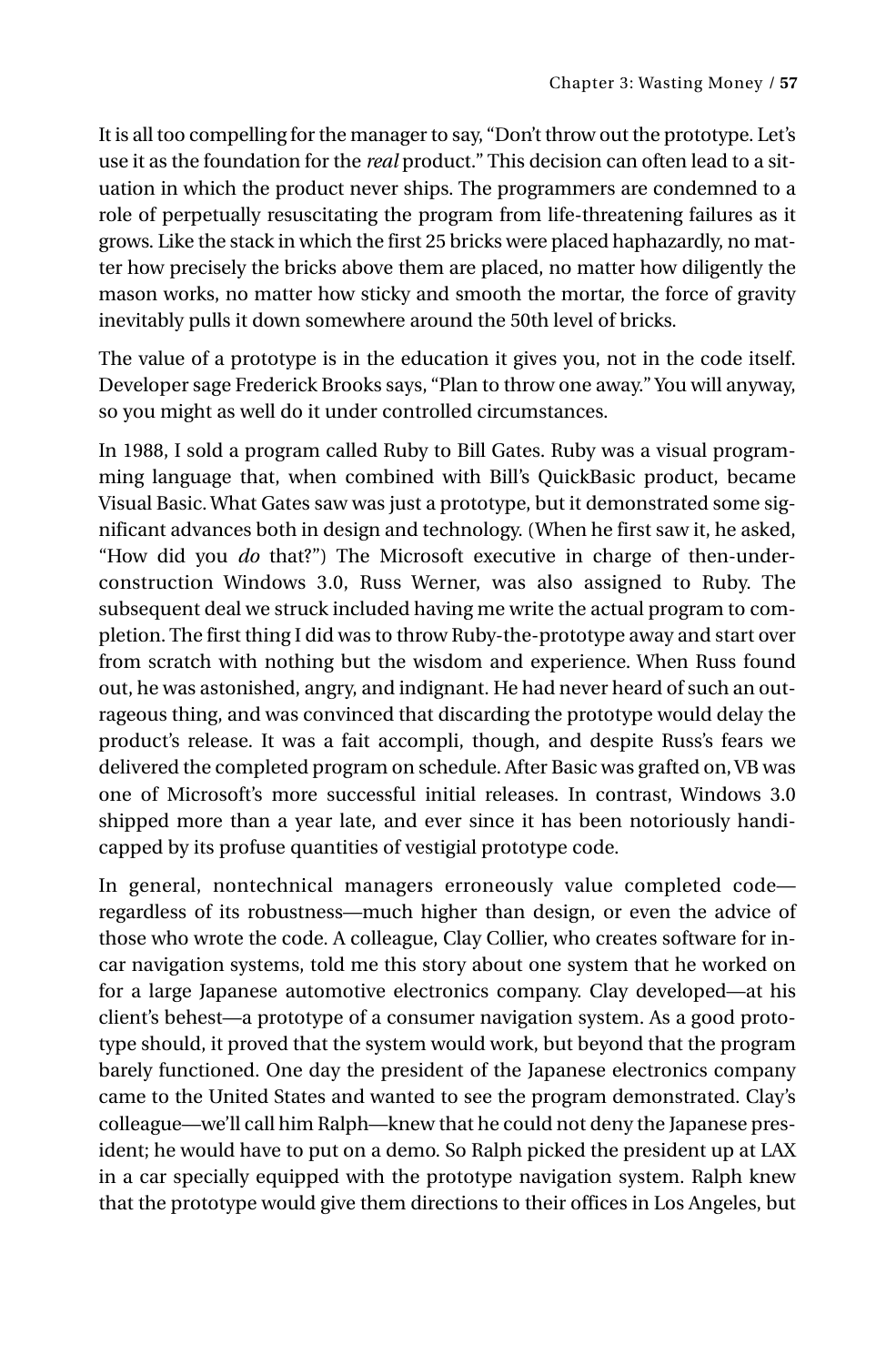It is all too compelling for the manager to say, "Don't throw out the prototype. Let's use it as the foundation for the *real* product." This decision can often lead to a situation in which the product never ships. The programmers are condemned to a role of perpetually resuscitating the program from life-threatening failures as it grows. Like the stack in which the first 25 bricks were placed haphazardly, no matter how precisely the bricks above them are placed, no matter how diligently the mason works, no matter how sticky and smooth the mortar, the force of gravity inevitably pulls it down somewhere around the 50th level of bricks.

The value of a prototype is in the education it gives you, not in the code itself. Developer sage Frederick Brooks says, "Plan to throw one away." You will anyway, so you might as well do it under controlled circumstances.

In 1988, I sold a program called Ruby to Bill Gates. Ruby was a visual programming language that, when combined with Bill's QuickBasic product, became Visual Basic. What Gates saw was just a prototype, but it demonstrated some significant advances both in design and technology. (When he first saw it, he asked, "How did you *do* that?") The Microsoft executive in charge of then-under-construction Windows 3.0, Russ Werner, was also assigned to Ruby. The subsequent deal we struck included having me write the actual program to completion. The first thing I did was to throw Ruby-the-prototype away and start over from scratch with nothing but the wisdom and experience. When Russ found out, he was astonished, angry, and indignant. He had never heard of such an outrageous thing, and was convinced that discarding the prototype would delay the product's release. It was a fait accompli, though, and despite Russ's fears we delivered the completed program on schedule. After Basic was grafted on, VB was one of Microsoft's more successful initial releases. In contrast, Windows 3.0 shipped more than a year late, and ever since it has been notoriously handicapped by its profuse quantities of vestigial prototype code.

In general, nontechnical managers erroneously value completed code—regardless of its robustness—much higher than design, or even the advice of those who wrote the code. A colleague, Clay Collier, who creates software for in-car navigation systems, told me this story about one system that he worked on for a large Japanese automotive electronics company. Clay developed—at his client's behest—a prototype of a consumer navigation system. As a good prototype should, it proved that the system would work, but beyond that the program barely functioned. One day the president of the Japanese electronics company came to the United States and wanted to see the program demonstrated. Clay's colleague—we'll call him Ralph—knew that he could not deny the Japanese president; he would have to put on a demo. So Ralph picked the president up at LAX in a car specially equipped with the prototype navigation system. Ralph knew that the prototype would give them directions to their offices in Los Angeles, but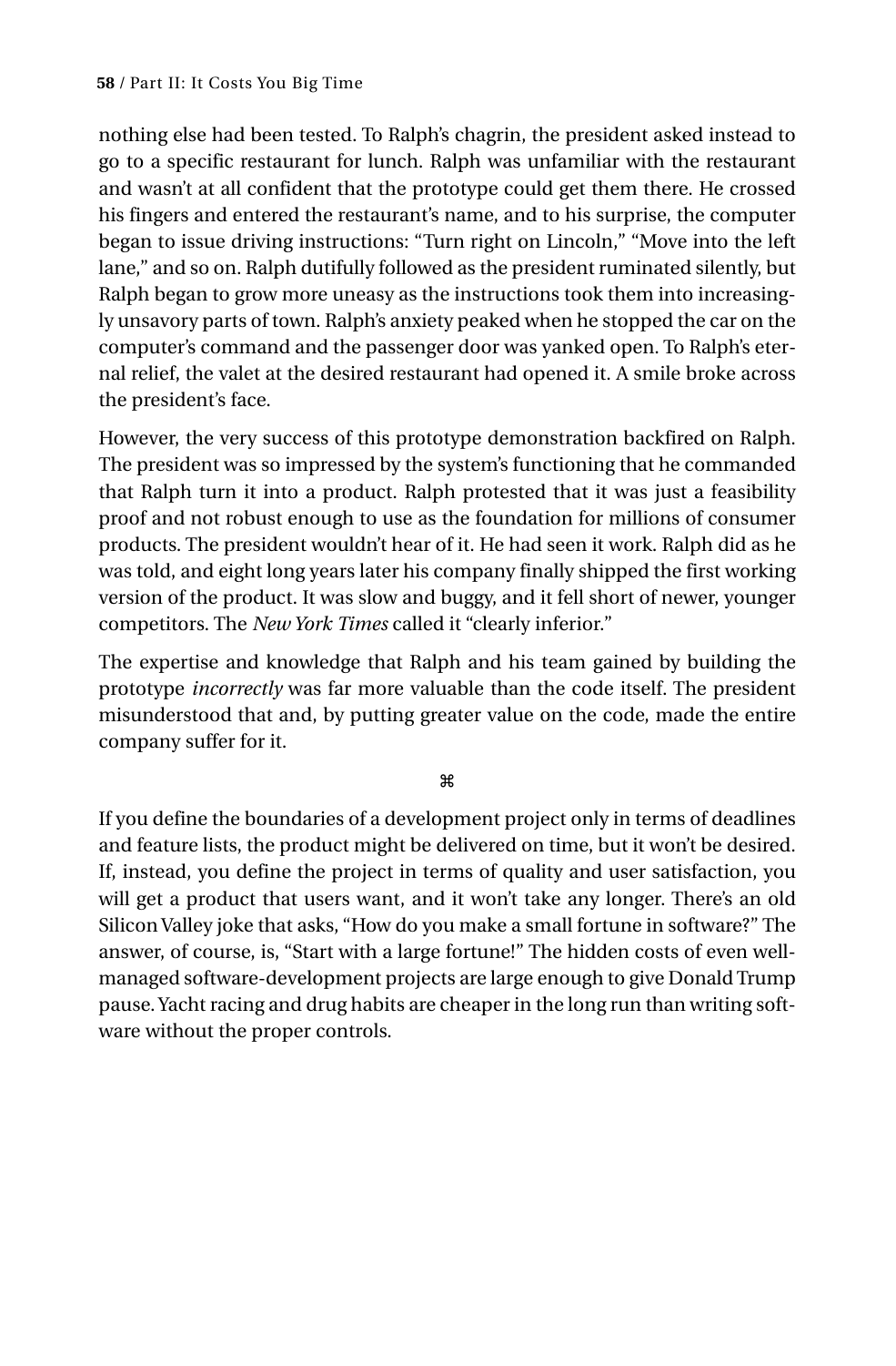nothing else had been tested. To Ralph's chagrin, the president asked instead to go to a specific restaurant for lunch. Ralph was unfamiliar with the restaurant and wasn't at all confident that the prototype could get them there. He crossed his fingers and entered the restaurant's name, and to his surprise, the computer began to issue driving instructions: "Turn right on Lincoln," "Move into the left lane," and so on. Ralph dutifully followed as the president ruminated silently, but Ralph began to grow more uneasy as the instructions took them into increasingly unsavory parts of town. Ralph's anxiety peaked when he stopped the car on the computer's command and the passenger door was yanked open. To Ralph's eternal relief, the valet at the desired restaurant had opened it. A smile broke across the president's face.

However, the very success of this prototype demonstration backfired on Ralph. The president was so impressed by the system's functioning that he commanded that Ralph turn it into a product. Ralph protested that it was just a feasibility proof and not robust enough to use as the foundation for millions of consumer products. The president wouldn't hear of it. He had seen it work. Ralph did as he was told, and eight long years later his company finally shipped the first working version of the product. It was slow and buggy, and it fell short of newer, younger competitors. The *New York Times* called it "clearly inferior."

The expertise and knowledge that Ralph and his team gained by building the prototype *incorrectly* was far more valuable than the code itself. The president misunderstood that and, by putting greater value on the code, made the entire company suffer for it.

⌘

If you define the boundaries of a development project only in terms of deadlines and feature lists, the product might be delivered on time, but it won't be desired. If, instead, you define the project in terms of quality and user satisfaction, you will get a product that users want, and it won't take any longer. There's an old Silicon Valley joke that asks, "How do you make a small fortune in software?" The answer, of course, is, "Start with a large fortune!" The hidden costs of even well-managed software-development projects are large enough to give Donald Trump pause. Yacht racing and drug habits are cheaper in the long run than writing software without the proper controls.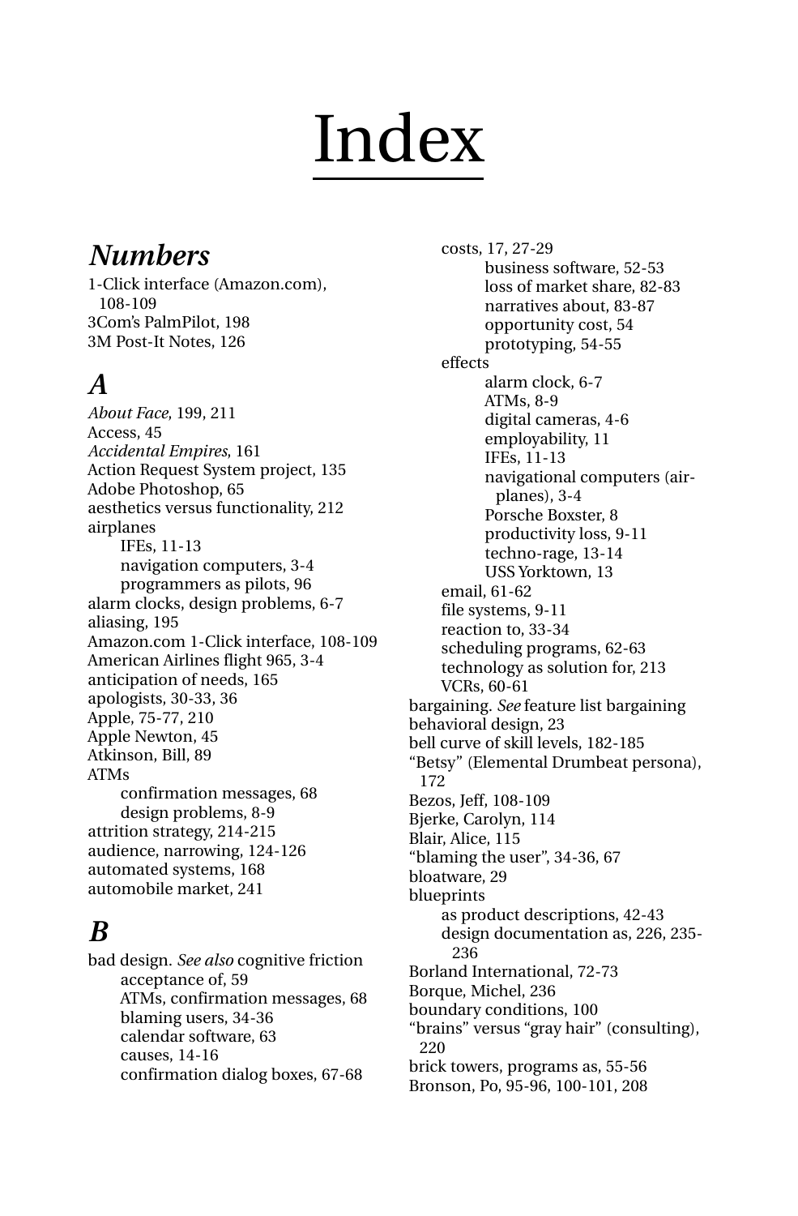# Index

## *Numbers*

1-Click interface (Amazon.com), 108-109
3Com's PalmPilot, 198
3M Post-It Notes, 126

## *A*

*About Face*, 199, 211
Access, 45
*Accidental Empires*, 161
Action Request System project, 135
Adobe Photoshop, 65
aesthetics versus functionality, 212
airplanes
- IFEs, 11-13
- navigation computers, 3-4
- programmers as pilots, 96

alarm clocks, design problems, 6-7
aliasing, 195
Amazon.com 1-Click interface, 108-109
American Airlines flight 965, 3-4
anticipation of needs, 165
apologists, 30-33, 36
Apple, 75-77, 210
Apple Newton, 45
Atkinson, Bill, 89
ATMs
- confirmation messages, 68
- design problems, 8-9

attrition strategy, 214-215
audience, narrowing, 124-126
automated systems, 168
automobile market, 241

## *B*

bad design. *See also* cognitive friction
- acceptance of, 59
- ATMs, confirmation messages, 68
- blaming users, 34-36
- calendar software, 63
- causes, 14-16
- confirmation dialog boxes, 67-68
- costs, 17, 27-29
  - business software, 52-53
  - loss of market share, 82-83
  - narratives about, 83-87
  - opportunity cost, 54
  - prototyping, 54-55
- effects
  - alarm clock, 6-7
  - ATMs, 8-9
  - digital cameras, 4-6
  - employability, 11
  - IFEs, 11-13
  - navigational computers (airplanes), 3-4
  - Porsche Boxster, 8
  - productivity loss, 9-11
  - techno-rage, 13-14
  - USS Yorktown, 13
- email, 61-62
- file systems, 9-11
- reaction to, 33-34
- scheduling programs, 62-63
- technology as solution for, 213
- VCRs, 60-61

bargaining. *See* feature list bargaining
behavioral design, 23
bell curve of skill levels, 182-185
"Betsy" (Elemental Drumbeat persona), 172
Bezos, Jeff, 108-109
Bjerke, Carolyn, 114
Blair, Alice, 115
"blaming the user", 34-36, 67
bloatware, 29
blueprints
- as product descriptions, 42-43
- design documentation as, 226, 235-236

Borland International, 72-73
Borque, Michel, 236
boundary conditions, 100
"brains" versus "gray hair" (consulting), 220
brick towers, programs as, 55-56
Bronson, Po, 95-96, 100-101, 208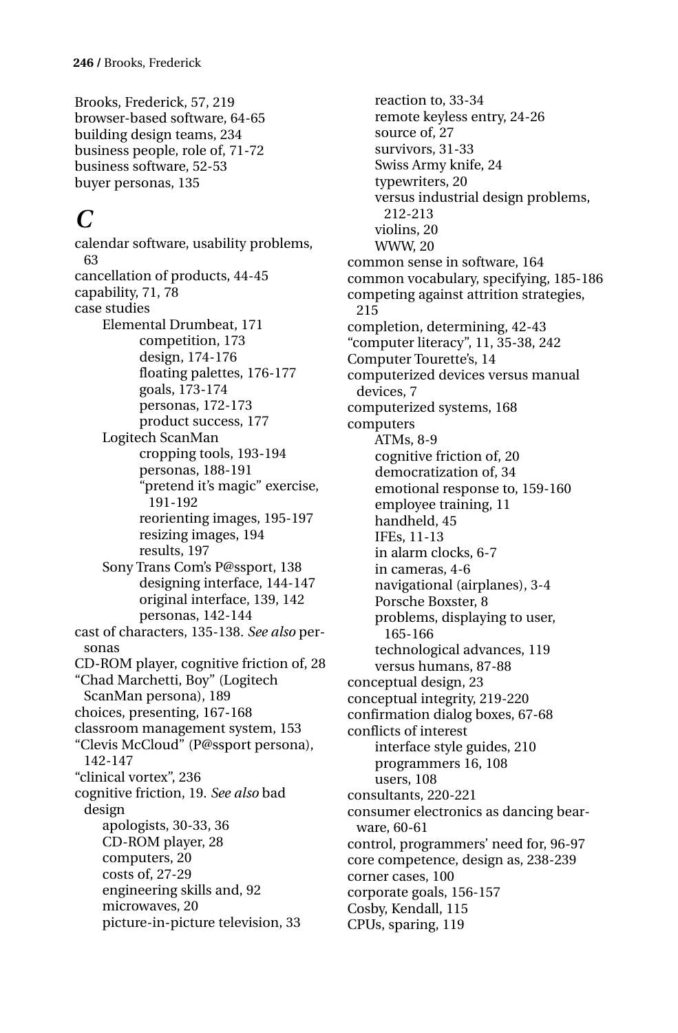Brooks, Frederick, 57, 219
browser-based software, 64-65
building design teams, 234
business people, role of, 71-72
business software, 52-53
buyer personas, 135

## C

calendar software, usability problems, 63
cancellation of products, 44-45
capability, 71, 78
case studies
- Elemental Drumbeat, 171
  - competition, 173
  - design, 174-176
  - floating palettes, 176-177
  - goals, 173-174
  - personas, 172-173
  - product success, 177
- Logitech ScanMan
  - cropping tools, 193-194
  - personas, 188-191
  - "pretend it's magic" exercise, 191-192
  - reorienting images, 195-197
  - resizing images, 194
  - results, 197
- Sony Trans Com's P@ssport, 138
  - designing interface, 144-147
  - original interface, 139, 142
  - personas, 142-144

cast of characters, 135-138. *See also* personas
CD-ROM player, cognitive friction of, 28
"Chad Marchetti, Boy" (Logitech ScanMan persona), 189
choices, presenting, 167-168
classroom management system, 153
"Clevis McCloud" (P@ssport persona), 142-147
"clinical vortex", 236
cognitive friction, 19. *See also* bad design
- apologists, 30-33, 36
- CD-ROM player, 28
- computers, 20
- costs of, 27-29
- engineering skills and, 92
- microwaves, 20
- picture-in-picture television, 33
- reaction to, 33-34
- remote keyless entry, 24-26
- source of, 27
- survivors, 31-33
- Swiss Army knife, 24
- typewriters, 20
- versus industrial design problems, 212-213
- violins, 20
- WWW, 20

common sense in software, 164
common vocabulary, specifying, 185-186
competing against attrition strategies, 215
completion, determining, 42-43
"computer literacy", 11, 35-38, 242
Computer Tourette's, 14
computerized devices versus manual devices, 7
computerized systems, 168
computers
- ATMs, 8-9
- cognitive friction of, 20
- democratization of, 34
- emotional response to, 159-160
- employee training, 11
- handheld, 45
- IFEs, 11-13
- in alarm clocks, 6-7
- in cameras, 4-6
- navigational (airplanes), 3-4
- Porsche Boxster, 8
- problems, displaying to user, 165-166
- technological advances, 119
- versus humans, 87-88

conceptual design, 23
conceptual integrity, 219-220
confirmation dialog boxes, 67-68
conflicts of interest
- interface style guides, 210
- programmers 16, 108
- users, 108

consultants, 220-221
consumer electronics as dancing bearware, 60-61
control, programmers' need for, 96-97
core competence, design as, 238-239
corner cases, 100
corporate goals, 156-157
Cosby, Kendall, 115
CPUs, sparing, 119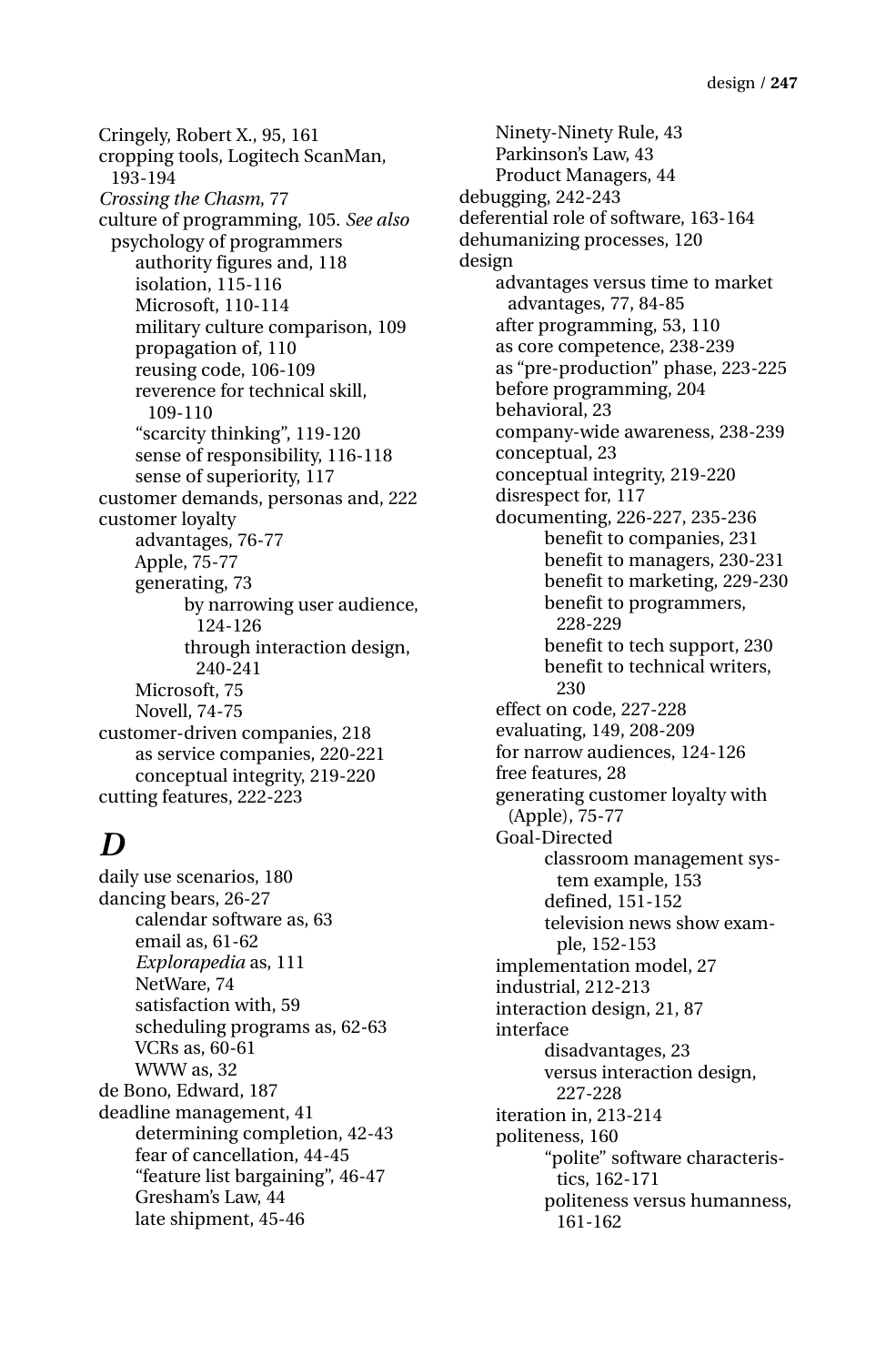Cringely, Robert X., 95, 161
cropping tools, Logitech ScanMan, 193-194
*Crossing the Chasm*, 77
culture of programming, 105. *See also* psychology of programmers
- authority figures and, 118
- isolation, 115-116
- Microsoft, 110-114
- military culture comparison, 109
- propagation of, 110
- reusing code, 106-109
- reverence for technical skill, 109-110
- "scarcity thinking", 119-120
- sense of responsibility, 116-118
- sense of superiority, 117

customer demands, personas and, 222
customer loyalty
- advantages, 76-77
- Apple, 75-77
- generating, 73
  - by narrowing user audience, 124-126
  - through interaction design, 240-241
- Microsoft, 75
- Novell, 74-75

customer-driven companies, 218
- as service companies, 220-221
- conceptual integrity, 219-220

cutting features, 222-223

## D

daily use scenarios, 180
dancing bears, 26-27
- calendar software as, 63
- email as, 61-62
- *Explorapedia* as, 111
- NetWare, 74
- satisfaction with, 59
- scheduling programs as, 62-63
- VCRs as, 60-61
- WWW as, 32

de Bono, Edward, 187
deadline management, 41
- determining completion, 42-43
- fear of cancellation, 44-45
- "feature list bargaining", 46-47
- Gresham's Law, 44
- late shipment, 45-46
- Ninety-Ninety Rule, 43
- Parkinson's Law, 43
- Product Managers, 44

debugging, 242-243
deferential role of software, 163-164
dehumanizing processes, 120
design
- advantages versus time to market advantages, 77, 84-85
- after programming, 53, 110
- as core competence, 238-239
- as "pre-production" phase, 223-225
- before programming, 204
- behavioral, 23
- company-wide awareness, 238-239
- conceptual, 23
- conceptual integrity, 219-220
- disrespect for, 117
- documenting, 226-227, 235-236
  - benefit to companies, 231
  - benefit to managers, 230-231
  - benefit to marketing, 229-230
  - benefit to programmers, 228-229
  - benefit to tech support, 230
  - benefit to technical writers, 230
- effect on code, 227-228
- evaluating, 149, 208-209
- for narrow audiences, 124-126
- free features, 28
- generating customer loyalty with (Apple), 75-77
- Goal-Directed
  - classroom management system example, 153
  - defined, 151-152
  - television news show example, 152-153
- implementation model, 27
- industrial, 212-213
- interaction design, 21, 87
- interface
  - disadvantages, 23
  - versus interaction design, 227-228
- iteration in, 213-214
- politeness, 160
  - "polite" software characteristics, 162-171
  - politeness versus humanness, 161-162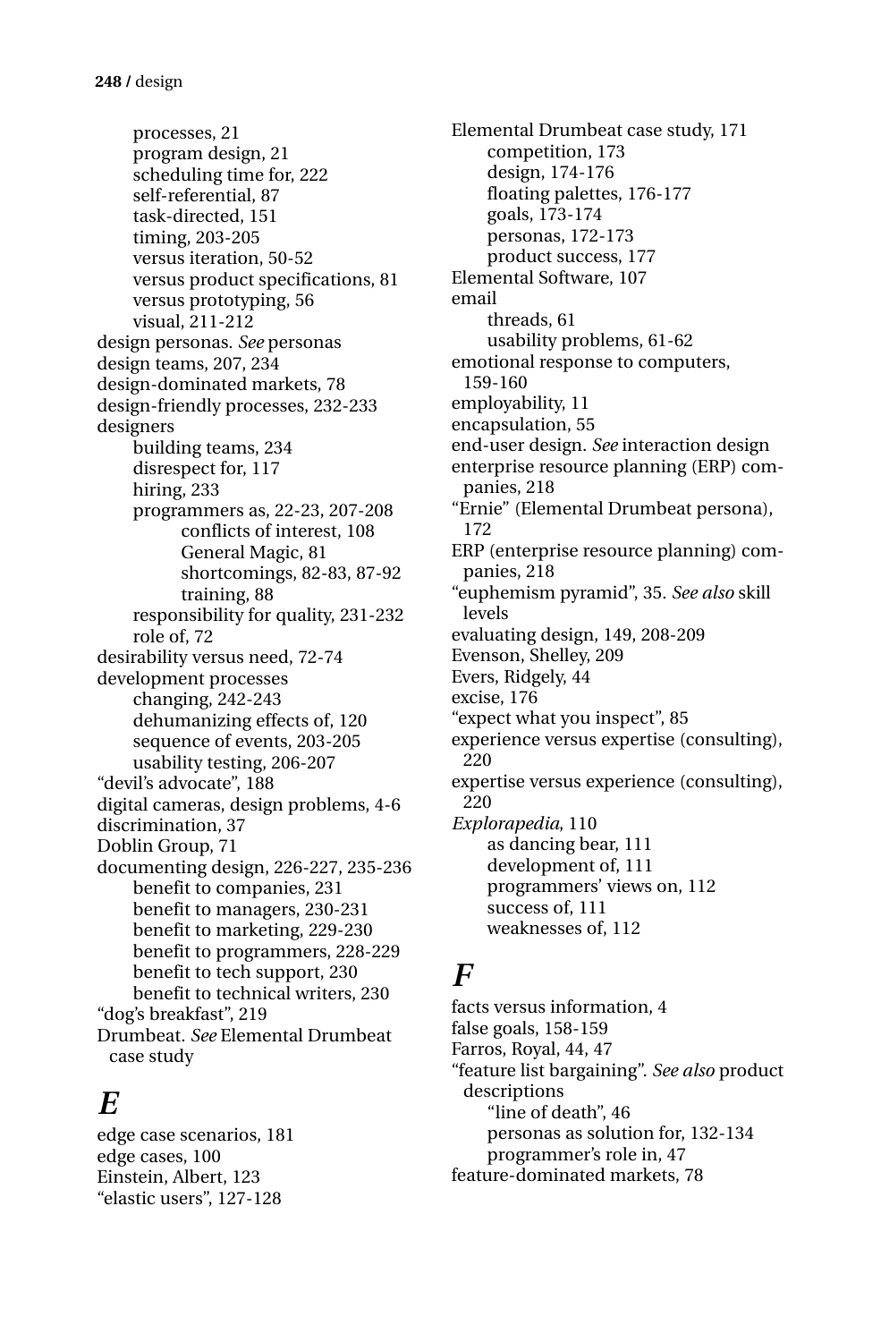processes, 21
   program design, 21
   scheduling time for, 222
   self-referential, 87
   task-directed, 151
   timing, 203-205
   versus iteration, 50-52
   versus product specifications, 81
   versus prototyping, 56
   visual, 211-212

design personas. *See* personas

design teams, 207, 234

design-dominated markets, 78

design-friendly processes, 232-233

designers
   building teams, 234
   disrespect for, 117
   hiring, 233
   programmers as, 22-23, 207-208
      conflicts of interest, 108
      General Magic, 81
      shortcomings, 82-83, 87-92
      training, 88
   responsibility for quality, 231-232
   role of, 72

desirability versus need, 72-74

development processes
   changing, 242-243
   dehumanizing effects of, 120
   sequence of events, 203-205
   usability testing, 206-207

"devil's advocate", 188

digital cameras, design problems, 4-6

discrimination, 37

Doblin Group, 71

documenting design, 226-227, 235-236
   benefit to companies, 231
   benefit to managers, 230-231
   benefit to marketing, 229-230
   benefit to programmers, 228-229
   benefit to tech support, 230
   benefit to technical writers, 230

"dog's breakfast", 219

Drumbeat. *See* Elemental Drumbeat case study

## *E*

edge case scenarios, 181

edge cases, 100

Einstein, Albert, 123

"elastic users", 127-128

Elemental Drumbeat case study, 171
   competition, 173
   design, 174-176
   floating palettes, 176-177
   goals, 173-174
   personas, 172-173
   product success, 177

Elemental Software, 107

email
   threads, 61
   usability problems, 61-62

emotional response to computers, 159-160

employability, 11

encapsulation, 55

end-user design. *See* interaction design

enterprise resource planning (ERP) companies, 218

"Ernie" (Elemental Drumbeat persona), 172

ERP (enterprise resource planning) companies, 218

"euphemism pyramid", 35. *See also* skill levels

evaluating design, 149, 208-209

Evenson, Shelley, 209

Evers, Ridgely, 44

excise, 176

"expect what you inspect", 85

experience versus expertise (consulting), 220

expertise versus experience (consulting), 220

*Explorapedia*, 110
   as dancing bear, 111
   development of, 111
   programmers' views on, 112
   success of, 111
   weaknesses of, 112

## *F*

facts versus information, 4

false goals, 158-159

Farros, Royal, 44, 47

"feature list bargaining". *See also* product descriptions
   "line of death", 46
   personas as solution for, 132-134
   programmer's role in, 47

feature-dominated markets, 78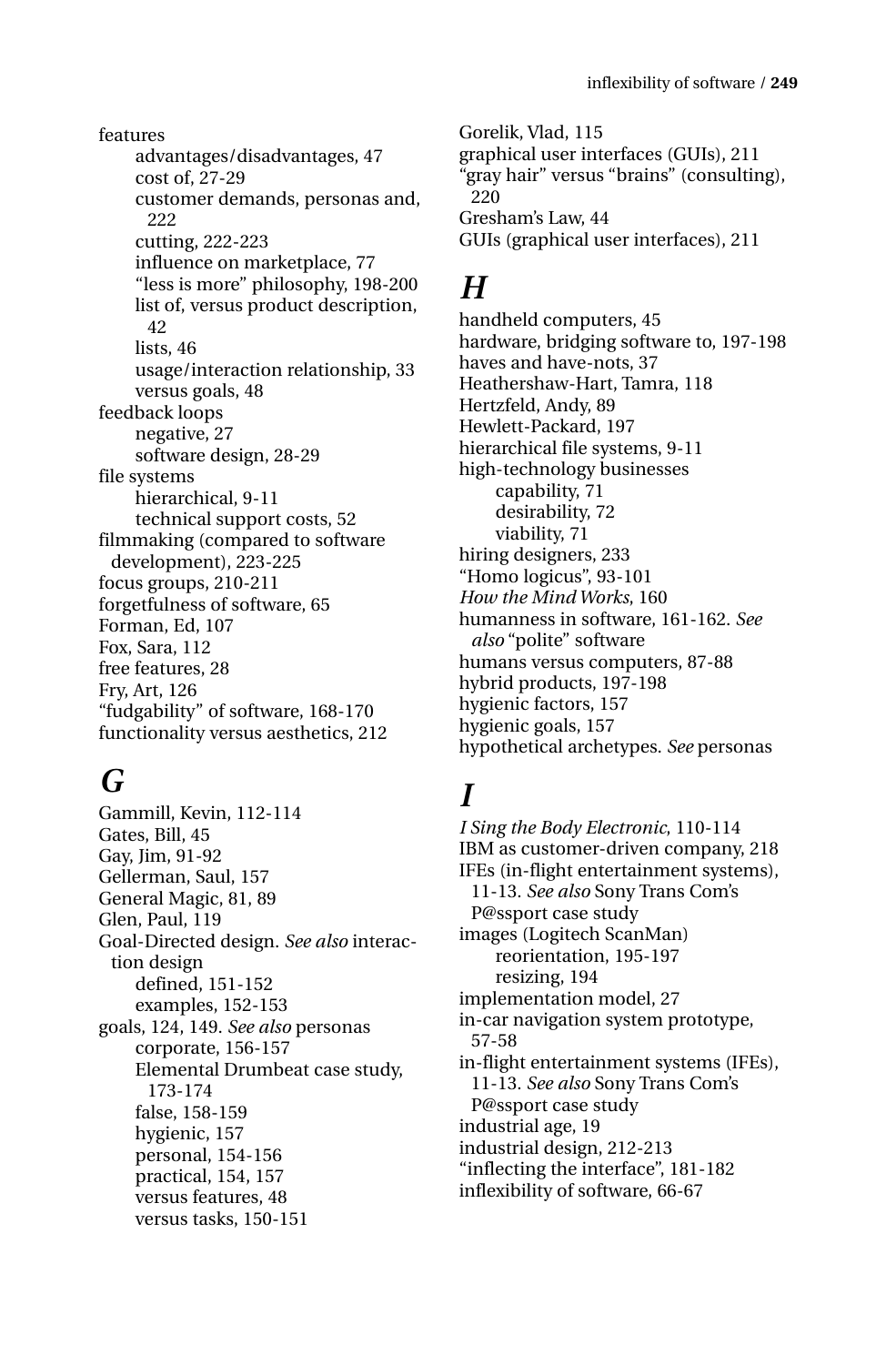features
- advantages/disadvantages, 47
- cost of, 27-29
- customer demands, personas and, 222
- cutting, 222-223
- influence on marketplace, 77
- “less is more” philosophy, 198-200
- list of, versus product description, 42
- lists, 46
- usage/interaction relationship, 33
- versus goals, 48

feedback loops
- negative, 27
- software design, 28-29

file systems
- hierarchical, 9-11
- technical support costs, 52

filmmaking (compared to software development), 223-225
focus groups, 210-211
forgetfulness of software, 65
Forman, Ed, 107
Fox, Sara, 112
free features, 28
Fry, Art, 126
“fudgability” of software, 168-170
functionality versus aesthetics, 212

## G

Gammill, Kevin, 112-114
Gates, Bill, 45
Gay, Jim, 91-92
Gellerman, Saul, 157
General Magic, 81, 89
Glen, Paul, 119
Goal-Directed design. *See also* interaction design
- defined, 151-152
- examples, 152-153

goals, 124, 149. *See also* personas
- corporate, 156-157
- Elemental Drumbeat case study, 173-174
- false, 158-159
- hygienic, 157
- personal, 154-156
- practical, 154, 157
- versus features, 48
- versus tasks, 150-151

Gorelik, Vlad, 115
graphical user interfaces (GUIs), 211
“gray hair” versus “brains” (consulting), 220
Gresham’s Law, 44
GUIs (graphical user interfaces), 211

## H

handheld computers, 45
hardware, bridging software to, 197-198
haves and have-nots, 37
Heathershaw-Hart, Tamra, 118
Hertzfeld, Andy, 89
Hewlett-Packard, 197
hierarchical file systems, 9-11
high-technology businesses
- capability, 71
- desirability, 72
- viability, 71

hiring designers, 233
“Homo logicus”, 93-101
*How the Mind Works*, 160
humanness in software, 161-162. *See also* “polite” software
humans versus computers, 87-88
hybrid products, 197-198
hygienic factors, 157
hygienic goals, 157
hypothetical archetypes. *See* personas

## I

*I Sing the Body Electronic*, 110-114
IBM as customer-driven company, 218
IFEs (in-flight entertainment systems), 11-13. *See also* Sony Trans Com’s P@ssport case study
images (Logitech ScanMan)
- reorientation, 195-197
- resizing, 194

implementation model, 27
in-car navigation system prototype, 57-58
in-flight entertainment systems (IFEs), 11-13. *See also* Sony Trans Com’s P@ssport case study
industrial age, 19
industrial design, 212-213
“inflecting the interface”, 181-182
inflexibility of software, 66-67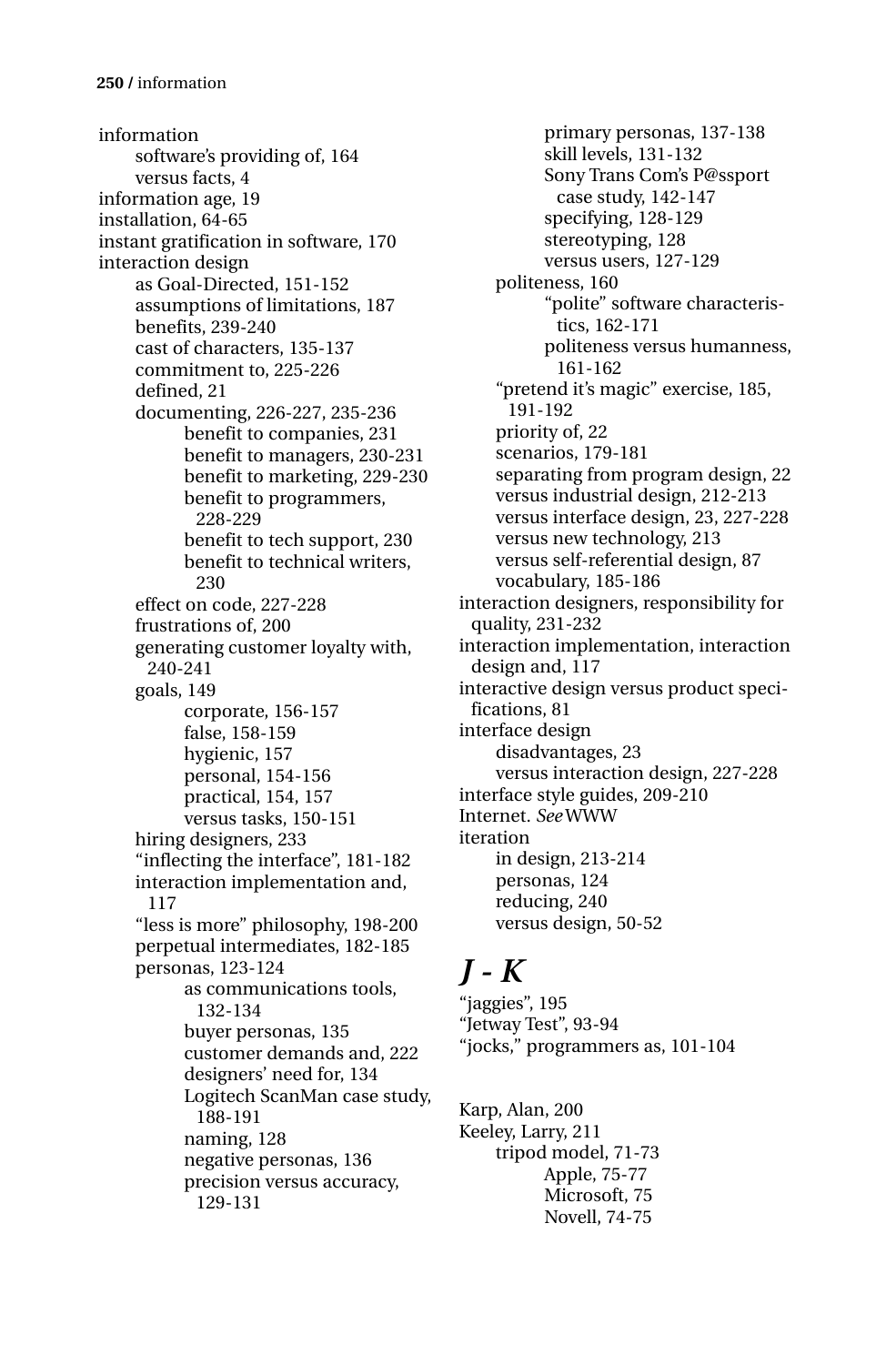information
- software's providing of, 164
- versus facts, 4

information age, 19
installation, 64-65
instant gratification in software, 170
interaction design
- as Goal-Directed, 151-152
- assumptions of limitations, 187
- benefits, 239-240
- cast of characters, 135-137
- commitment to, 225-226
- defined, 21
- documenting, 226-227, 235-236
  - benefit to companies, 231
  - benefit to managers, 230-231
  - benefit to marketing, 229-230
  - benefit to programmers, 228-229
  - benefit to tech support, 230
  - benefit to technical writers, 230
- effect on code, 227-228
- frustrations of, 200
- generating customer loyalty with, 240-241
- goals, 149
  - corporate, 156-157
  - false, 158-159
  - hygienic, 157
  - personal, 154-156
  - practical, 154, 157
  - versus tasks, 150-151
- hiring designers, 233
- "inflecting the interface", 181-182
- interaction implementation and, 117
- "less is more" philosophy, 198-200
- perpetual intermediates, 182-185
- personas, 123-124
  - as communications tools, 132-134
  - buyer personas, 135
  - customer demands and, 222
  - designers' need for, 134
  - Logitech ScanMan case study, 188-191
  - naming, 128
  - negative personas, 136
  - precision versus accuracy, 129-131
  - primary personas, 137-138
  - skill levels, 131-132
  - Sony Trans Com's P@ssport case study, 142-147
  - specifying, 128-129
  - stereotyping, 128
  - versus users, 127-129
- politeness, 160
  - "polite" software characteristics, 162-171
  - politeness versus humanness, 161-162
- "pretend it's magic" exercise, 185, 191-192
- priority of, 22
- scenarios, 179-181
- separating from program design, 22
- versus industrial design, 212-213
- versus interface design, 23, 227-228
- versus new technology, 213
- versus self-referential design, 87
- vocabulary, 185-186

interaction designers, responsibility for quality, 231-232
interaction implementation, interaction design and, 117
interactive design versus product specifications, 81
interface design
- disadvantages, 23
- versus interaction design, 227-228

interface style guides, 209-210
Internet. *See* WWW
iteration
- in design, 213-214
- personas, 124
- reducing, 240
- versus design, 50-52

## *J - K*

"jaggies", 195
"Jetway Test", 93-94
"jocks," programmers as, 101-104

Karp, Alan, 200
Keeley, Larry, 211
- tripod model, 71-73
  - Apple, 75-77
  - Microsoft, 75
  - Novell, 74-75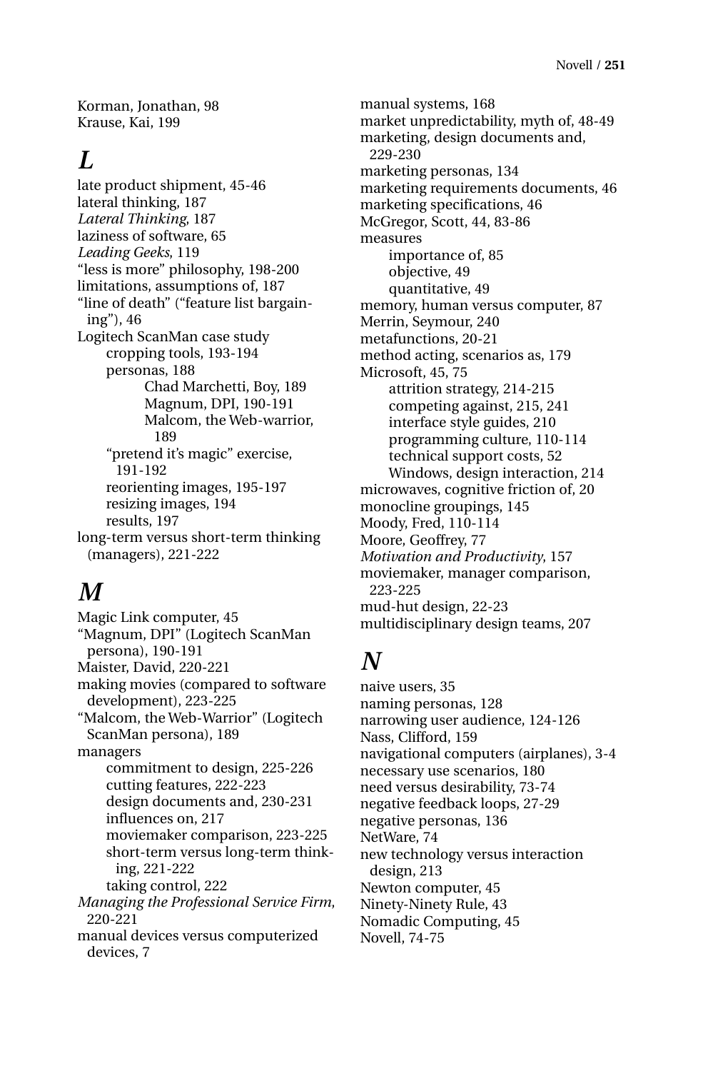Korman, Jonathan, 98
Krause, Kai, 199

## L

late product shipment, 45-46
lateral thinking, 187
*Lateral Thinking*, 187
laziness of software, 65
*Leading Geeks*, 119
"less is more" philosophy, 198-200
limitations, assumptions of, 187
"line of death" ("feature list bargaining"), 46
Logitech ScanMan case study
- cropping tools, 193-194
- personas, 188
  - Chad Marchetti, Boy, 189
  - Magnum, DPI, 190-191
  - Malcom, the Web-warrior, 189
- "pretend it's magic" exercise, 191-192
- reorienting images, 195-197
- resizing images, 194
- results, 197

long-term versus short-term thinking (managers), 221-222

## M

Magic Link computer, 45
"Magnum, DPI" (Logitech ScanMan persona), 190-191
Maister, David, 220-221
making movies (compared to software development), 223-225
"Malcom, the Web-Warrior" (Logitech ScanMan persona), 189
managers
- commitment to design, 225-226
- cutting features, 222-223
- design documents and, 230-231
- influences on, 217
- moviemaker comparison, 223-225
- short-term versus long-term thinking, 221-222
- taking control, 222

*Managing the Professional Service Firm*, 220-221
manual devices versus computerized devices, 7
manual systems, 168
market unpredictability, myth of, 48-49
marketing, design documents and, 229-230
marketing personas, 134
marketing requirements documents, 46
marketing specifications, 46
McGregor, Scott, 44, 83-86
measures
- importance of, 85
- objective, 49
- quantitative, 49

memory, human versus computer, 87
Merrin, Seymour, 240
metafunctions, 20-21
method acting, scenarios as, 179
Microsoft, 45, 75
- attrition strategy, 214-215
- competing against, 215, 241
- interface style guides, 210
- programming culture, 110-114
- technical support costs, 52
- Windows, design interaction, 214

microwaves, cognitive friction of, 20
monocline groupings, 145
Moody, Fred, 110-114
Moore, Geoffrey, 77
*Motivation and Productivity*, 157
moviemaker, manager comparison, 223-225
mud-hut design, 22-23
multidisciplinary design teams, 207

## N

naive users, 35
naming personas, 128
narrowing user audience, 124-126
Nass, Clifford, 159
navigational computers (airplanes), 3-4
necessary use scenarios, 180
need versus desirability, 73-74
negative feedback loops, 27-29
negative personas, 136
NetWare, 74
new technology versus interaction design, 213
Newton computer, 45
Ninety-Ninety Rule, 43
Nomadic Computing, 45
Novell, 74-75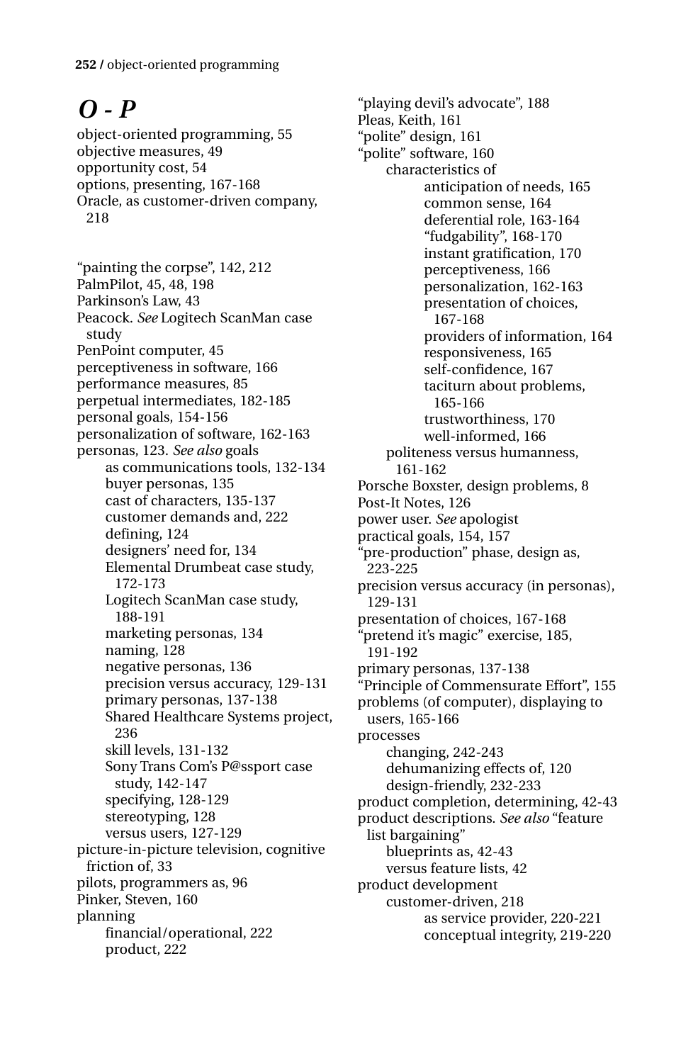## *O - P*

object-oriented programming, 55
objective measures, 49
opportunity cost, 54
options, presenting, 167-168
Oracle, as customer-driven company, 218

"painting the corpse", 142, 212
PalmPilot, 45, 48, 198
Parkinson's Law, 43
Peacock. *See* Logitech ScanMan case study
PenPoint computer, 45
perceptiveness in software, 166
performance measures, 85
perpetual intermediates, 182-185
personal goals, 154-156
personalization of software, 162-163
personas, 123. *See also* goals
- as communications tools, 132-134
- buyer personas, 135
- cast of characters, 135-137
- customer demands and, 222
- defining, 124
- designers' need for, 134
- Elemental Drumbeat case study, 172-173
- Logitech ScanMan case study, 188-191
- marketing personas, 134
- naming, 128
- negative personas, 136
- precision versus accuracy, 129-131
- primary personas, 137-138
- Shared Healthcare Systems project, 236
- skill levels, 131-132
- Sony Trans Com's P@ssport case study, 142-147
- specifying, 128-129
- stereotyping, 128
- versus users, 127-129

picture-in-picture television, cognitive friction of, 33
pilots, programmers as, 96
Pinker, Steven, 160
planning
- financial/operational, 222
- product, 222

"playing devil's advocate", 188
Pleas, Keith, 161
"polite" design, 161
"polite" software, 160
- characteristics of
  - anticipation of needs, 165
  - common sense, 164
  - deferential role, 163-164
  - "fudgability", 168-170
  - instant gratification, 170
  - perceptiveness, 166
  - personalization, 162-163
  - presentation of choices, 167-168
  - providers of information, 164
  - responsiveness, 165
  - self-confidence, 167
  - taciturn about problems, 165-166
  - trustworthiness, 170
  - well-informed, 166
- politeness versus humanness, 161-162

Porsche Boxster, design problems, 8
Post-It Notes, 126
power user. *See* apologist
practical goals, 154, 157
"pre-production" phase, design as, 223-225
precision versus accuracy (in personas), 129-131
presentation of choices, 167-168
"pretend it's magic" exercise, 185, 191-192
primary personas, 137-138
"Principle of Commensurate Effort", 155
problems (of computer), displaying to users, 165-166
processes
- changing, 242-243
- dehumanizing effects of, 120
- design-friendly, 232-233

product completion, determining, 42-43
product descriptions. *See also* "feature list bargaining"
- blueprints as, 42-43
- versus feature lists, 42

product development
- customer-driven, 218
  - as service provider, 220-221
  - conceptual integrity, 219-220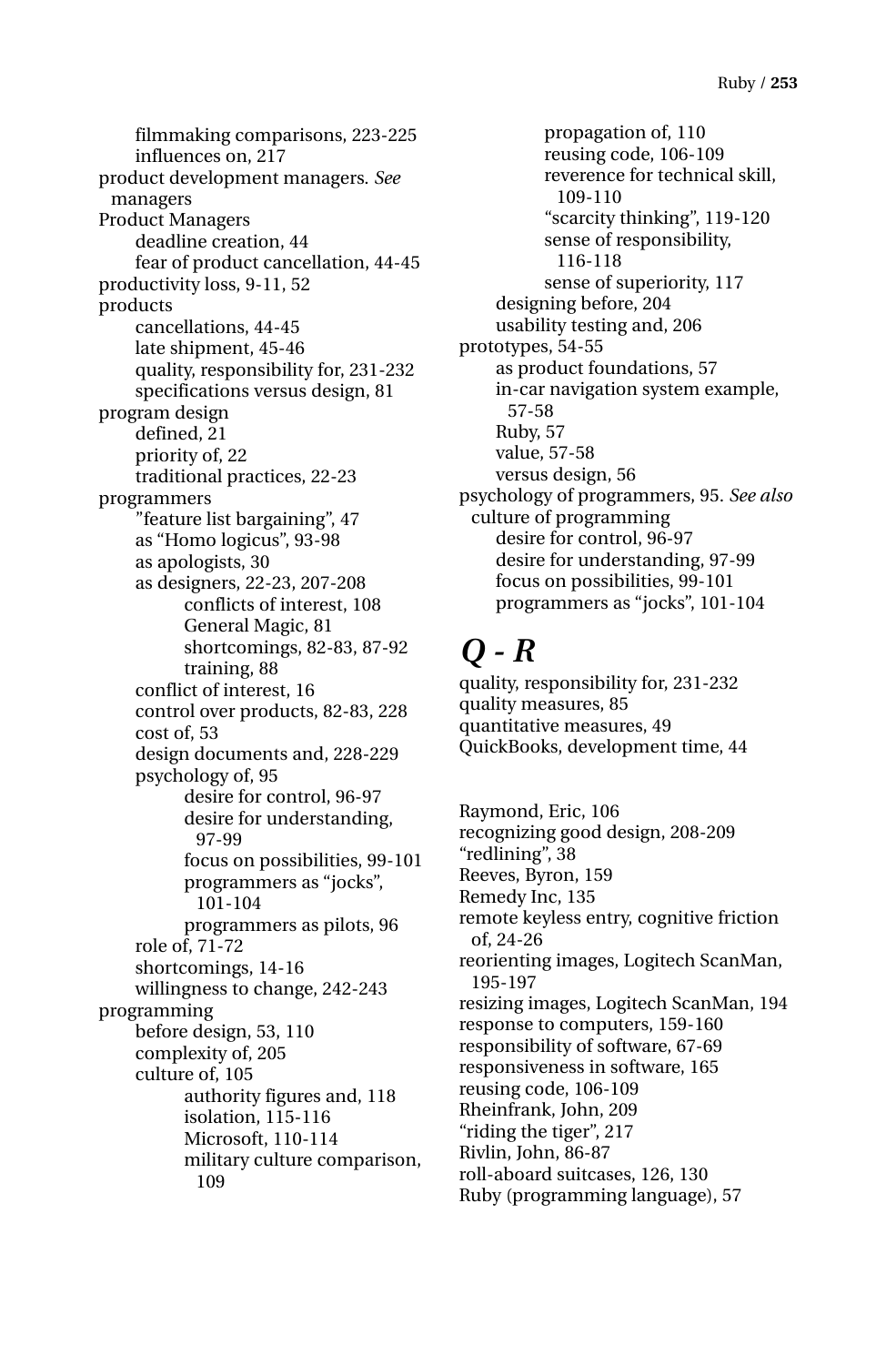- filmmaking comparisons, 223-225
  - influences on, 217
- product development managers. *See* managers
- Product Managers
  - deadline creation, 44
  - fear of product cancellation, 44-45
- productivity loss, 9-11, 52
- products
  - cancellations, 44-45
  - late shipment, 45-46
  - quality, responsibility for, 231-232
  - specifications versus design, 81
- program design
  - defined, 21
  - priority of, 22
  - traditional practices, 22-23
- programmers
  - ”feature list bargaining”, 47
  - as “Homo logicus”, 93-98
  - as apologists, 30
  - as designers, 22-23, 207-208
    - conflicts of interest, 108
    - General Magic, 81
    - shortcomings, 82-83, 87-92
    - training, 88
  - conflict of interest, 16
  - control over products, 82-83, 228
  - cost of, 53
  - design documents and, 228-229
  - psychology of, 95
    - desire for control, 96-97
    - desire for understanding, 97-99
    - focus on possibilities, 99-101
    - programmers as “jocks”, 101-104
    - programmers as pilots, 96
  - role of, 71-72
  - shortcomings, 14-16
  - willingness to change, 242-243
- programming
  - before design, 53, 110
  - complexity of, 205
  - culture of, 105
    - authority figures and, 118
    - isolation, 115-116
    - Microsoft, 110-114
    - military culture comparison, 109
    - propagation of, 110
    - reusing code, 106-109
    - reverence for technical skill, 109-110
    - “scarcity thinking”, 119-120
    - sense of responsibility, 116-118
    - sense of superiority, 117
  - designing before, 204
  - usability testing and, 206
- prototypes, 54-55
  - as product foundations, 57
  - in-car navigation system example, 57-58
  - Ruby, 57
  - value, 57-58
  - versus design, 56
- psychology of programmers, 95. *See also* culture of programming
  - desire for control, 96-97
  - desire for understanding, 97-99
  - focus on possibilities, 99-101
  - programmers as “jocks”, 101-104

## *Q - R*

- quality, responsibility for, 231-232
- quality measures, 85
- quantitative measures, 49
- QuickBooks, development time, 44

- Raymond, Eric, 106
- recognizing good design, 208-209
- “redlining”, 38
- Reeves, Byron, 159
- Remedy Inc, 135
- remote keyless entry, cognitive friction of, 24-26
- reorienting images, Logitech ScanMan, 195-197
- resizing images, Logitech ScanMan, 194
- response to computers, 159-160
- responsibility of software, 67-69
- responsiveness in software, 165
- reusing code, 106-109
- Rheinfrank, John, 209
- “riding the tiger”, 217
- Rivlin, John, 86-87
- roll-aboard suitcases, 126, 130
- Ruby (programming language), 57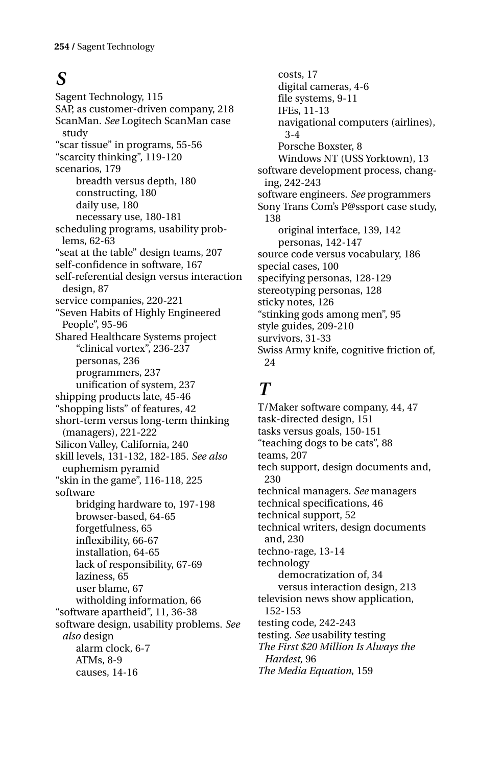## S

Sagent Technology, 115
SAP, as customer-driven company, 218
ScanMan. *See* Logitech ScanMan case study
"scar tissue" in programs, 55-56
"scarcity thinking", 119-120
scenarios, 179
- breadth versus depth, 180
- constructing, 180
- daily use, 180
- necessary use, 180-181

scheduling programs, usability problems, 62-63
"seat at the table" design teams, 207
self-confidence in software, 167
self-referential design versus interaction design, 87
service companies, 220-221
"Seven Habits of Highly Engineered People", 95-96
Shared Healthcare Systems project
- "clinical vortex", 236-237
- personas, 236
- programmers, 237
- unification of system, 237

shipping products late, 45-46
"shopping lists" of features, 42
short-term versus long-term thinking (managers), 221-222
Silicon Valley, California, 240
skill levels, 131-132, 182-185. *See also* euphemism pyramid
"skin in the game", 116-118, 225
software
- bridging hardware to, 197-198
- browser-based, 64-65
- forgetfulness, 65
- inflexibility, 66-67
- installation, 64-65
- lack of responsibility, 67-69
- laziness, 65
- user blame, 67
- witholding information, 66

"software apartheid", 11, 36-38
software design, usability problems. *See also* design
- alarm clock, 6-7
- ATMs, 8-9
- causes, 14-16
- costs, 17
- digital cameras, 4-6
- file systems, 9-11
- IFEs, 11-13
- navigational computers (airlines), 3-4
- Porsche Boxster, 8
- Windows NT (USS Yorktown), 13

software development process, changing, 242-243
software engineers. *See* programmers
Sony Trans Com's P@ssport case study, 138
- original interface, 139, 142
- personas, 142-147

source code versus vocabulary, 186
special cases, 100
specifying personas, 128-129
stereotyping personas, 128
sticky notes, 126
"stinking gods among men", 95
style guides, 209-210
survivors, 31-33
Swiss Army knife, cognitive friction of, 24

## T

T/Maker software company, 44, 47
task-directed design, 151
tasks versus goals, 150-151
"teaching dogs to be cats", 88
teams, 207
tech support, design documents and, 230
technical managers. *See* managers
technical specifications, 46
technical support, 52
technical writers, design documents and, 230
techno-rage, 13-14
technology
- democratization of, 34
- versus interaction design, 213

television news show application, 152-153
testing code, 242-243
testing. *See* usability testing
*The First $20 Million Is Always the Hardest*, 96
*The Media Equation*, 159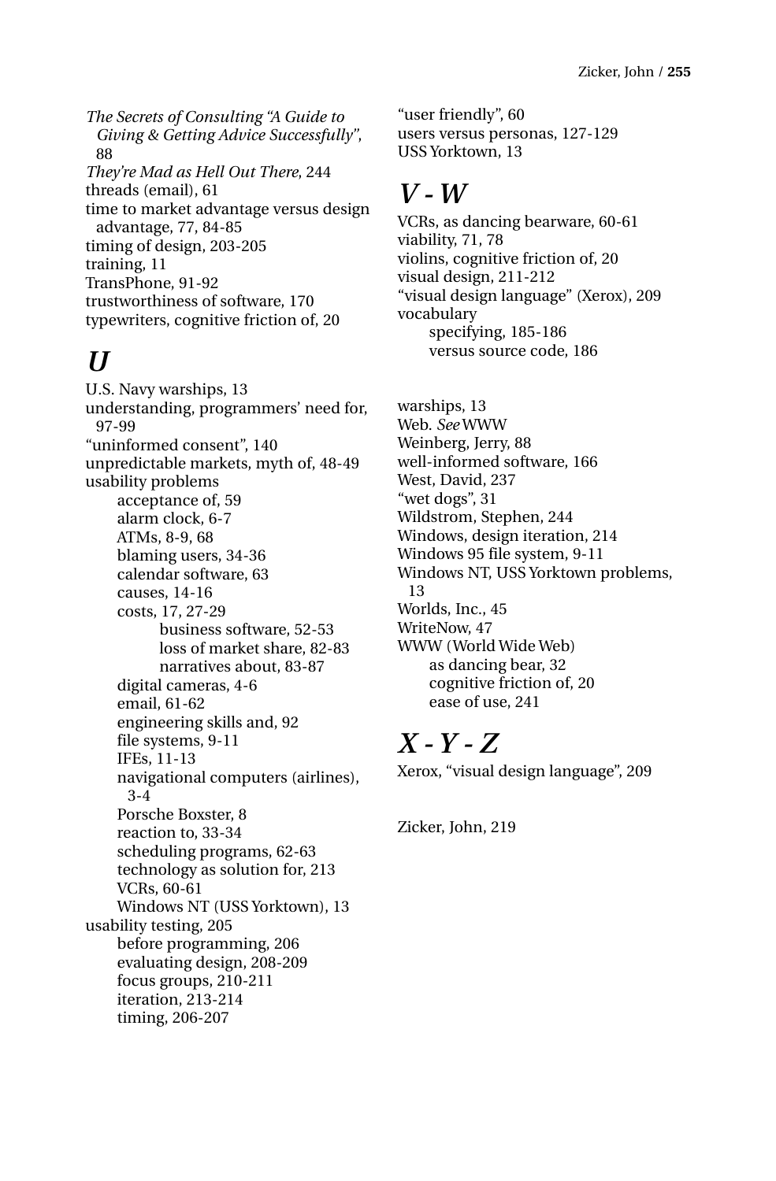*The Secrets of Consulting "A Guide to Giving & Getting Advice Successfully"*, 88
*They're Mad as Hell Out There*, 244
threads (email), 61
time to market advantage versus design advantage, 77, 84-85
timing of design, 203-205
training, 11
TransPhone, 91-92
trustworthiness of software, 170
typewriters, cognitive friction of, 20

## *U*

U.S. Navy warships, 13
understanding, programmers' need for, 97-99
"uninformed consent", 140
unpredictable markets, myth of, 48-49
usability problems
- acceptance of, 59
- alarm clock, 6-7
- ATMs, 8-9, 68
- blaming users, 34-36
- calendar software, 63
- causes, 14-16
- costs, 17, 27-29
  - business software, 52-53
  - loss of market share, 82-83
  - narratives about, 83-87
- digital cameras, 4-6
- email, 61-62
- engineering skills and, 92
- file systems, 9-11
- IFEs, 11-13
- navigational computers (airlines), 3-4
- Porsche Boxster, 8
- reaction to, 33-34
- scheduling programs, 62-63
- technology as solution for, 213
- VCRs, 60-61
- Windows NT (USS Yorktown), 13

usability testing, 205
- before programming, 206
- evaluating design, 208-209
- focus groups, 210-211
- iteration, 213-214
- timing, 206-207

"user friendly", 60
users versus personas, 127-129
USS Yorktown, 13

## *V - W*

VCRs, as dancing bearware, 60-61
viability, 71, 78
violins, cognitive friction of, 20
visual design, 211-212
"visual design language" (Xerox), 209
vocabulary
- specifying, 185-186
- versus source code, 186

warships, 13
Web. *See* WWW
Weinberg, Jerry, 88
well-informed software, 166
West, David, 237
"wet dogs", 31
Wildstrom, Stephen, 244
Windows, design iteration, 214
Windows 95 file system, 9-11
Windows NT, USS Yorktown problems, 13
Worlds, Inc., 45
WriteNow, 47
WWW (World Wide Web)
- as dancing bear, 32
- cognitive friction of, 20
- ease of use, 241

## *X - Y - Z*

Xerox, "visual design language", 209

Zicker, John, 219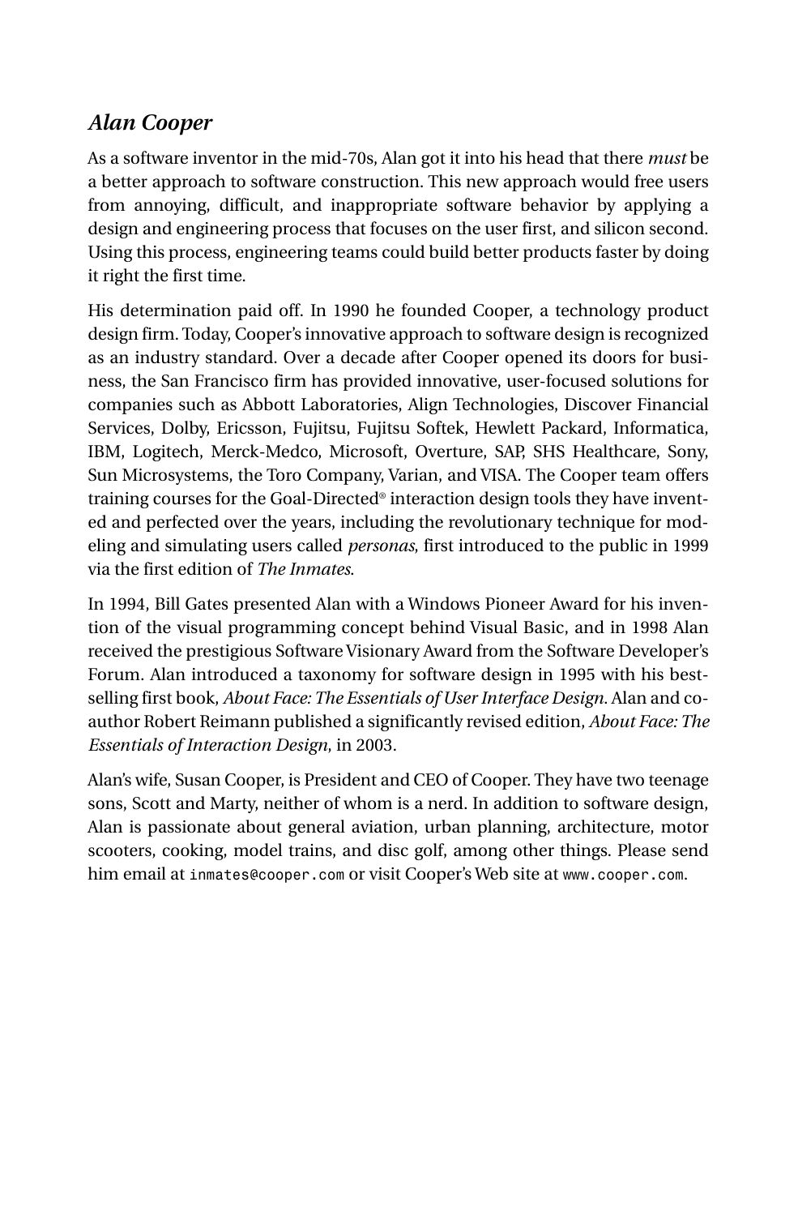### *Alan Cooper*

As a software inventor in the mid-70s, Alan got it into his head that there *must* be a better approach to software construction. This new approach would free users from annoying, difficult, and inappropriate software behavior by applying a design and engineering process that focuses on the user first, and silicon second. Using this process, engineering teams could build better products faster by doing it right the first time.

His determination paid off. In 1990 he founded Cooper, a technology product design firm. Today, Cooper's innovative approach to software design is recognized as an industry standard. Over a decade after Cooper opened its doors for business, the San Francisco firm has provided innovative, user-focused solutions for companies such as Abbott Laboratories, Align Technologies, Discover Financial Services, Dolby, Ericsson, Fujitsu, Fujitsu Softek, Hewlett Packard, Informatica, IBM, Logitech, Merck-Medco, Microsoft, Overture, SAP, SHS Healthcare, Sony, Sun Microsystems, the Toro Company, Varian, and VISA. The Cooper team offers training courses for the Goal-Directed® interaction design tools they have invented and perfected over the years, including the revolutionary technique for modeling and simulating users called *personas*, first introduced to the public in 1999 via the first edition of *The Inmates*.

In 1994, Bill Gates presented Alan with a Windows Pioneer Award for his invention of the visual programming concept behind Visual Basic, and in 1998 Alan received the prestigious Software Visionary Award from the Software Developer's Forum. Alan introduced a taxonomy for software design in 1995 with his best-selling first book, *About Face: The Essentials of User Interface Design*. Alan and co-author Robert Reimann published a significantly revised edition, *About Face: The Essentials of Interaction Design*, in 2003.

Alan's wife, Susan Cooper, is President and CEO of Cooper. They have two teenage sons, Scott and Marty, neither of whom is a nerd. In addition to software design, Alan is passionate about general aviation, urban planning, architecture, motor scooters, cooking, model trains, and disc golf, among other things. Please send him email at `inmates@cooper.com` or visit Cooper's Web site at `www.cooper.com`.